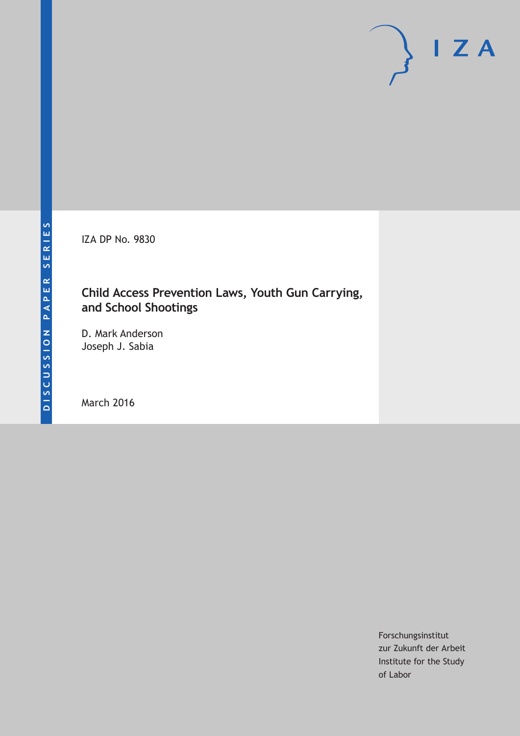DISCUSSION PAPER SERIES

IZA DP No. 9830

# Child Access Prevention Laws, Youth Gun Carrying, and School Shootings

D. Mark Anderson
Joseph J. Sabia

March 2016

Forschungsinstitut
zur Zukunft der Arbeit
Institute for the Study
of Labor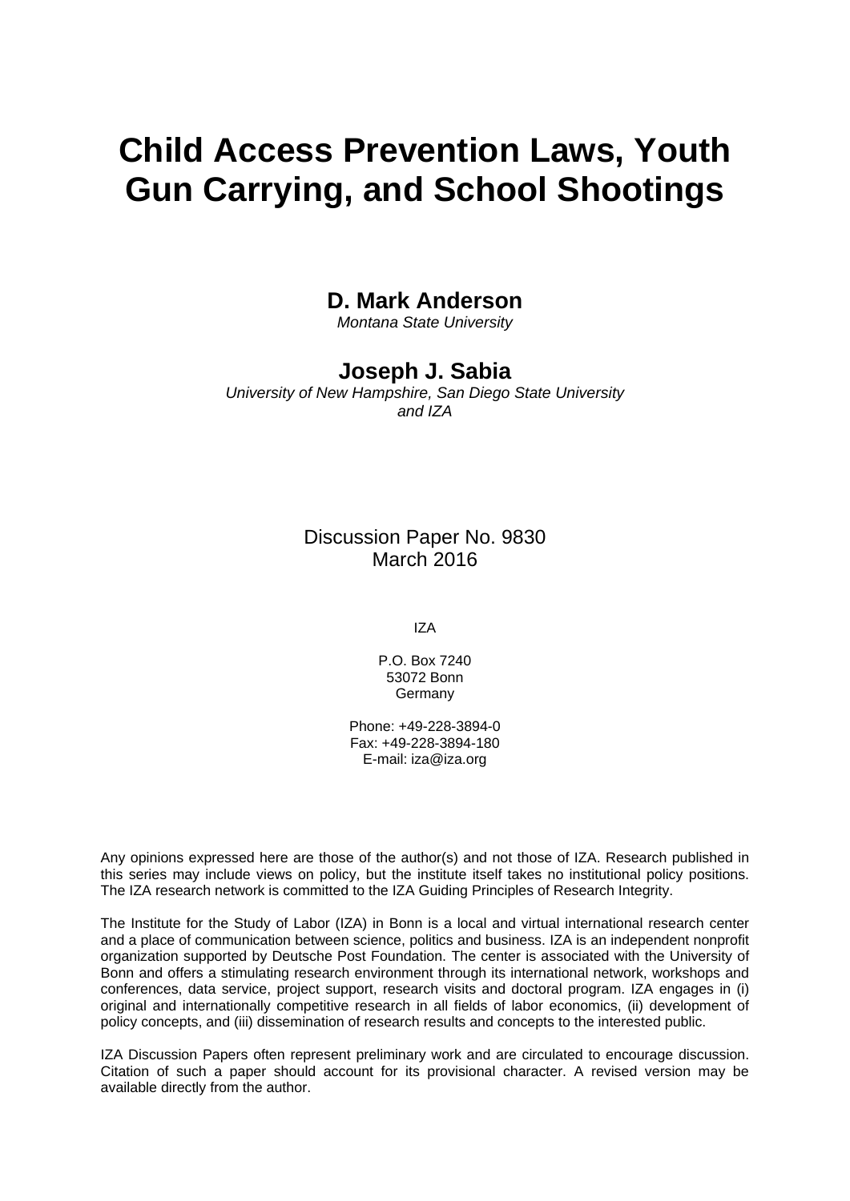// Child Access Prevention Laws, Youth Gun Carrying, and School Shootings

# Child Access Prevention Laws, Youth Gun Carrying, and School Shootings

**D. Mark Anderson**
*Montana State University*

**Joseph J. Sabia**
*University of New Hampshire, San Diego State University and IZA*

Discussion Paper No. 9830
March 2016

IZA

P.O. Box 7240
53072 Bonn
Germany

Phone: +49-228-3894-0
Fax: +49-228-3894-180
E-mail: iza@iza.org

Any opinions expressed here are those of the author(s) and not those of IZA. Research published in this series may include views on policy, but the institute itself takes no institutional policy positions. The IZA research network is committed to the IZA Guiding Principles of Research Integrity.

The Institute for the Study of Labor (IZA) in Bonn is a local and virtual international research center and a place of communication between science, politics and business. IZA is an independent nonprofit organization supported by Deutsche Post Foundation. The center is associated with the University of Bonn and offers a stimulating research environment through its international network, workshops and conferences, data service, project support, research visits and doctoral program. IZA engages in (i) original and internationally competitive research in all fields of labor economics, (ii) development of policy concepts, and (iii) dissemination of research results and concepts to the interested public.

IZA Discussion Papers often represent preliminary work and are circulated to encourage discussion. Citation of such a paper should account for its provisional character. A revised version may be available directly from the author.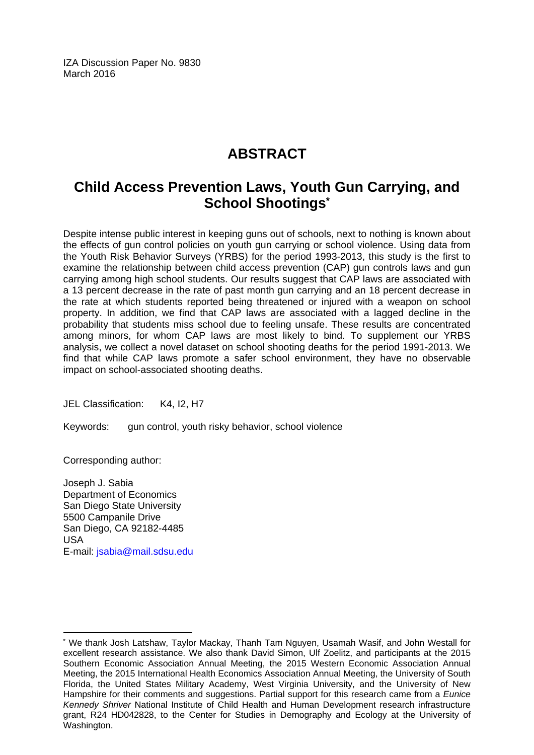IZA Discussion Paper No. 9830
March 2016

# ABSTRACT

## Child Access Prevention Laws, Youth Gun Carrying, and School Shootings*

Despite intense public interest in keeping guns out of schools, next to nothing is known about the effects of gun control policies on youth gun carrying or school violence. Using data from the Youth Risk Behavior Surveys (YRBS) for the period 1993-2013, this study is the first to examine the relationship between child access prevention (CAP) gun controls laws and gun carrying among high school students. Our results suggest that CAP laws are associated with a 13 percent decrease in the rate of past month gun carrying and an 18 percent decrease in the rate at which students reported being threatened or injured with a weapon on school property. In addition, we find that CAP laws are associated with a lagged decline in the probability that students miss school due to feeling unsafe. These results are concentrated among minors, for whom CAP laws are most likely to bind. To supplement our YRBS analysis, we collect a novel dataset on school shooting deaths for the period 1991-2013. We find that while CAP laws promote a safer school environment, they have no observable impact on school-associated shooting deaths.

JEL Classification: K4, I2, H7

Keywords: gun control, youth risky behavior, school violence

Corresponding author:

Joseph J. Sabia
Department of Economics
San Diego State University
5500 Campanile Drive
San Diego, CA 92182-4485
USA
E-mail: jsabia@mail.sdsu.edu

---

* We thank Josh Latshaw, Taylor Mackay, Thanh Tam Nguyen, Usamah Wasif, and John Westall for excellent research assistance. We also thank David Simon, Ulf Zoelitz, and participants at the 2015 Southern Economic Association Annual Meeting, the 2015 Western Economic Association Annual Meeting, the 2015 International Health Economics Association Annual Meeting, the University of South Florida, the United States Military Academy, West Virginia University, and the University of New Hampshire for their comments and suggestions. Partial support for this research came from a *Eunice Kennedy Shriver* National Institute of Child Health and Human Development research infrastructure grant, R24 HD042828, to the Center for Studies in Demography and Ecology at the University of Washington.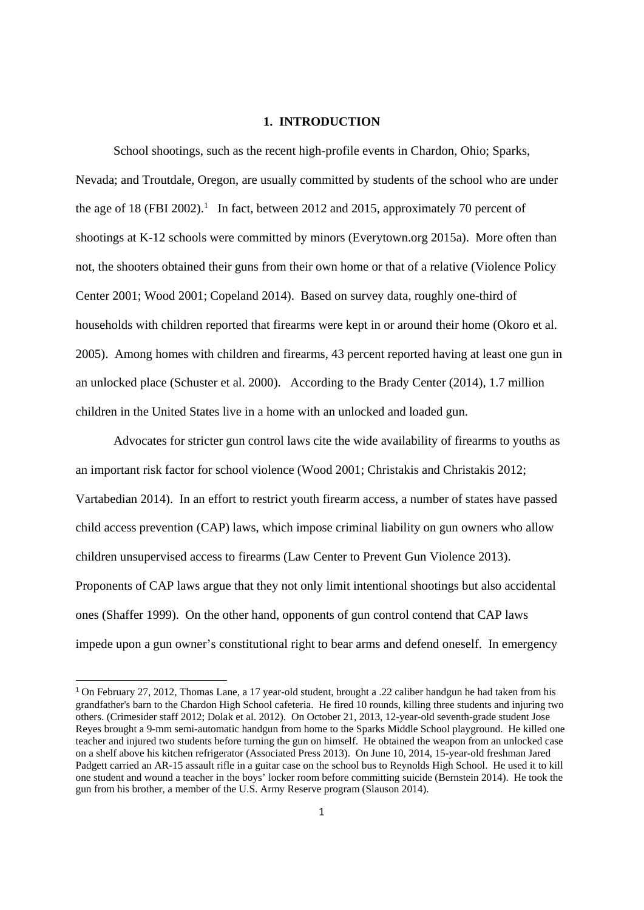# 1. INTRODUCTION

School shootings, such as the recent high-profile events in Chardon, Ohio; Sparks, Nevada; and Troutdale, Oregon, are usually committed by students of the school who are under the age of 18 (FBI 2002).[1] In fact, between 2012 and 2015, approximately 70 percent of shootings at K-12 schools were committed by minors (Everytown.org 2015a). More often than not, the shooters obtained their guns from their own home or that of a relative (Violence Policy Center 2001; Wood 2001; Copeland 2014). Based on survey data, roughly one-third of households with children reported that firearms were kept in or around their home (Okoro et al. 2005). Among homes with children and firearms, 43 percent reported having at least one gun in an unlocked place (Schuster et al. 2000). According to the Brady Center (2014), 1.7 million children in the United States live in a home with an unlocked and loaded gun.

Advocates for stricter gun control laws cite the wide availability of firearms to youths as an important risk factor for school violence (Wood 2001; Christakis and Christakis 2012; Vartabedian 2014). In an effort to restrict youth firearm access, a number of states have passed child access prevention (CAP) laws, which impose criminal liability on gun owners who allow children unsupervised access to firearms (Law Center to Prevent Gun Violence 2013). Proponents of CAP laws argue that they not only limit intentional shootings but also accidental ones (Shaffer 1999). On the other hand, opponents of gun control contend that CAP laws impede upon a gun owner's constitutional right to bear arms and defend oneself. In emergency

[1] On February 27, 2012, Thomas Lane, a 17 year-old student, brought a .22 caliber handgun he had taken from his grandfather's barn to the Chardon High School cafeteria. He fired 10 rounds, killing three students and injuring two others. (Crimesider staff 2012; Dolak et al. 2012). On October 21, 2013, 12-year-old seventh-grade student Jose Reyes brought a 9-mm semi-automatic handgun from home to the Sparks Middle School playground. He killed one teacher and injured two students before turning the gun on himself. He obtained the weapon from an unlocked case on a shelf above his kitchen refrigerator (Associated Press 2013). On June 10, 2014, 15-year-old freshman Jared Padgett carried an AR-15 assault rifle in a guitar case on the school bus to Reynolds High School. He used it to kill one student and wound a teacher in the boys' locker room before committing suicide (Bernstein 2014). He took the gun from his brother, a member of the U.S. Army Reserve program (Slauson 2014).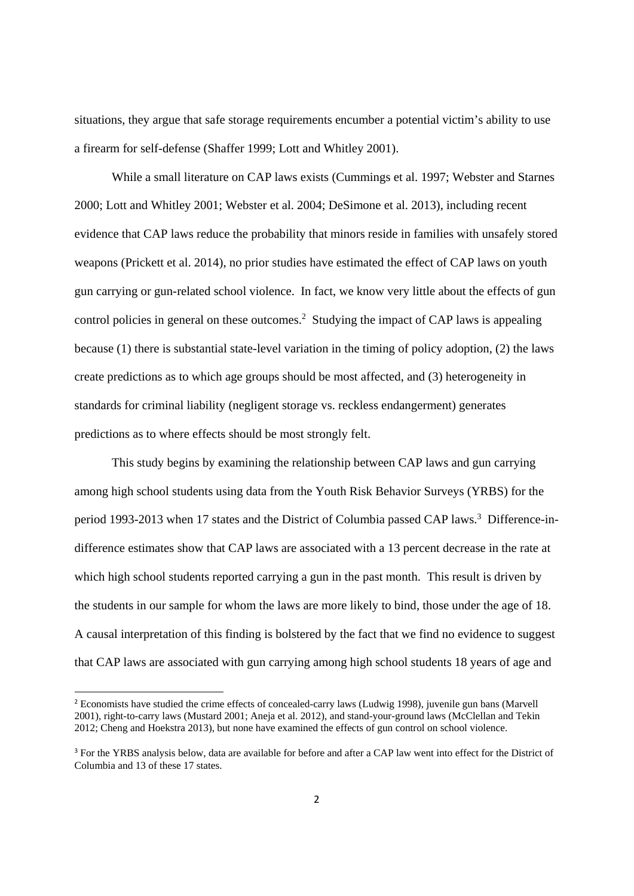situations, they argue that safe storage requirements encumber a potential victim's ability to use a firearm for self-defense (Shaffer 1999; Lott and Whitley 2001).

While a small literature on CAP laws exists (Cummings et al. 1997; Webster and Starnes 2000; Lott and Whitley 2001; Webster et al. 2004; DeSimone et al. 2013), including recent evidence that CAP laws reduce the probability that minors reside in families with unsafely stored weapons (Prickett et al. 2014), no prior studies have estimated the effect of CAP laws on youth gun carrying or gun-related school violence. In fact, we know very little about the effects of gun control policies in general on these outcomes.[2] Studying the impact of CAP laws is appealing because (1) there is substantial state-level variation in the timing of policy adoption, (2) the laws create predictions as to which age groups should be most affected, and (3) heterogeneity in standards for criminal liability (negligent storage vs. reckless endangerment) generates predictions as to where effects should be most strongly felt.

This study begins by examining the relationship between CAP laws and gun carrying among high school students using data from the Youth Risk Behavior Surveys (YRBS) for the period 1993-2013 when 17 states and the District of Columbia passed CAP laws.[3] Difference-in-difference estimates show that CAP laws are associated with a 13 percent decrease in the rate at which high school students reported carrying a gun in the past month. This result is driven by the students in our sample for whom the laws are more likely to bind, those under the age of 18. A causal interpretation of this finding is bolstered by the fact that we find no evidence to suggest that CAP laws are associated with gun carrying among high school students 18 years of age and

[2] Economists have studied the crime effects of concealed-carry laws (Ludwig 1998), juvenile gun bans (Marvell 2001), right-to-carry laws (Mustard 2001; Aneja et al. 2012), and stand-your-ground laws (McClellan and Tekin 2012; Cheng and Hoekstra 2013), but none have examined the effects of gun control on school violence.

[3] For the YRBS analysis below, data are available for before and after a CAP law went into effect for the District of Columbia and 13 of these 17 states.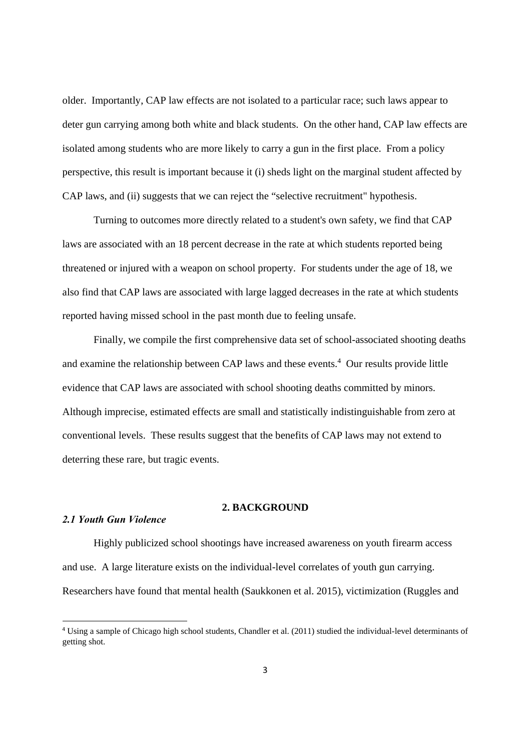older. Importantly, CAP law effects are not isolated to a particular race; such laws appear to deter gun carrying among both white and black students. On the other hand, CAP law effects are isolated among students who are more likely to carry a gun in the first place. From a policy perspective, this result is important because it (i) sheds light on the marginal student affected by CAP laws, and (ii) suggests that we can reject the "selective recruitment" hypothesis.

Turning to outcomes more directly related to a student's own safety, we find that CAP laws are associated with an 18 percent decrease in the rate at which students reported being threatened or injured with a weapon on school property. For students under the age of 18, we also find that CAP laws are associated with large lagged decreases in the rate at which students reported having missed school in the past month due to feeling unsafe.

Finally, we compile the first comprehensive data set of school-associated shooting deaths and examine the relationship between CAP laws and these events.[4] Our results provide little evidence that CAP laws are associated with school shooting deaths committed by minors. Although imprecise, estimated effects are small and statistically indistinguishable from zero at conventional levels. These results suggest that the benefits of CAP laws may not extend to deterring these rare, but tragic events.

## 2. BACKGROUND

### *2.1 Youth Gun Violence*

Highly publicized school shootings have increased awareness on youth firearm access and use. A large literature exists on the individual-level correlates of youth gun carrying. Researchers have found that mental health (Saukkonen et al. 2015), victimization (Ruggles and

[4] Using a sample of Chicago high school students, Chandler et al. (2011) studied the individual-level determinants of getting shot.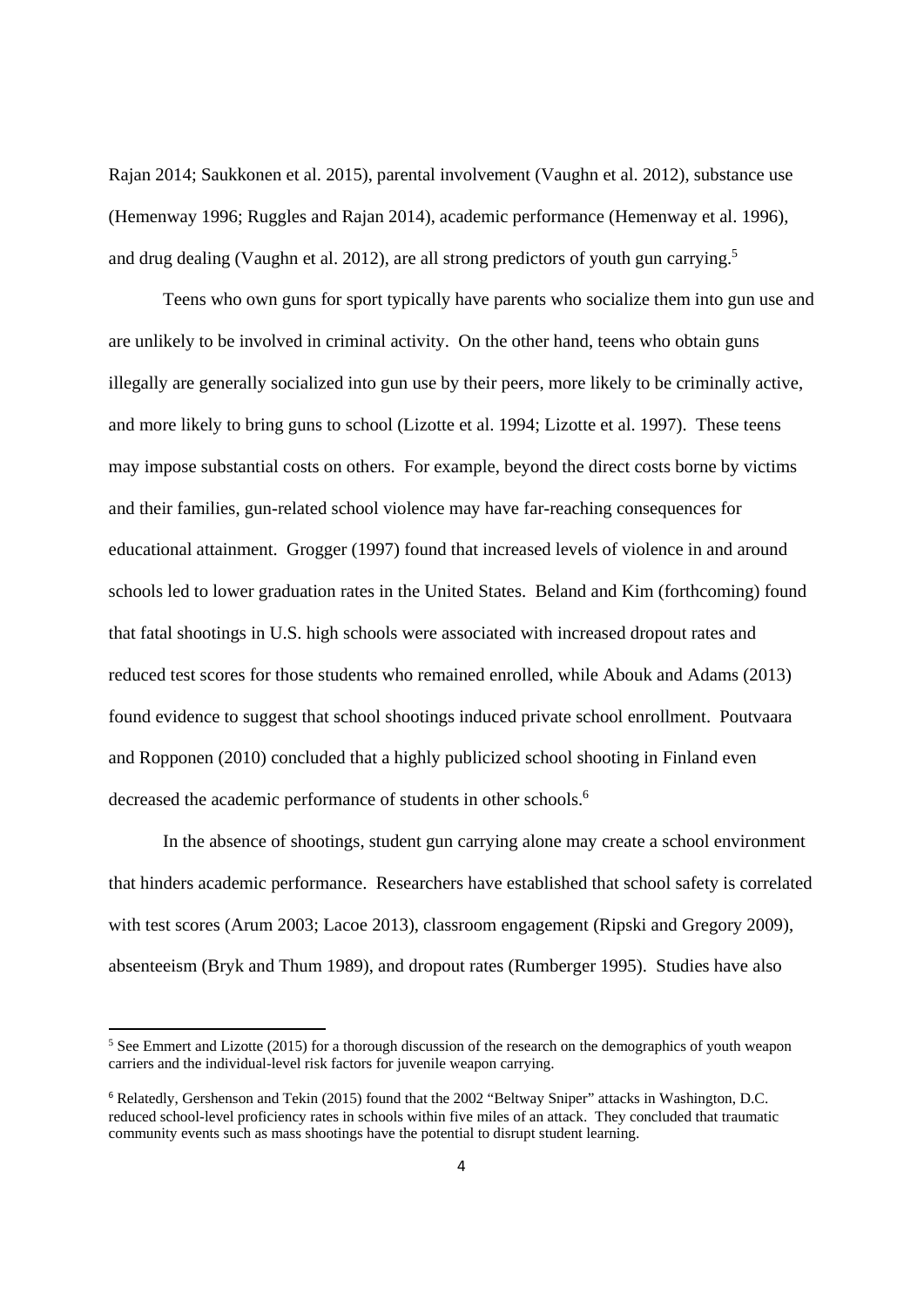Rajan 2014; Saukkonen et al. 2015), parental involvement (Vaughn et al. 2012), substance use (Hemenway 1996; Ruggles and Rajan 2014), academic performance (Hemenway et al. 1996), and drug dealing (Vaughn et al. 2012), are all strong predictors of youth gun carrying.[5]

Teens who own guns for sport typically have parents who socialize them into gun use and are unlikely to be involved in criminal activity. On the other hand, teens who obtain guns illegally are generally socialized into gun use by their peers, more likely to be criminally active, and more likely to bring guns to school (Lizotte et al. 1994; Lizotte et al. 1997). These teens may impose substantial costs on others. For example, beyond the direct costs borne by victims and their families, gun-related school violence may have far-reaching consequences for educational attainment. Grogger (1997) found that increased levels of violence in and around schools led to lower graduation rates in the United States. Beland and Kim (forthcoming) found that fatal shootings in U.S. high schools were associated with increased dropout rates and reduced test scores for those students who remained enrolled, while Abouk and Adams (2013) found evidence to suggest that school shootings induced private school enrollment. Poutvaara and Ropponen (2010) concluded that a highly publicized school shooting in Finland even decreased the academic performance of students in other schools.[6]

In the absence of shootings, student gun carrying alone may create a school environment that hinders academic performance. Researchers have established that school safety is correlated with test scores (Arum 2003; Lacoe 2013), classroom engagement (Ripski and Gregory 2009), absenteeism (Bryk and Thum 1989), and dropout rates (Rumberger 1995). Studies have also

[5] See Emmert and Lizotte (2015) for a thorough discussion of the research on the demographics of youth weapon carriers and the individual-level risk factors for juvenile weapon carrying.

[6] Relatedly, Gershenson and Tekin (2015) found that the 2002 "Beltway Sniper" attacks in Washington, D.C. reduced school-level proficiency rates in schools within five miles of an attack. They concluded that traumatic community events such as mass shootings have the potential to disrupt student learning.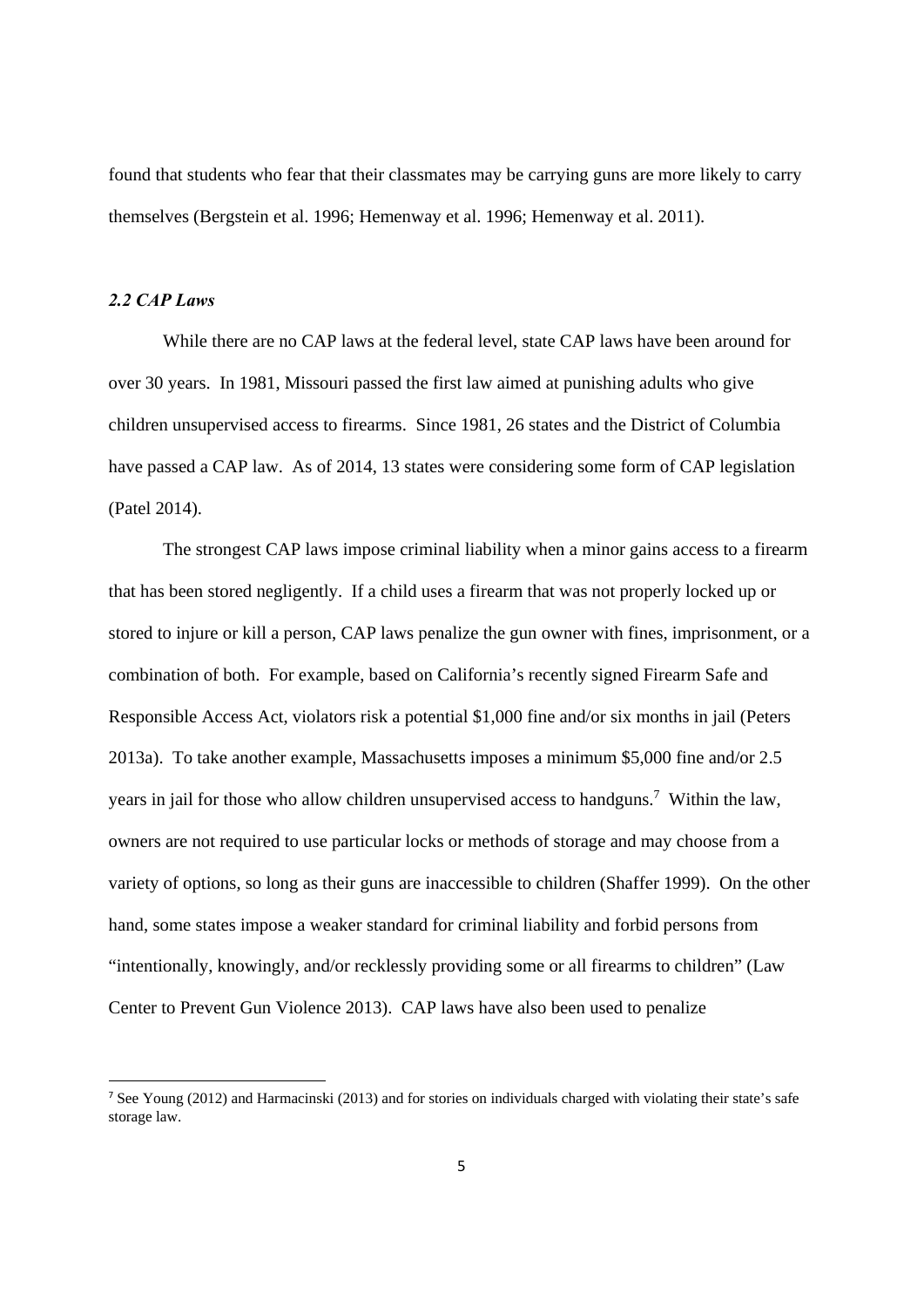found that students who fear that their classmates may be carrying guns are more likely to carry themselves (Bergstein et al. 1996; Hemenway et al. 1996; Hemenway et al. 2011).

### *2.2 CAP Laws*

While there are no CAP laws at the federal level, state CAP laws have been around for over 30 years. In 1981, Missouri passed the first law aimed at punishing adults who give children unsupervised access to firearms. Since 1981, 26 states and the District of Columbia have passed a CAP law. As of 2014, 13 states were considering some form of CAP legislation (Patel 2014).

The strongest CAP laws impose criminal liability when a minor gains access to a firearm that has been stored negligently. If a child uses a firearm that was not properly locked up or stored to injure or kill a person, CAP laws penalize the gun owner with fines, imprisonment, or a combination of both. For example, based on California's recently signed Firearm Safe and Responsible Access Act, violators risk a potential $1,000 fine and/or six months in jail (Peters 2013a). To take another example, Massachusetts imposes a minimum $5,000 fine and/or 2.5 years in jail for those who allow children unsupervised access to handguns.[7] Within the law, owners are not required to use particular locks or methods of storage and may choose from a variety of options, so long as their guns are inaccessible to children (Shaffer 1999). On the other hand, some states impose a weaker standard for criminal liability and forbid persons from "intentionally, knowingly, and/or recklessly providing some or all firearms to children" (Law Center to Prevent Gun Violence 2013). CAP laws have also been used to penalize

[7] See Young (2012) and Harmacinski (2013) and for stories on individuals charged with violating their state's safe storage law.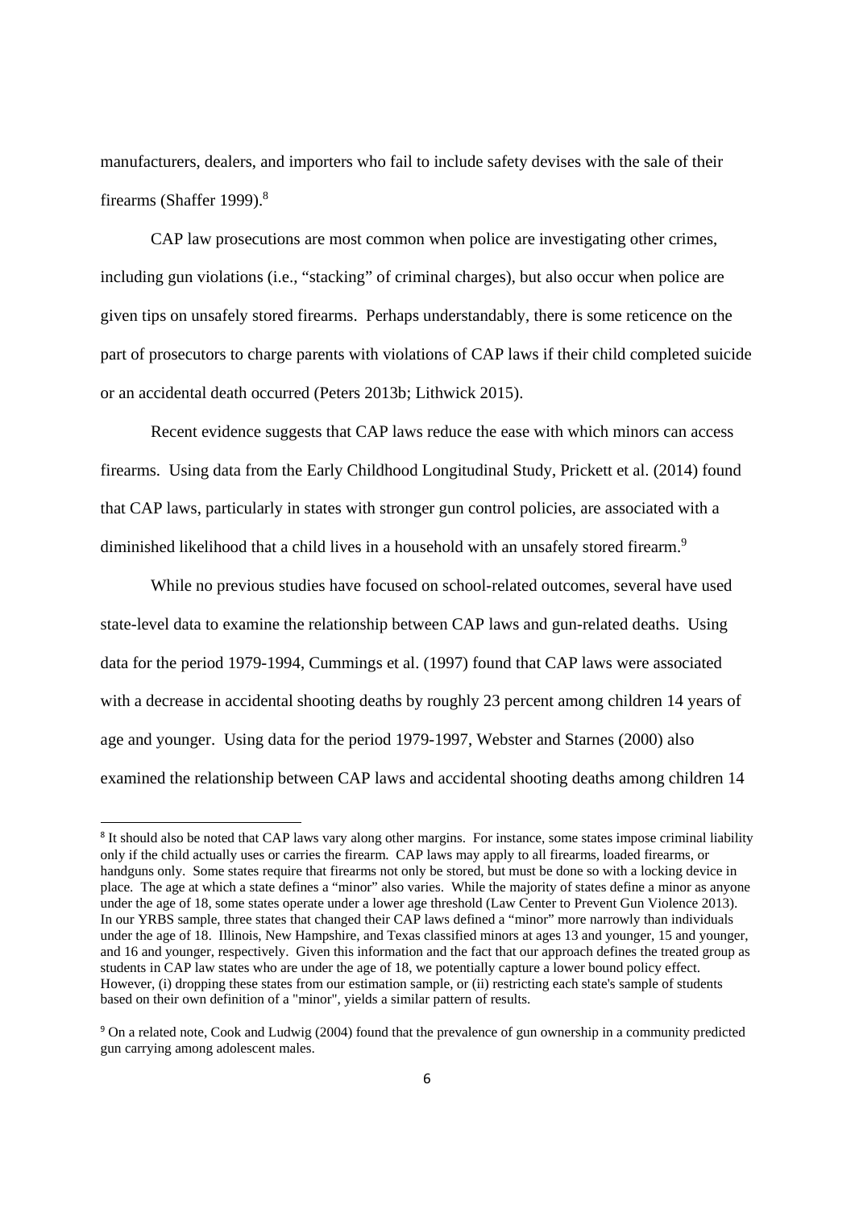manufacturers, dealers, and importers who fail to include safety devises with the sale of their firearms (Shaffer 1999).[8]

CAP law prosecutions are most common when police are investigating other crimes, including gun violations (i.e., "stacking" of criminal charges), but also occur when police are given tips on unsafely stored firearms. Perhaps understandably, there is some reticence on the part of prosecutors to charge parents with violations of CAP laws if their child completed suicide or an accidental death occurred (Peters 2013b; Lithwick 2015).

Recent evidence suggests that CAP laws reduce the ease with which minors can access firearms. Using data from the Early Childhood Longitudinal Study, Prickett et al. (2014) found that CAP laws, particularly in states with stronger gun control policies, are associated with a diminished likelihood that a child lives in a household with an unsafely stored firearm.[9]

While no previous studies have focused on school-related outcomes, several have used state-level data to examine the relationship between CAP laws and gun-related deaths. Using data for the period 1979-1994, Cummings et al. (1997) found that CAP laws were associated with a decrease in accidental shooting deaths by roughly 23 percent among children 14 years of age and younger. Using data for the period 1979-1997, Webster and Starnes (2000) also examined the relationship between CAP laws and accidental shooting deaths among children 14

[8] It should also be noted that CAP laws vary along other margins. For instance, some states impose criminal liability only if the child actually uses or carries the firearm. CAP laws may apply to all firearms, loaded firearms, or handguns only. Some states require that firearms not only be stored, but must be done so with a locking device in place. The age at which a state defines a "minor" also varies. While the majority of states define a minor as anyone under the age of 18, some states operate under a lower age threshold (Law Center to Prevent Gun Violence 2013). In our YRBS sample, three states that changed their CAP laws defined a "minor" more narrowly than individuals under the age of 18. Illinois, New Hampshire, and Texas classified minors at ages 13 and younger, 15 and younger, and 16 and younger, respectively. Given this information and the fact that our approach defines the treated group as students in CAP law states who are under the age of 18, we potentially capture a lower bound policy effect. However, (i) dropping these states from our estimation sample, or (ii) restricting each state's sample of students based on their own definition of a "minor", yields a similar pattern of results.

[9] On a related note, Cook and Ludwig (2004) found that the prevalence of gun ownership in a community predicted gun carrying among adolescent males.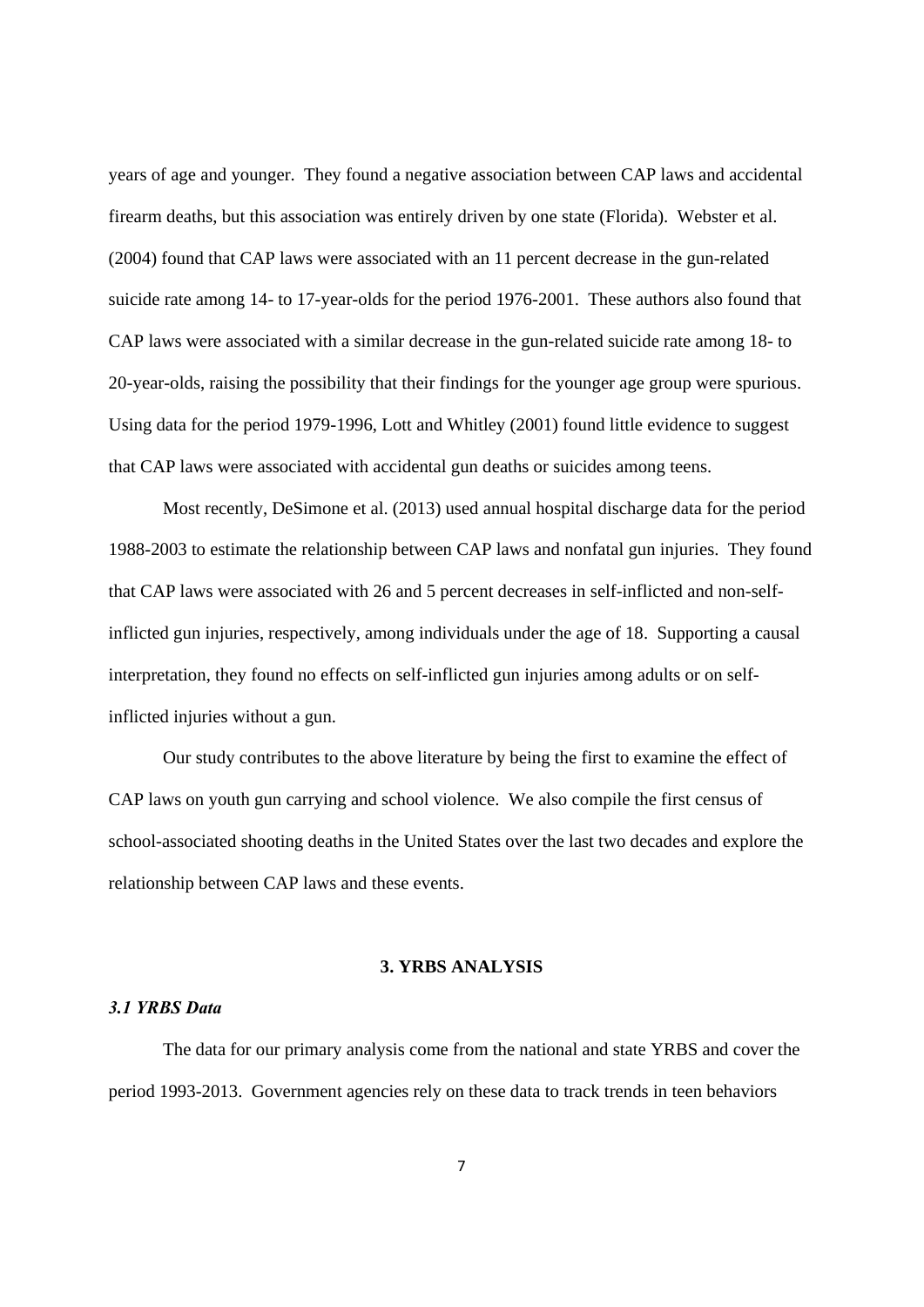years of age and younger. They found a negative association between CAP laws and accidental firearm deaths, but this association was entirely driven by one state (Florida). Webster et al. (2004) found that CAP laws were associated with an 11 percent decrease in the gun-related suicide rate among 14- to 17-year-olds for the period 1976-2001. These authors also found that CAP laws were associated with a similar decrease in the gun-related suicide rate among 18- to 20-year-olds, raising the possibility that their findings for the younger age group were spurious. Using data for the period 1979-1996, Lott and Whitley (2001) found little evidence to suggest that CAP laws were associated with accidental gun deaths or suicides among teens.

Most recently, DeSimone et al. (2013) used annual hospital discharge data for the period 1988-2003 to estimate the relationship between CAP laws and nonfatal gun injuries. They found that CAP laws were associated with 26 and 5 percent decreases in self-inflicted and non-self-inflicted gun injuries, respectively, among individuals under the age of 18. Supporting a causal interpretation, they found no effects on self-inflicted gun injuries among adults or on self-inflicted injuries without a gun.

Our study contributes to the above literature by being the first to examine the effect of CAP laws on youth gun carrying and school violence. We also compile the first census of school-associated shooting deaths in the United States over the last two decades and explore the relationship between CAP laws and these events.

## 3. YRBS ANALYSIS

### *3.1 YRBS Data*

The data for our primary analysis come from the national and state YRBS and cover the period 1993-2013. Government agencies rely on these data to track trends in teen behaviors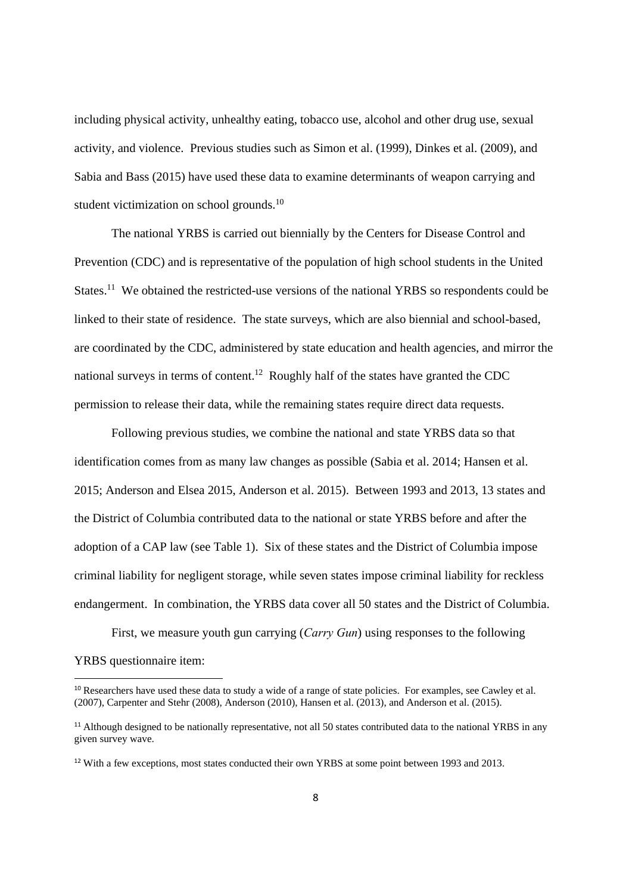including physical activity, unhealthy eating, tobacco use, alcohol and other drug use, sexual activity, and violence. Previous studies such as Simon et al. (1999), Dinkes et al. (2009), and Sabia and Bass (2015) have used these data to examine determinants of weapon carrying and student victimization on school grounds.[10]

The national YRBS is carried out biennially by the Centers for Disease Control and Prevention (CDC) and is representative of the population of high school students in the United States.[11] We obtained the restricted-use versions of the national YRBS so respondents could be linked to their state of residence. The state surveys, which are also biennial and school-based, are coordinated by the CDC, administered by state education and health agencies, and mirror the national surveys in terms of content.[12] Roughly half of the states have granted the CDC permission to release their data, while the remaining states require direct data requests.

Following previous studies, we combine the national and state YRBS data so that identification comes from as many law changes as possible (Sabia et al. 2014; Hansen et al. 2015; Anderson and Elsea 2015, Anderson et al. 2015). Between 1993 and 2013, 13 states and the District of Columbia contributed data to the national or state YRBS before and after the adoption of a CAP law (see Table 1). Six of these states and the District of Columbia impose criminal liability for negligent storage, while seven states impose criminal liability for reckless endangerment. In combination, the YRBS data cover all 50 states and the District of Columbia.

First, we measure youth gun carrying (*Carry Gun*) using responses to the following YRBS questionnaire item:

---

[10] Researchers have used these data to study a wide of a range of state policies. For examples, see Cawley et al. (2007), Carpenter and Stehr (2008), Anderson (2010), Hansen et al. (2013), and Anderson et al. (2015).

[11] Although designed to be nationally representative, not all 50 states contributed data to the national YRBS in any given survey wave.

[12] With a few exceptions, most states conducted their own YRBS at some point between 1993 and 2013.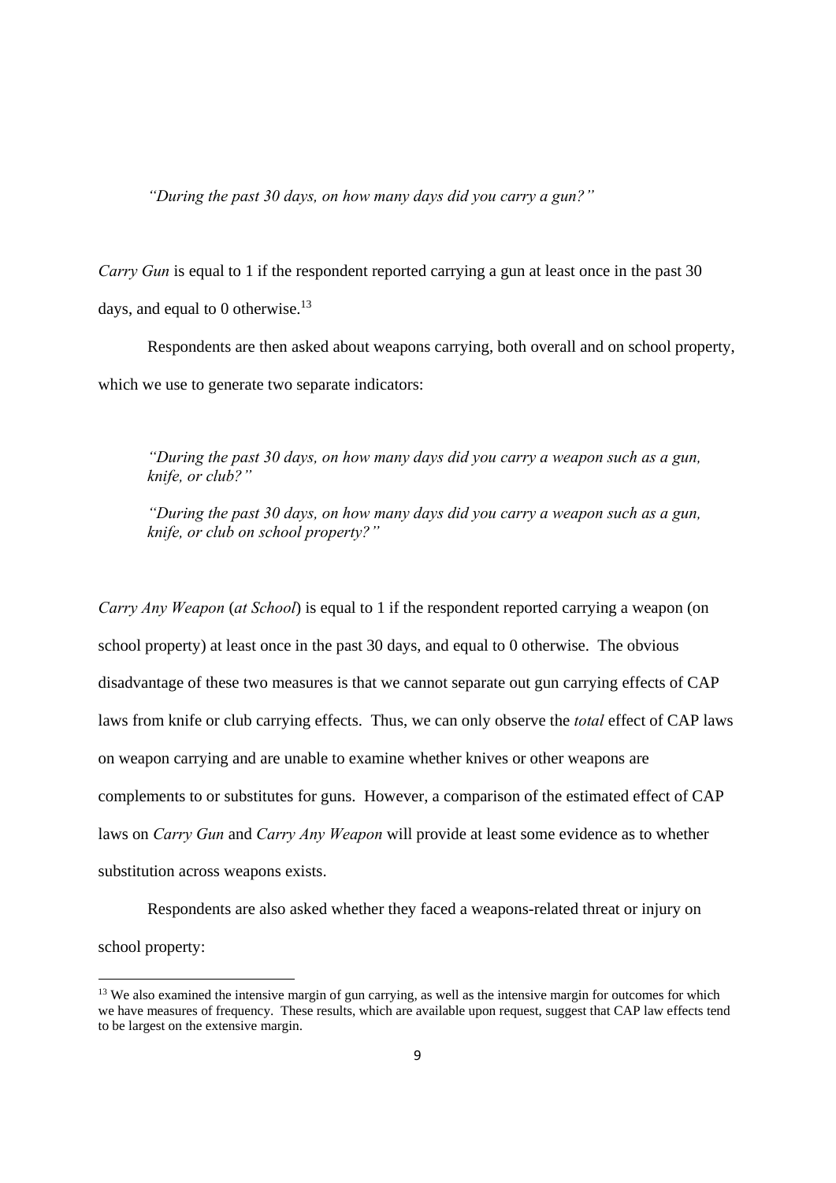*"During the past 30 days, on how many days did you carry a gun?"*

*Carry Gun* is equal to 1 if the respondent reported carrying a gun at least once in the past 30 days, and equal to 0 otherwise.[13]

Respondents are then asked about weapons carrying, both overall and on school property, which we use to generate two separate indicators:

> *"During the past 30 days, on how many days did you carry a weapon such as a gun, knife, or club?"*
>
> *"During the past 30 days, on how many days did you carry a weapon such as a gun, knife, or club on school property?"*

*Carry Any Weapon* (*at School*) is equal to 1 if the respondent reported carrying a weapon (on school property) at least once in the past 30 days, and equal to 0 otherwise. The obvious disadvantage of these two measures is that we cannot separate out gun carrying effects of CAP laws from knife or club carrying effects. Thus, we can only observe the *total* effect of CAP laws on weapon carrying and are unable to examine whether knives or other weapons are complements to or substitutes for guns. However, a comparison of the estimated effect of CAP laws on *Carry Gun* and *Carry Any Weapon* will provide at least some evidence as to whether substitution across weapons exists.

Respondents are also asked whether they faced a weapons-related threat or injury on school property:

[13] We also examined the intensive margin of gun carrying, as well as the intensive margin for outcomes for which we have measures of frequency. These results, which are available upon request, suggest that CAP law effects tend to be largest on the extensive margin.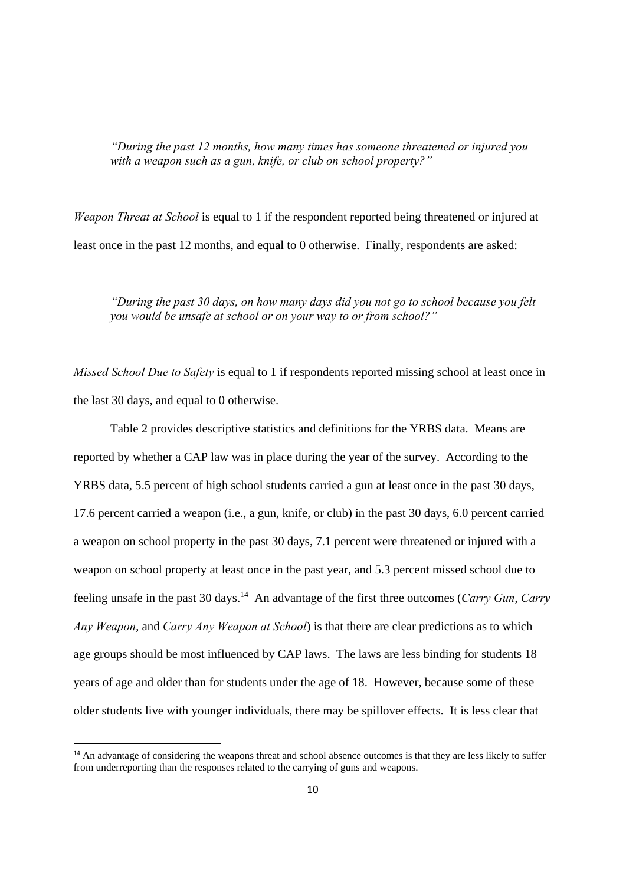*"During the past 12 months, how many times has someone threatened or injured you with a weapon such as a gun, knife, or club on school property?"*

*Weapon Threat at School* is equal to 1 if the respondent reported being threatened or injured at least once in the past 12 months, and equal to 0 otherwise. Finally, respondents are asked:

*"During the past 30 days, on how many days did you not go to school because you felt you would be unsafe at school or on your way to or from school?"*

*Missed School Due to Safety* is equal to 1 if respondents reported missing school at least once in the last 30 days, and equal to 0 otherwise.

Table 2 provides descriptive statistics and definitions for the YRBS data. Means are reported by whether a CAP law was in place during the year of the survey. According to the YRBS data, 5.5 percent of high school students carried a gun at least once in the past 30 days, 17.6 percent carried a weapon (i.e., a gun, knife, or club) in the past 30 days, 6.0 percent carried a weapon on school property in the past 30 days, 7.1 percent were threatened or injured with a weapon on school property at least once in the past year, and 5.3 percent missed school due to feeling unsafe in the past 30 days.[14] An advantage of the first three outcomes (*Carry Gun*, *Carry Any Weapon*, and *Carry Any Weapon at School*) is that there are clear predictions as to which age groups should be most influenced by CAP laws. The laws are less binding for students 18 years of age and older than for students under the age of 18. However, because some of these older students live with younger individuals, there may be spillover effects. It is less clear that

[14] An advantage of considering the weapons threat and school absence outcomes is that they are less likely to suffer from underreporting than the responses related to the carrying of guns and weapons.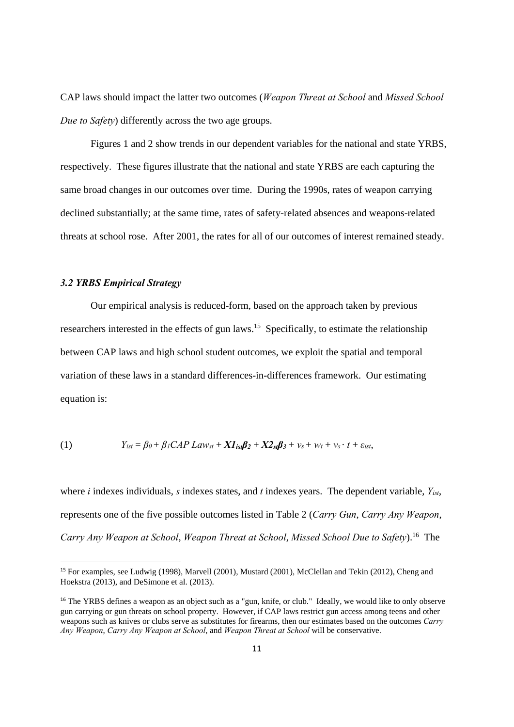CAP laws should impact the latter two outcomes (*Weapon Threat at School* and *Missed School Due to Safety*) differently across the two age groups.

Figures 1 and 2 show trends in our dependent variables for the national and state YRBS, respectively. These figures illustrate that the national and state YRBS are each capturing the same broad changes in our outcomes over time. During the 1990s, rates of weapon carrying declined substantially; at the same time, rates of safety-related absences and weapons-related threats at school rose. After 2001, the rates for all of our outcomes of interest remained steady.

### *3.2 YRBS Empirical Strategy*

Our empirical analysis is reduced-form, based on the approach taken by previous researchers interested in the effects of gun laws.[15] Specifically, to estimate the relationship between CAP laws and high school student outcomes, we exploit the spatial and temporal variation of these laws in a standard differences-in-differences framework. Our estimating equation is:

$$(1) \qquad Y_{ist} = \beta_0 + \beta_1 CAP\ Law_{st} + \boldsymbol{X1_{ist}\beta_2} + \boldsymbol{X2_{st}\beta_3} + v_s + w_t + v_s \cdot t + \varepsilon_{ist},$$

where $i$ indexes individuals, $s$ indexes states, and $t$ indexes years. The dependent variable, $Y_{ist}$, represents one of the five possible outcomes listed in Table 2 (*Carry Gun*, *Carry Any Weapon*, *Carry Any Weapon at School*, *Weapon Threat at School*, *Missed School Due to Safety*).[16] The

[15] For examples, see Ludwig (1998), Marvell (2001), Mustard (2001), McClellan and Tekin (2012), Cheng and Hoekstra (2013), and DeSimone et al. (2013).

[16] The YRBS defines a weapon as an object such as a "gun, knife, or club." Ideally, we would like to only observe gun carrying or gun threats on school property. However, if CAP laws restrict gun access among teens and other weapons such as knives or clubs serve as substitutes for firearms, then our estimates based on the outcomes *Carry Any Weapon*, *Carry Any Weapon at School*, and *Weapon Threat at School* will be conservative.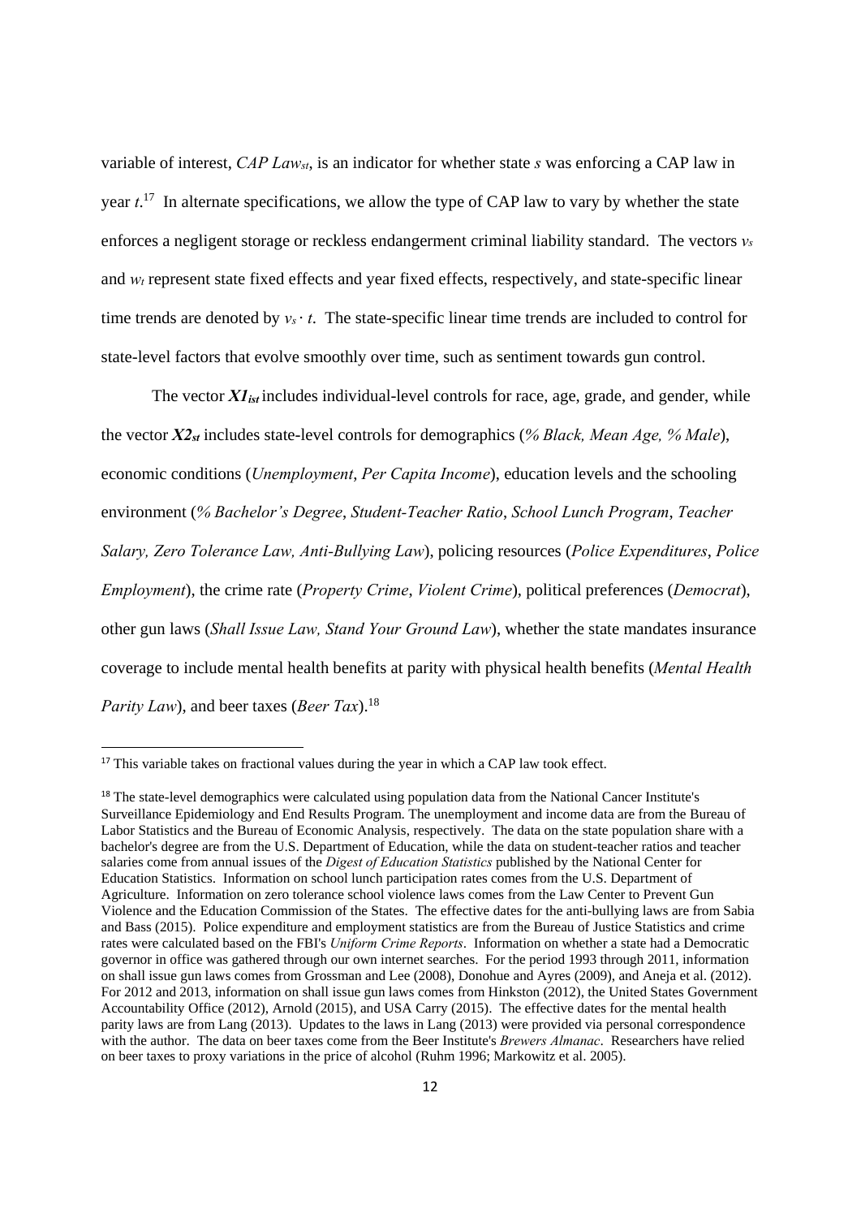variable of interest, *CAP Law*$_{st}$, is an indicator for whether state $s$ was enforcing a CAP law in year $t$.[17] In alternate specifications, we allow the type of CAP law to vary by whether the state enforces a negligent storage or reckless endangerment criminal liability standard. The vectors $v_s$ and $w_t$ represent state fixed effects and year fixed effects, respectively, and state-specific linear time trends are denoted by $v_s \cdot t$. The state-specific linear time trends are included to control for state-level factors that evolve smoothly over time, such as sentiment towards gun control.

The vector $\boldsymbol{X1_{ist}}$ includes individual-level controls for race, age, grade, and gender, while the vector $\boldsymbol{X2_{st}}$ includes state-level controls for demographics (*% Black, Mean Age, % Male*), economic conditions (*Unemployment, Per Capita Income*), education levels and the schooling environment (*% Bachelor's Degree*, *Student-Teacher Ratio*, *School Lunch Program*, *Teacher Salary, Zero Tolerance Law, Anti-Bullying Law*), policing resources (*Police Expenditures*, *Police Employment*), the crime rate (*Property Crime*, *Violent Crime*), political preferences (*Democrat*), other gun laws (*Shall Issue Law, Stand Your Ground Law*), whether the state mandates insurance coverage to include mental health benefits at parity with physical health benefits (*Mental Health Parity Law*), and beer taxes (*Beer Tax*).[18]

---

[17] This variable takes on fractional values during the year in which a CAP law took effect.

[18] The state-level demographics were calculated using population data from the National Cancer Institute's Surveillance Epidemiology and End Results Program. The unemployment and income data are from the Bureau of Labor Statistics and the Bureau of Economic Analysis, respectively. The data on the state population share with a bachelor's degree are from the U.S. Department of Education, while the data on student-teacher ratios and teacher salaries come from annual issues of the *Digest of Education Statistics* published by the National Center for Education Statistics. Information on school lunch participation rates comes from the U.S. Department of Agriculture. Information on zero tolerance school violence laws comes from the Law Center to Prevent Gun Violence and the Education Commission of the States. The effective dates for the anti-bullying laws are from Sabia and Bass (2015). Police expenditure and employment statistics are from the Bureau of Justice Statistics and crime rates were calculated based on the FBI's *Uniform Crime Reports*. Information on whether a state had a Democratic governor in office was gathered through our own internet searches. For the period 1993 through 2011, information on shall issue gun laws comes from Grossman and Lee (2008), Donohue and Ayres (2009), and Aneja et al. (2012). For 2012 and 2013, information on shall issue gun laws comes from Hinkston (2012), the United States Government Accountability Office (2012), Arnold (2015), and USA Carry (2015). The effective dates for the mental health parity laws are from Lang (2013). Updates to the laws in Lang (2013) were provided via personal correspondence with the author. The data on beer taxes come from the Beer Institute's *Brewers Almanac*. Researchers have relied on beer taxes to proxy variations in the price of alcohol (Ruhm 1996; Markowitz et al. 2005).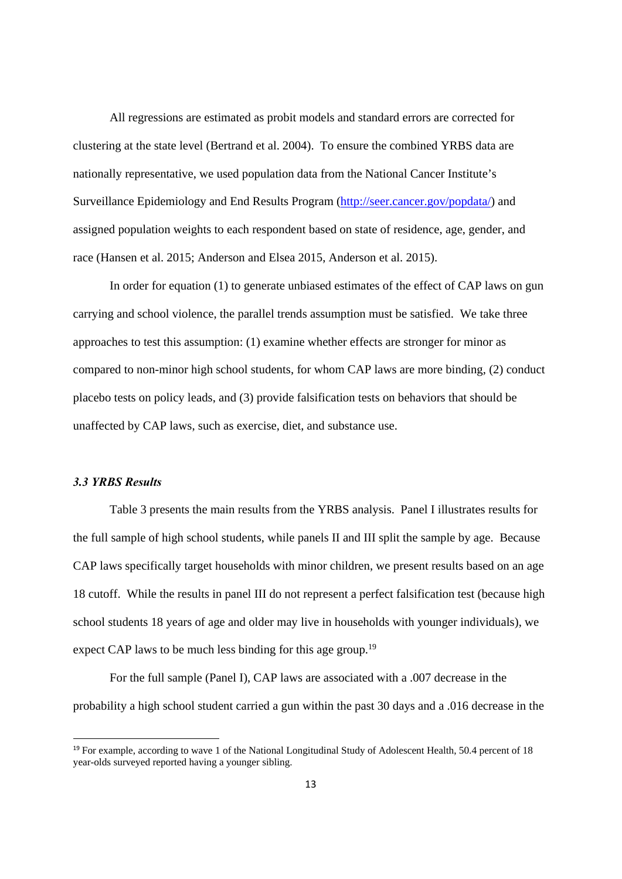All regressions are estimated as probit models and standard errors are corrected for clustering at the state level (Bertrand et al. 2004). To ensure the combined YRBS data are nationally representative, we used population data from the National Cancer Institute's Surveillance Epidemiology and End Results Program (http://seer.cancer.gov/popdata/) and assigned population weights to each respondent based on state of residence, age, gender, and race (Hansen et al. 2015; Anderson and Elsea 2015, Anderson et al. 2015).

In order for equation (1) to generate unbiased estimates of the effect of CAP laws on gun carrying and school violence, the parallel trends assumption must be satisfied. We take three approaches to test this assumption: (1) examine whether effects are stronger for minor as compared to non-minor high school students, for whom CAP laws are more binding, (2) conduct placebo tests on policy leads, and (3) provide falsification tests on behaviors that should be unaffected by CAP laws, such as exercise, diet, and substance use.

### *3.3 YRBS Results*

Table 3 presents the main results from the YRBS analysis. Panel I illustrates results for the full sample of high school students, while panels II and III split the sample by age. Because CAP laws specifically target households with minor children, we present results based on an age 18 cutoff. While the results in panel III do not represent a perfect falsification test (because high school students 18 years of age and older may live in households with younger individuals), we expect CAP laws to be much less binding for this age group.[19]

For the full sample (Panel I), CAP laws are associated with a .007 decrease in the probability a high school student carried a gun within the past 30 days and a .016 decrease in the

[19] For example, according to wave 1 of the National Longitudinal Study of Adolescent Health, 50.4 percent of 18 year-olds surveyed reported having a younger sibling.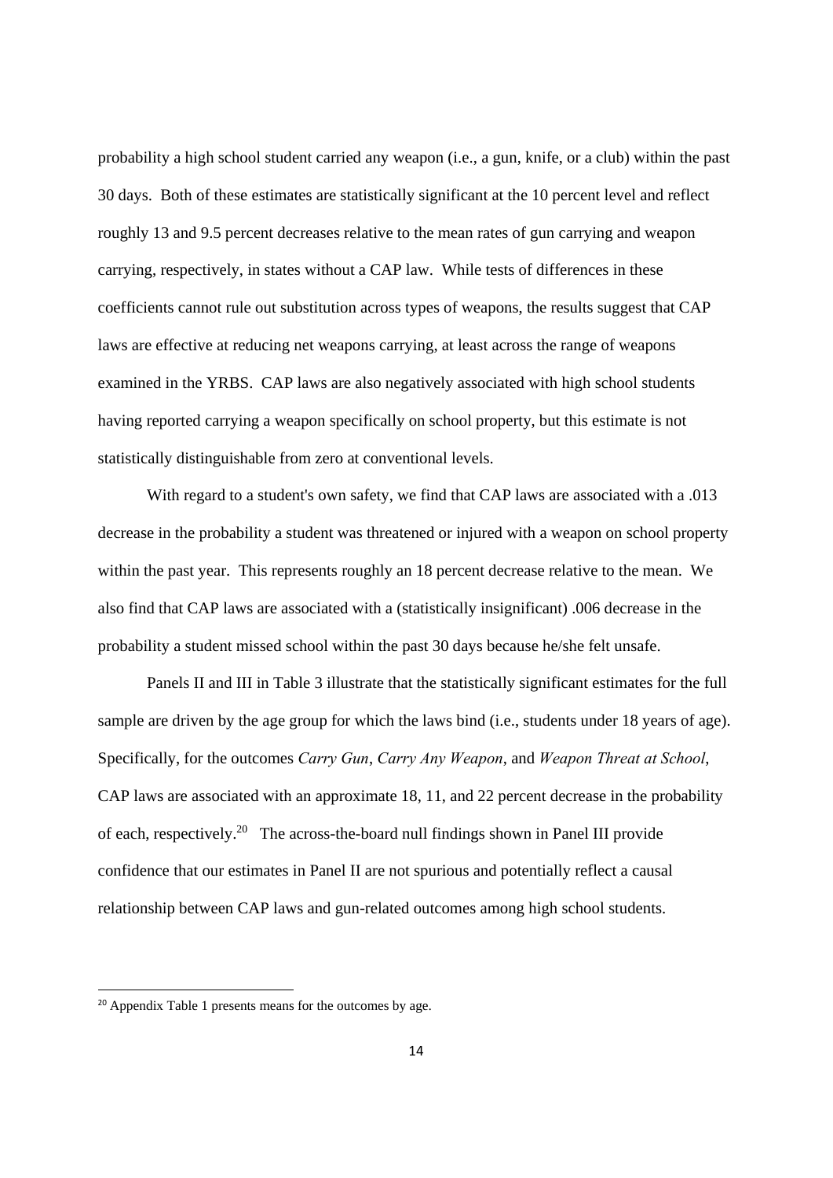probability a high school student carried any weapon (i.e., a gun, knife, or a club) within the past 30 days. Both of these estimates are statistically significant at the 10 percent level and reflect roughly 13 and 9.5 percent decreases relative to the mean rates of gun carrying and weapon carrying, respectively, in states without a CAP law. While tests of differences in these coefficients cannot rule out substitution across types of weapons, the results suggest that CAP laws are effective at reducing net weapons carrying, at least across the range of weapons examined in the YRBS. CAP laws are also negatively associated with high school students having reported carrying a weapon specifically on school property, but this estimate is not statistically distinguishable from zero at conventional levels.

With regard to a student's own safety, we find that CAP laws are associated with a .013 decrease in the probability a student was threatened or injured with a weapon on school property within the past year. This represents roughly an 18 percent decrease relative to the mean. We also find that CAP laws are associated with a (statistically insignificant) .006 decrease in the probability a student missed school within the past 30 days because he/she felt unsafe.

Panels II and III in Table 3 illustrate that the statistically significant estimates for the full sample are driven by the age group for which the laws bind (i.e., students under 18 years of age). Specifically, for the outcomes *Carry Gun*, *Carry Any Weapon*, and *Weapon Threat at School*, CAP laws are associated with an approximate 18, 11, and 22 percent decrease in the probability of each, respectively.[20] The across-the-board null findings shown in Panel III provide confidence that our estimates in Panel II are not spurious and potentially reflect a causal relationship between CAP laws and gun-related outcomes among high school students.

[20] Appendix Table 1 presents means for the outcomes by age.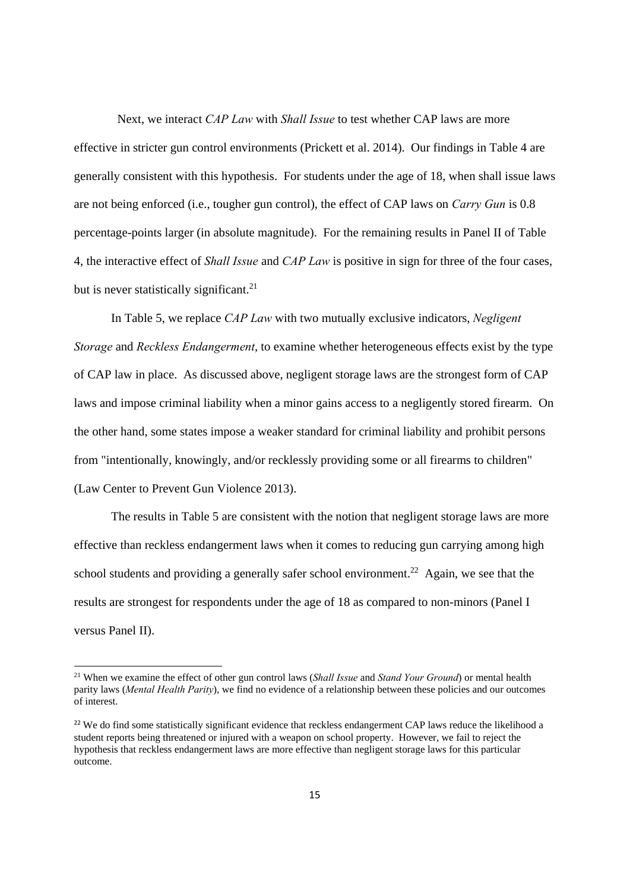Next, we interact *CAP Law* with *Shall Issue* to test whether CAP laws are more effective in stricter gun control environments (Prickett et al. 2014). Our findings in Table 4 are generally consistent with this hypothesis. For students under the age of 18, when shall issue laws are not being enforced (i.e., tougher gun control), the effect of CAP laws on *Carry Gun* is 0.8 percentage-points larger (in absolute magnitude). For the remaining results in Panel II of Table 4, the interactive effect of *Shall Issue* and *CAP Law* is positive in sign for three of the four cases, but is never statistically significant.[21]

In Table 5, we replace *CAP Law* with two mutually exclusive indicators, *Negligent Storage* and *Reckless Endangerment*, to examine whether heterogeneous effects exist by the type of CAP law in place. As discussed above, negligent storage laws are the strongest form of CAP laws and impose criminal liability when a minor gains access to a negligently stored firearm. On the other hand, some states impose a weaker standard for criminal liability and prohibit persons from "intentionally, knowingly, and/or recklessly providing some or all firearms to children" (Law Center to Prevent Gun Violence 2013).

The results in Table 5 are consistent with the notion that negligent storage laws are more effective than reckless endangerment laws when it comes to reducing gun carrying among high school students and providing a generally safer school environment.[22] Again, we see that the results are strongest for respondents under the age of 18 as compared to non-minors (Panel I versus Panel II).

---

[21] When we examine the effect of other gun control laws (*Shall Issue* and *Stand Your Ground*) or mental health parity laws (*Mental Health Parity*), we find no evidence of a relationship between these policies and our outcomes of interest.

[22] We do find some statistically significant evidence that reckless endangerment CAP laws reduce the likelihood a student reports being threatened or injured with a weapon on school property. However, we fail to reject the hypothesis that reckless endangerment laws are more effective than negligent storage laws for this particular outcome.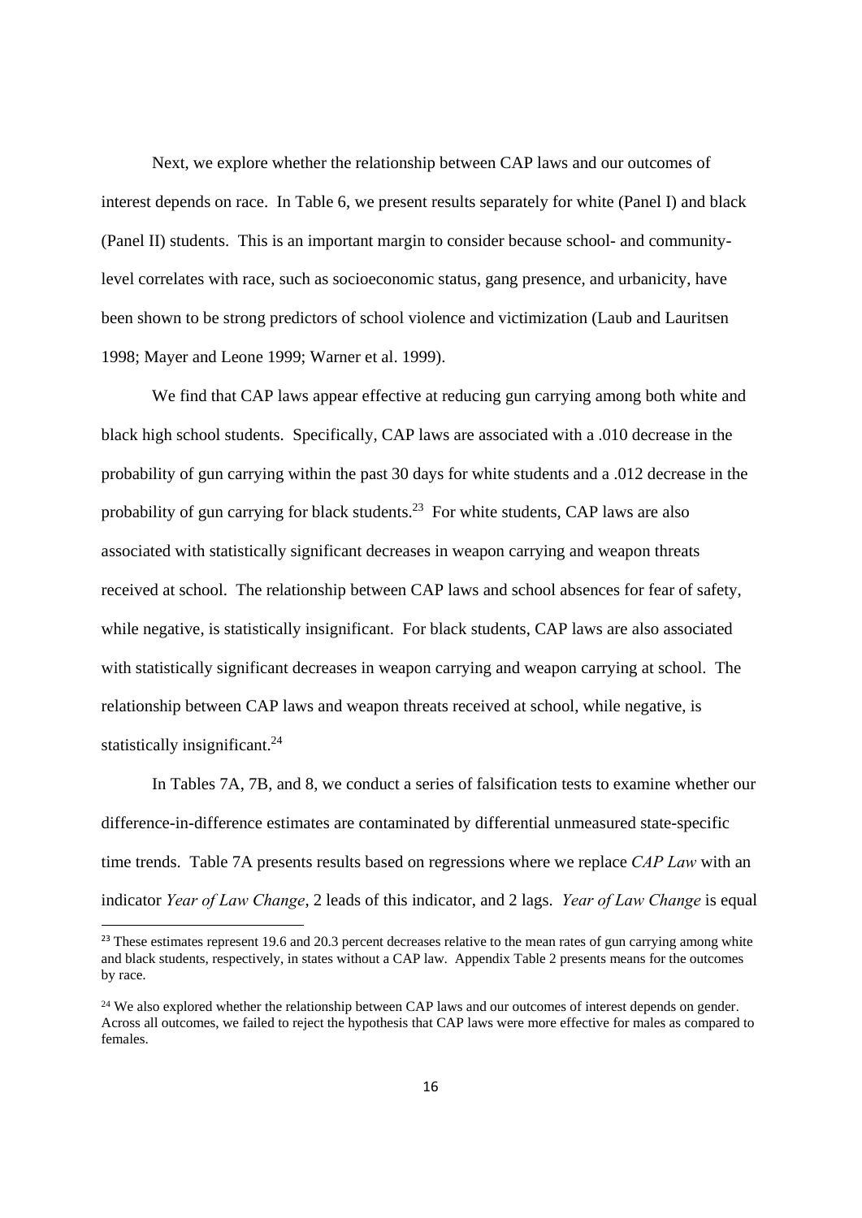Next, we explore whether the relationship between CAP laws and our outcomes of interest depends on race. In Table 6, we present results separately for white (Panel I) and black (Panel II) students. This is an important margin to consider because school- and community-level correlates with race, such as socioeconomic status, gang presence, and urbanicity, have been shown to be strong predictors of school violence and victimization (Laub and Lauritsen 1998; Mayer and Leone 1999; Warner et al. 1999).

We find that CAP laws appear effective at reducing gun carrying among both white and black high school students. Specifically, CAP laws are associated with a .010 decrease in the probability of gun carrying within the past 30 days for white students and a .012 decrease in the probability of gun carrying for black students.[23] For white students, CAP laws are also associated with statistically significant decreases in weapon carrying and weapon threats received at school. The relationship between CAP laws and school absences for fear of safety, while negative, is statistically insignificant. For black students, CAP laws are also associated with statistically significant decreases in weapon carrying and weapon carrying at school. The relationship between CAP laws and weapon threats received at school, while negative, is statistically insignificant.[24]

In Tables 7A, 7B, and 8, we conduct a series of falsification tests to examine whether our difference-in-difference estimates are contaminated by differential unmeasured state-specific time trends. Table 7A presents results based on regressions where we replace *CAP Law* with an indicator *Year of Law Change*, 2 leads of this indicator, and 2 lags. *Year of Law Change* is equal

[23] These estimates represent 19.6 and 20.3 percent decreases relative to the mean rates of gun carrying among white and black students, respectively, in states without a CAP law. Appendix Table 2 presents means for the outcomes by race.

[24] We also explored whether the relationship between CAP laws and our outcomes of interest depends on gender. Across all outcomes, we failed to reject the hypothesis that CAP laws were more effective for males as compared to females.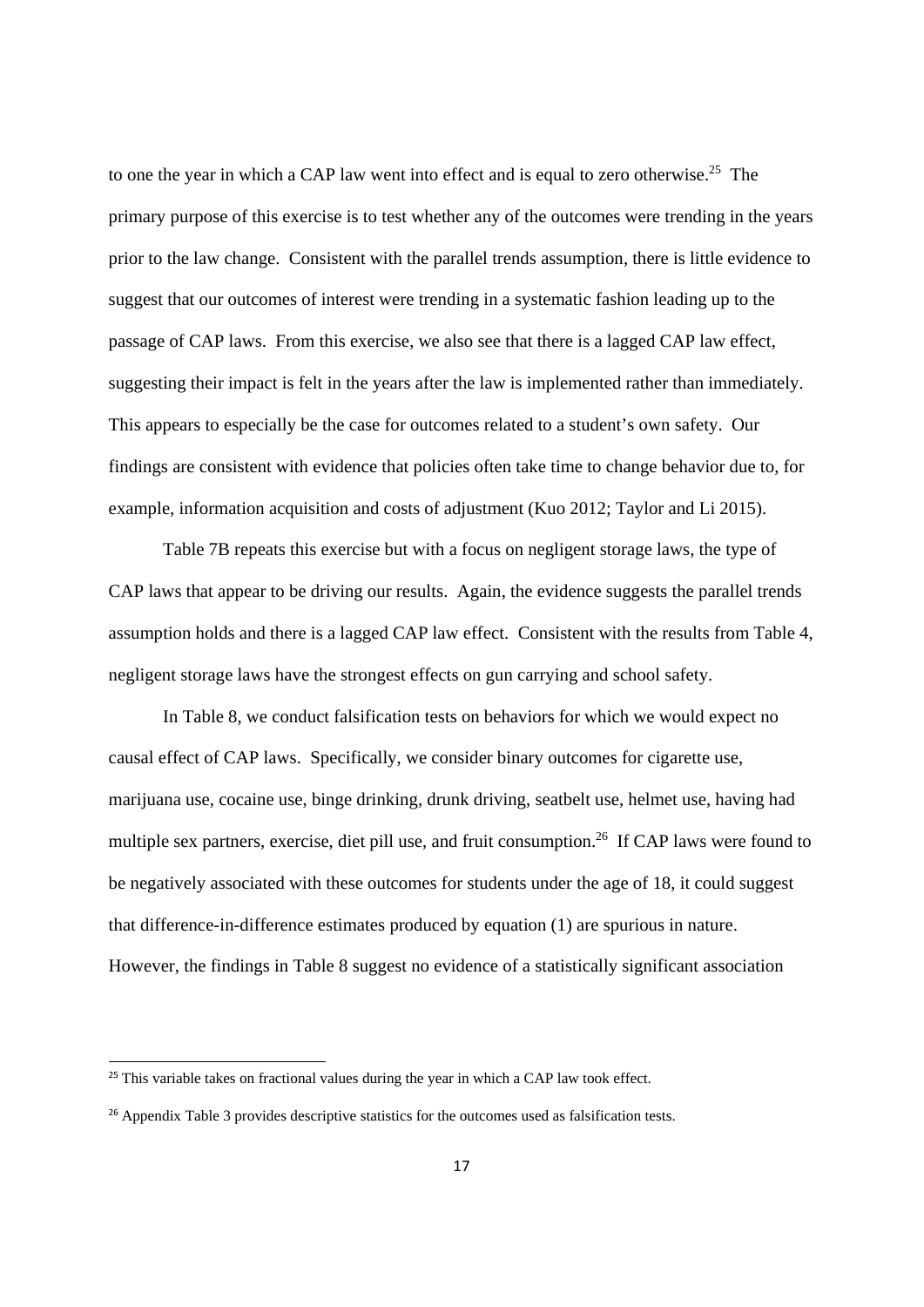to one the year in which a CAP law went into effect and is equal to zero otherwise.[25] The primary purpose of this exercise is to test whether any of the outcomes were trending in the years prior to the law change. Consistent with the parallel trends assumption, there is little evidence to suggest that our outcomes of interest were trending in a systematic fashion leading up to the passage of CAP laws. From this exercise, we also see that there is a lagged CAP law effect, suggesting their impact is felt in the years after the law is implemented rather than immediately. This appears to especially be the case for outcomes related to a student's own safety. Our findings are consistent with evidence that policies often take time to change behavior due to, for example, information acquisition and costs of adjustment (Kuo 2012; Taylor and Li 2015).

Table 7B repeats this exercise but with a focus on negligent storage laws, the type of CAP laws that appear to be driving our results. Again, the evidence suggests the parallel trends assumption holds and there is a lagged CAP law effect. Consistent with the results from Table 4, negligent storage laws have the strongest effects on gun carrying and school safety.

In Table 8, we conduct falsification tests on behaviors for which we would expect no causal effect of CAP laws. Specifically, we consider binary outcomes for cigarette use, marijuana use, cocaine use, binge drinking, drunk driving, seatbelt use, helmet use, having had multiple sex partners, exercise, diet pill use, and fruit consumption.[26] If CAP laws were found to be negatively associated with these outcomes for students under the age of 18, it could suggest that difference-in-difference estimates produced by equation (1) are spurious in nature. However, the findings in Table 8 suggest no evidence of a statistically significant association

[25] This variable takes on fractional values during the year in which a CAP law took effect.

[26] Appendix Table 3 provides descriptive statistics for the outcomes used as falsification tests.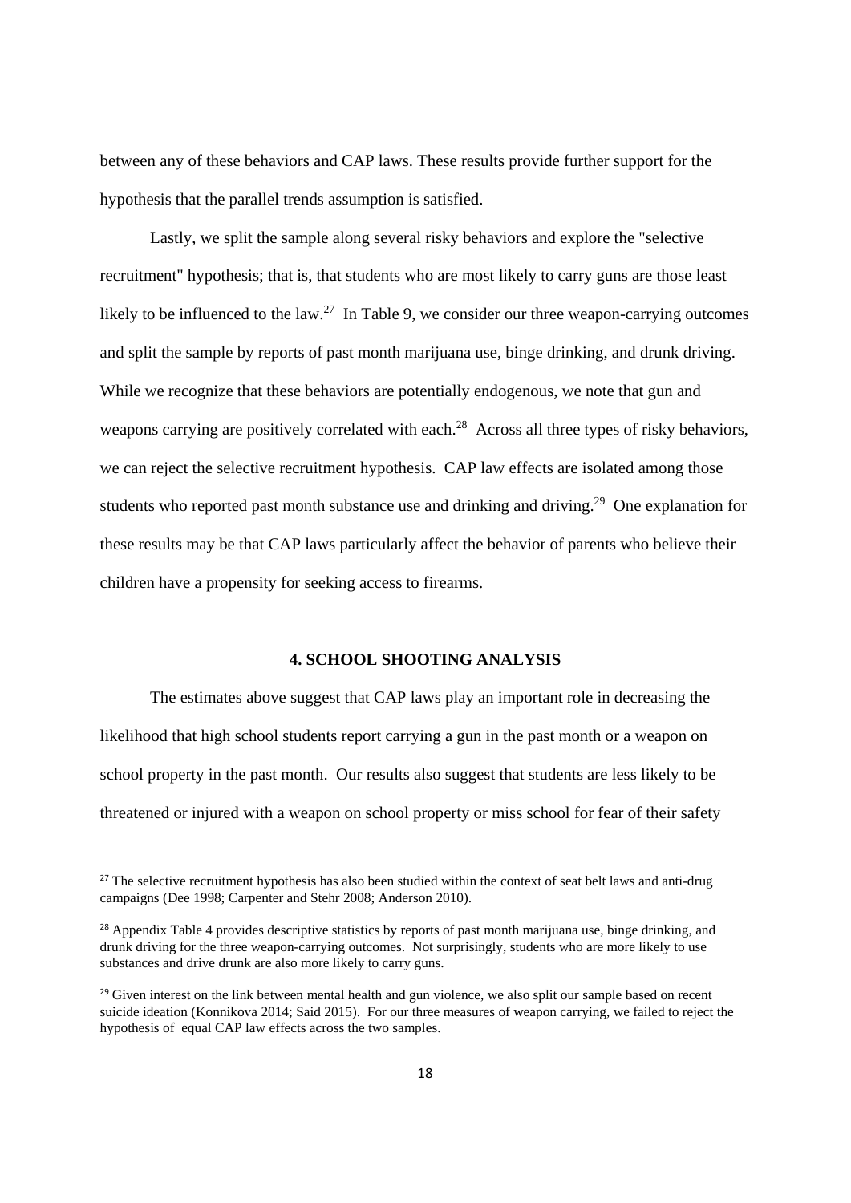between any of these behaviors and CAP laws. These results provide further support for the hypothesis that the parallel trends assumption is satisfied.

Lastly, we split the sample along several risky behaviors and explore the "selective recruitment" hypothesis; that is, that students who are most likely to carry guns are those least likely to be influenced to the law.[27] In Table 9, we consider our three weapon-carrying outcomes and split the sample by reports of past month marijuana use, binge drinking, and drunk driving. While we recognize that these behaviors are potentially endogenous, we note that gun and weapons carrying are positively correlated with each.[28] Across all three types of risky behaviors, we can reject the selective recruitment hypothesis. CAP law effects are isolated among those students who reported past month substance use and drinking and driving.[29] One explanation for these results may be that CAP laws particularly affect the behavior of parents who believe their children have a propensity for seeking access to firearms.

## 4. SCHOOL SHOOTING ANALYSIS

The estimates above suggest that CAP laws play an important role in decreasing the likelihood that high school students report carrying a gun in the past month or a weapon on school property in the past month. Our results also suggest that students are less likely to be threatened or injured with a weapon on school property or miss school for fear of their safety

---

[27] The selective recruitment hypothesis has also been studied within the context of seat belt laws and anti-drug campaigns (Dee 1998; Carpenter and Stehr 2008; Anderson 2010).

[28] Appendix Table 4 provides descriptive statistics by reports of past month marijuana use, binge drinking, and drunk driving for the three weapon-carrying outcomes. Not surprisingly, students who are more likely to use substances and drive drunk are also more likely to carry guns.

[29] Given interest on the link between mental health and gun violence, we also split our sample based on recent suicide ideation (Konnikova 2014; Said 2015). For our three measures of weapon carrying, we failed to reject the hypothesis of equal CAP law effects across the two samples.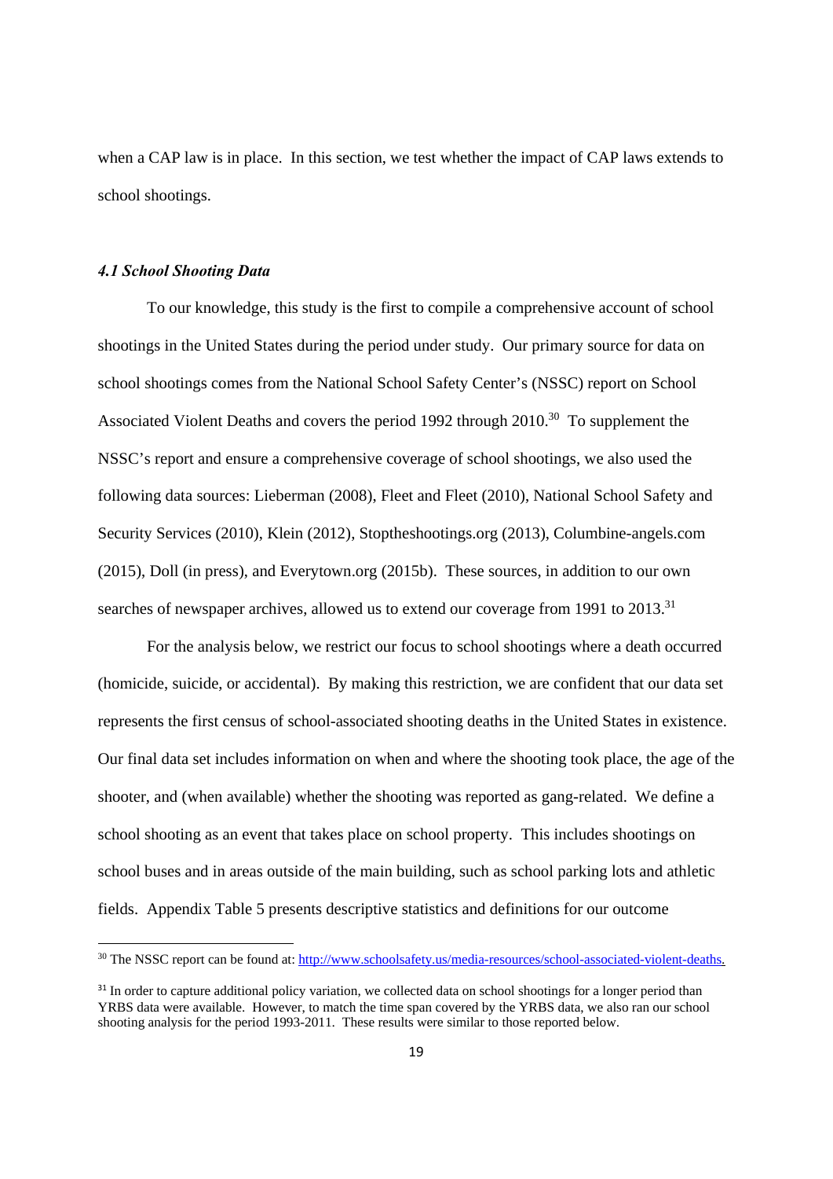when a CAP law is in place. In this section, we test whether the impact of CAP laws extends to school shootings.

### *4.1 School Shooting Data*

To our knowledge, this study is the first to compile a comprehensive account of school shootings in the United States during the period under study. Our primary source for data on school shootings comes from the National School Safety Center's (NSSC) report on School Associated Violent Deaths and covers the period 1992 through 2010.[30] To supplement the NSSC's report and ensure a comprehensive coverage of school shootings, we also used the following data sources: Lieberman (2008), Fleet and Fleet (2010), National School Safety and Security Services (2010), Klein (2012), Stoptheshootings.org (2013), Columbine-angels.com (2015), Doll (in press), and Everytown.org (2015b). These sources, in addition to our own searches of newspaper archives, allowed us to extend our coverage from 1991 to 2013.[31]

For the analysis below, we restrict our focus to school shootings where a death occurred (homicide, suicide, or accidental). By making this restriction, we are confident that our data set represents the first census of school-associated shooting deaths in the United States in existence. Our final data set includes information on when and where the shooting took place, the age of the shooter, and (when available) whether the shooting was reported as gang-related. We define a school shooting as an event that takes place on school property. This includes shootings on school buses and in areas outside of the main building, such as school parking lots and athletic fields. Appendix Table 5 presents descriptive statistics and definitions for our outcome

---

[30] The NSSC report can be found at: http://www.schoolsafety.us/media-resources/school-associated-violent-deaths.

[31] In order to capture additional policy variation, we collected data on school shootings for a longer period than YRBS data were available. However, to match the time span covered by the YRBS data, we also ran our school shooting analysis for the period 1993-2011. These results were similar to those reported below.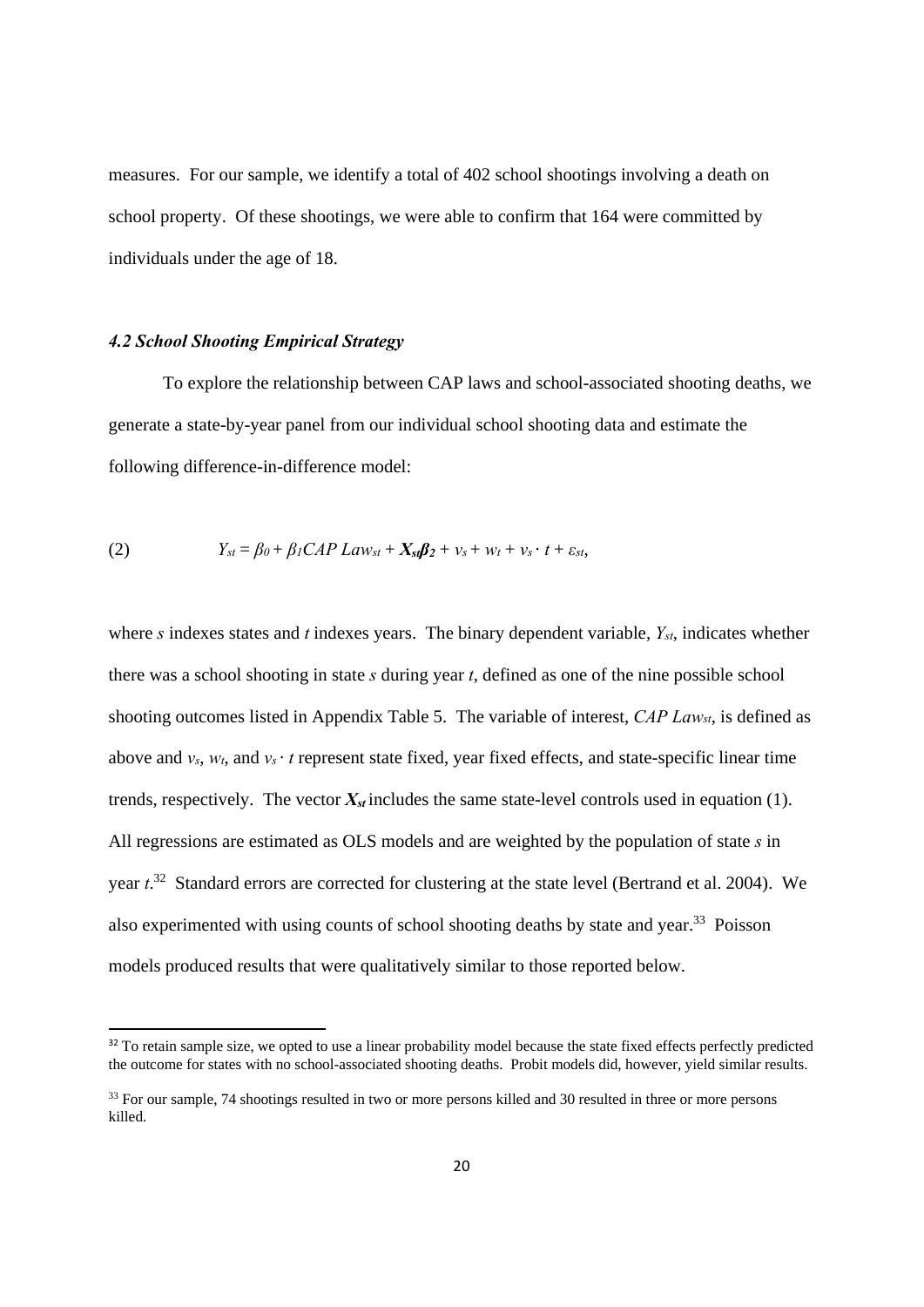measures. For our sample, we identify a total of 402 school shootings involving a death on school property. Of these shootings, we were able to confirm that 164 were committed by individuals under the age of 18.

#### *4.2 School Shooting Empirical Strategy*

To explore the relationship between CAP laws and school-associated shooting deaths, we generate a state-by-year panel from our individual school shooting data and estimate the following difference-in-difference model:

$$(2) \qquad Y_{st} = \beta_0 + \beta_1 CAP\ Law_{st} + \boldsymbol{X_{st}\beta_2} + v_s + w_t + v_s \cdot t + \varepsilon_{st},$$

where $s$ indexes states and $t$ indexes years. The binary dependent variable, $Y_{st}$, indicates whether there was a school shooting in state $s$ during year $t$, defined as one of the nine possible school shooting outcomes listed in Appendix Table 5. The variable of interest, $CAP\ Law_{st}$, is defined as above and $v_s$, $w_t$, and $v_s \cdot t$ represent state fixed, year fixed effects, and state-specific linear time trends, respectively. The vector $\boldsymbol{X_{st}}$ includes the same state-level controls used in equation (1). All regressions are estimated as OLS models and are weighted by the population of state $s$ in year $t$.[32] Standard errors are corrected for clustering at the state level (Bertrand et al. 2004). We also experimented with using counts of school shooting deaths by state and year.[33] Poisson models produced results that were qualitatively similar to those reported below.

---

[32] To retain sample size, we opted to use a linear probability model because the state fixed effects perfectly predicted the outcome for states with no school-associated shooting deaths. Probit models did, however, yield similar results.

[33] For our sample, 74 shootings resulted in two or more persons killed and 30 resulted in three or more persons killed.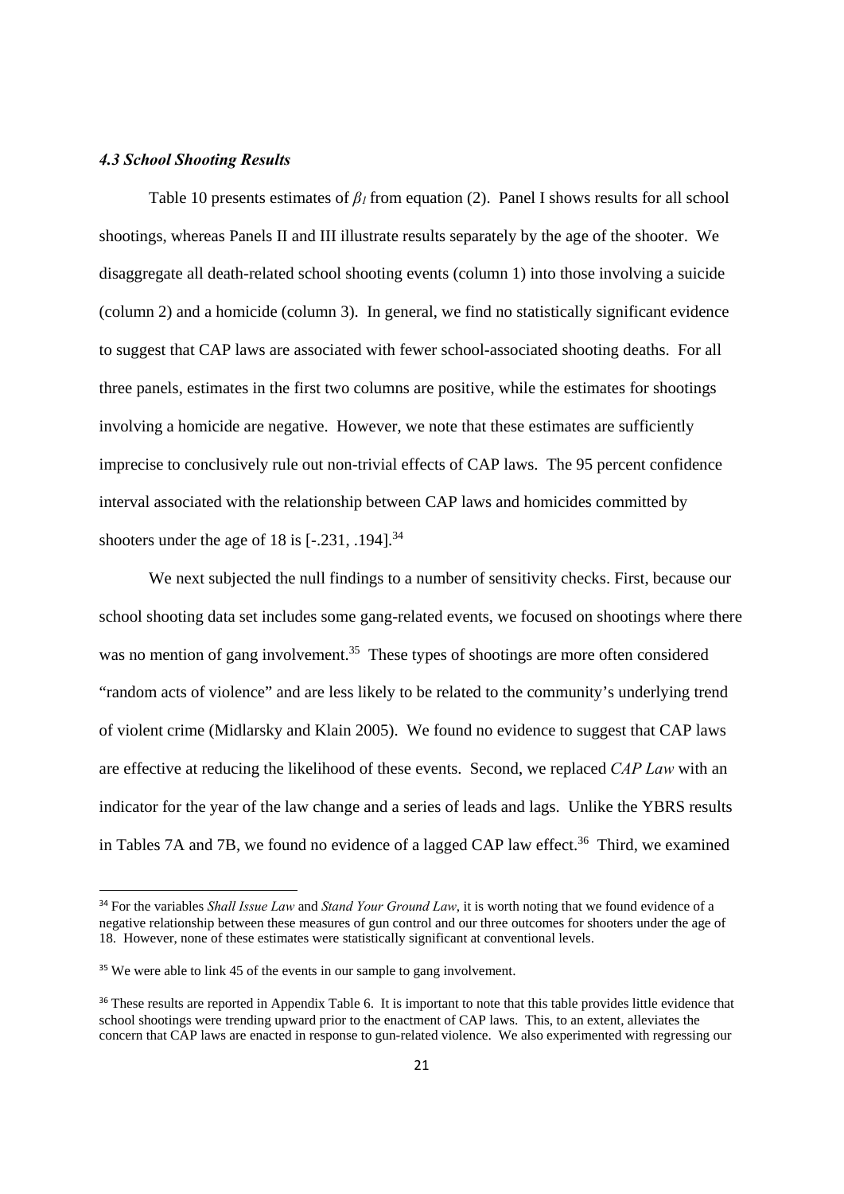### *4.3 School Shooting Results*

Table 10 presents estimates of $\beta_1$ from equation (2). Panel I shows results for all school shootings, whereas Panels II and III illustrate results separately by the age of the shooter. We disaggregate all death-related school shooting events (column 1) into those involving a suicide (column 2) and a homicide (column 3). In general, we find no statistically significant evidence to suggest that CAP laws are associated with fewer school-associated shooting deaths. For all three panels, estimates in the first two columns are positive, while the estimates for shootings involving a homicide are negative. However, we note that these estimates are sufficiently imprecise to conclusively rule out non-trivial effects of CAP laws. The 95 percent confidence interval associated with the relationship between CAP laws and homicides committed by shooters under the age of 18 is [-.231, .194].[34]

We next subjected the null findings to a number of sensitivity checks. First, because our school shooting data set includes some gang-related events, we focused on shootings where there was no mention of gang involvement.[35] These types of shootings are more often considered "random acts of violence" and are less likely to be related to the community's underlying trend of violent crime (Midlarsky and Klain 2005). We found no evidence to suggest that CAP laws are effective at reducing the likelihood of these events. Second, we replaced *CAP Law* with an indicator for the year of the law change and a series of leads and lags. Unlike the YBRS results in Tables 7A and 7B, we found no evidence of a lagged CAP law effect.[36] Third, we examined

---

[34] For the variables *Shall Issue Law* and *Stand Your Ground Law*, it is worth noting that we found evidence of a negative relationship between these measures of gun control and our three outcomes for shooters under the age of 18. However, none of these estimates were statistically significant at conventional levels.

[35] We were able to link 45 of the events in our sample to gang involvement.

[36] These results are reported in Appendix Table 6. It is important to note that this table provides little evidence that school shootings were trending upward prior to the enactment of CAP laws. This, to an extent, alleviates the concern that CAP laws are enacted in response to gun-related violence. We also experimented with regressing our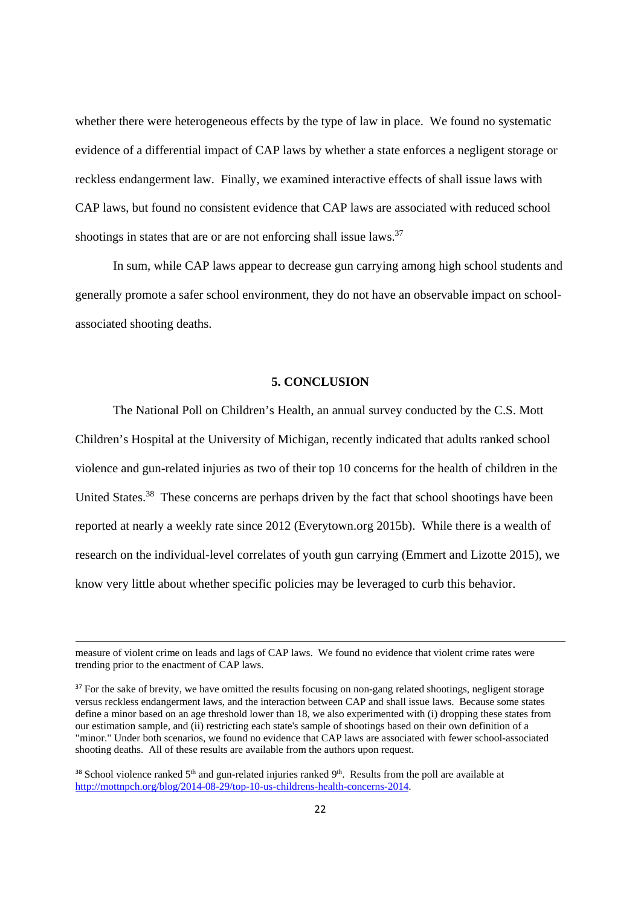whether there were heterogeneous effects by the type of law in place. We found no systematic evidence of a differential impact of CAP laws by whether a state enforces a negligent storage or reckless endangerment law. Finally, we examined interactive effects of shall issue laws with CAP laws, but found no consistent evidence that CAP laws are associated with reduced school shootings in states that are or are not enforcing shall issue laws.[37]

In sum, while CAP laws appear to decrease gun carrying among high school students and generally promote a safer school environment, they do not have an observable impact on school-associated shooting deaths.

## 5. CONCLUSION

The National Poll on Children's Health, an annual survey conducted by the C.S. Mott Children's Hospital at the University of Michigan, recently indicated that adults ranked school violence and gun-related injuries as two of their top 10 concerns for the health of children in the United States.[38] These concerns are perhaps driven by the fact that school shootings have been reported at nearly a weekly rate since 2012 (Everytown.org 2015b). While there is a wealth of research on the individual-level correlates of youth gun carrying (Emmert and Lizotte 2015), we know very little about whether specific policies may be leveraged to curb this behavior.

---

measure of violent crime on leads and lags of CAP laws. We found no evidence that violent crime rates were trending prior to the enactment of CAP laws.

[37] For the sake of brevity, we have omitted the results focusing on non-gang related shootings, negligent storage versus reckless endangerment laws, and the interaction between CAP and shall issue laws. Because some states define a minor based on an age threshold lower than 18, we also experimented with (i) dropping these states from our estimation sample, and (ii) restricting each state's sample of shootings based on their own definition of a "minor." Under both scenarios, we found no evidence that CAP laws are associated with fewer school-associated shooting deaths. All of these results are available from the authors upon request.

[38] School violence ranked 5th and gun-related injuries ranked 9th. Results from the poll are available at http://mottnpch.org/blog/2014-08-29/top-10-us-childrens-health-concerns-2014.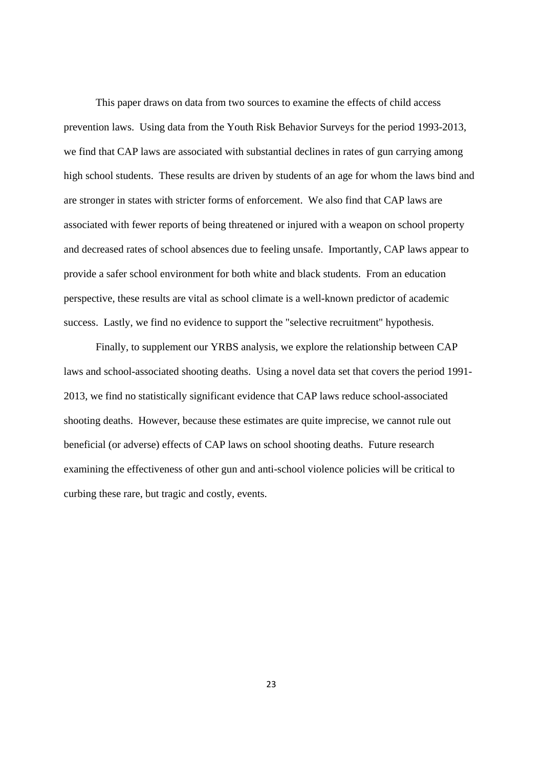This paper draws on data from two sources to examine the effects of child access prevention laws. Using data from the Youth Risk Behavior Surveys for the period 1993-2013, we find that CAP laws are associated with substantial declines in rates of gun carrying among high school students. These results are driven by students of an age for whom the laws bind and are stronger in states with stricter forms of enforcement. We also find that CAP laws are associated with fewer reports of being threatened or injured with a weapon on school property and decreased rates of school absences due to feeling unsafe. Importantly, CAP laws appear to provide a safer school environment for both white and black students. From an education perspective, these results are vital as school climate is a well-known predictor of academic success. Lastly, we find no evidence to support the "selective recruitment" hypothesis.

Finally, to supplement our YRBS analysis, we explore the relationship between CAP laws and school-associated shooting deaths. Using a novel data set that covers the period 1991-2013, we find no statistically significant evidence that CAP laws reduce school-associated shooting deaths. However, because these estimates are quite imprecise, we cannot rule out beneficial (or adverse) effects of CAP laws on school shooting deaths. Future research examining the effectiveness of other gun and anti-school violence policies will be critical to curbing these rare, but tragic and costly, events.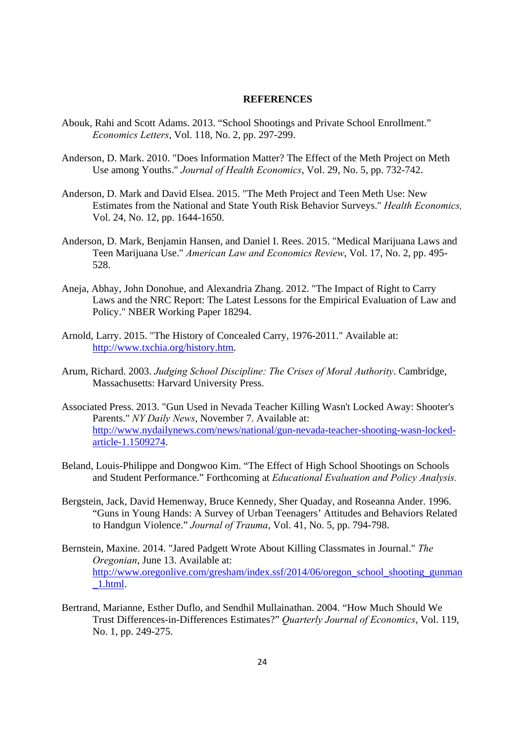**REFERENCES**

Abouk, Rahi and Scott Adams. 2013. "School Shootings and Private School Enrollment." *Economics Letters*, Vol. 118, No. 2, pp. 297-299.

Anderson, D. Mark. 2010. "Does Information Matter? The Effect of the Meth Project on Meth Use among Youths." *Journal of Health Economics*, Vol. 29, No. 5, pp. 732-742.

Anderson, D. Mark and David Elsea. 2015. "The Meth Project and Teen Meth Use: New Estimates from the National and State Youth Risk Behavior Surveys." *Health Economics,* Vol. 24, No. 12, pp. 1644-1650.

Anderson, D. Mark, Benjamin Hansen, and Daniel I. Rees. 2015. "Medical Marijuana Laws and Teen Marijuana Use." *American Law and Economics Review*, Vol. 17, No. 2, pp. 495-528.

Aneja, Abhay, John Donohue, and Alexandria Zhang. 2012. "The Impact of Right to Carry Laws and the NRC Report: The Latest Lessons for the Empirical Evaluation of Law and Policy." NBER Working Paper 18294.

Arnold, Larry. 2015. "The History of Concealed Carry, 1976-2011." Available at: http://www.txchia.org/history.htm.

Arum, Richard. 2003. *Judging School Discipline: The Crises of Moral Authority*. Cambridge, Massachusetts: Harvard University Press.

Associated Press. 2013. "Gun Used in Nevada Teacher Killing Wasn't Locked Away: Shooter's Parents." *NY Daily News*, November 7. Available at: http://www.nydailynews.com/news/national/gun-nevada-teacher-shooting-wasn-locked-article-1.1509274.

Beland, Louis-Philippe and Dongwoo Kim. "The Effect of High School Shootings on Schools and Student Performance." Forthcoming at *Educational Evaluation and Policy Analysis.*

Bergstein, Jack, David Hemenway, Bruce Kennedy, Sher Quaday, and Roseanna Ander. 1996. "Guns in Young Hands: A Survey of Urban Teenagers' Attitudes and Behaviors Related to Handgun Violence." *Journal of Trauma*, Vol. 41, No. 5, pp. 794-798.

Bernstein, Maxine. 2014. "Jared Padgett Wrote About Killing Classmates in Journal." *The Oregonian*, June 13. Available at: http://www.oregonlive.com/gresham/index.ssf/2014/06/oregon_school_shooting_gunman_1.html.

Bertrand, Marianne, Esther Duflo, and Sendhil Mullainathan. 2004. "How Much Should We Trust Differences-in-Differences Estimates?" *Quarterly Journal of Economics*, Vol. 119, No. 1, pp. 249-275.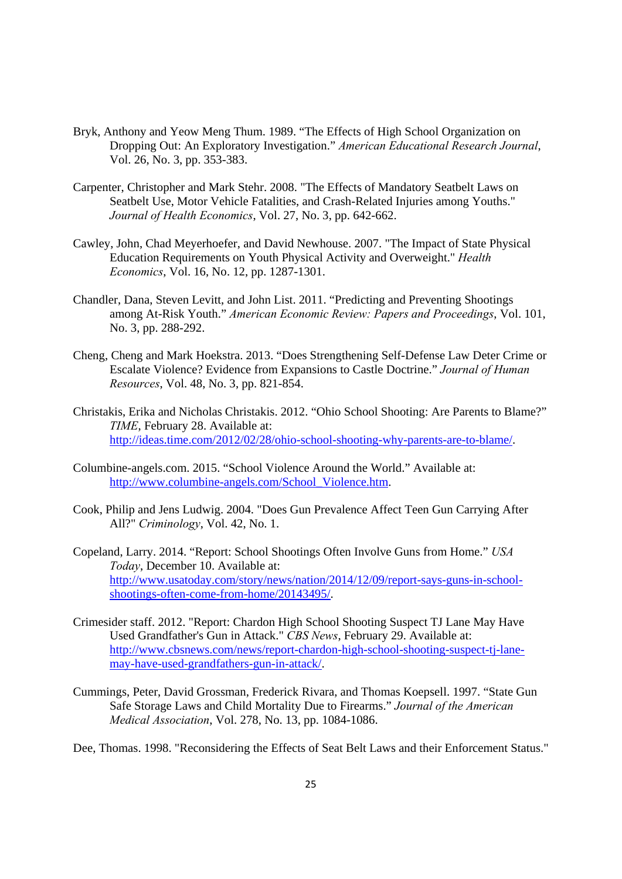Bryk, Anthony and Yeow Meng Thum. 1989. “The Effects of High School Organization on Dropping Out: An Exploratory Investigation.” *American Educational Research Journal*, Vol. 26, No. 3, pp. 353-383.

Carpenter, Christopher and Mark Stehr. 2008. "The Effects of Mandatory Seatbelt Laws on Seatbelt Use, Motor Vehicle Fatalities, and Crash-Related Injuries among Youths." *Journal of Health Economics*, Vol. 27, No. 3, pp. 642-662.

Cawley, John, Chad Meyerhoefer, and David Newhouse. 2007. "The Impact of State Physical Education Requirements on Youth Physical Activity and Overweight." *Health Economics*, Vol. 16, No. 12, pp. 1287-1301.

Chandler, Dana, Steven Levitt, and John List. 2011. “Predicting and Preventing Shootings among At-Risk Youth.” *American Economic Review: Papers and Proceedings*, Vol. 101, No. 3, pp. 288-292.

Cheng, Cheng and Mark Hoekstra. 2013. “Does Strengthening Self-Defense Law Deter Crime or Escalate Violence? Evidence from Expansions to Castle Doctrine.” *Journal of Human Resources*, Vol. 48, No. 3, pp. 821-854.

Christakis, Erika and Nicholas Christakis. 2012. “Ohio School Shooting: Are Parents to Blame?” *TIME*, February 28. Available at: http://ideas.time.com/2012/02/28/ohio-school-shooting-why-parents-are-to-blame/.

Columbine-angels.com. 2015. “School Violence Around the World.” Available at: http://www.columbine-angels.com/School_Violence.htm.

Cook, Philip and Jens Ludwig. 2004. "Does Gun Prevalence Affect Teen Gun Carrying After All?" *Criminology*, Vol. 42, No. 1.

Copeland, Larry. 2014. “Report: School Shootings Often Involve Guns from Home.” *USA Today*, December 10. Available at: http://www.usatoday.com/story/news/nation/2014/12/09/report-says-guns-in-school-shootings-often-come-from-home/20143495/.

Crimesider staff. 2012. "Report: Chardon High School Shooting Suspect TJ Lane May Have Used Grandfather's Gun in Attack." *CBS News*, February 29. Available at: http://www.cbsnews.com/news/report-chardon-high-school-shooting-suspect-tj-lane-may-have-used-grandfathers-gun-in-attack/.

Cummings, Peter, David Grossman, Frederick Rivara, and Thomas Koepsell. 1997. “State Gun Safe Storage Laws and Child Mortality Due to Firearms.” *Journal of the American Medical Association*, Vol. 278, No. 13, pp. 1084-1086.

Dee, Thomas. 1998. "Reconsidering the Effects of Seat Belt Laws and their Enforcement Status."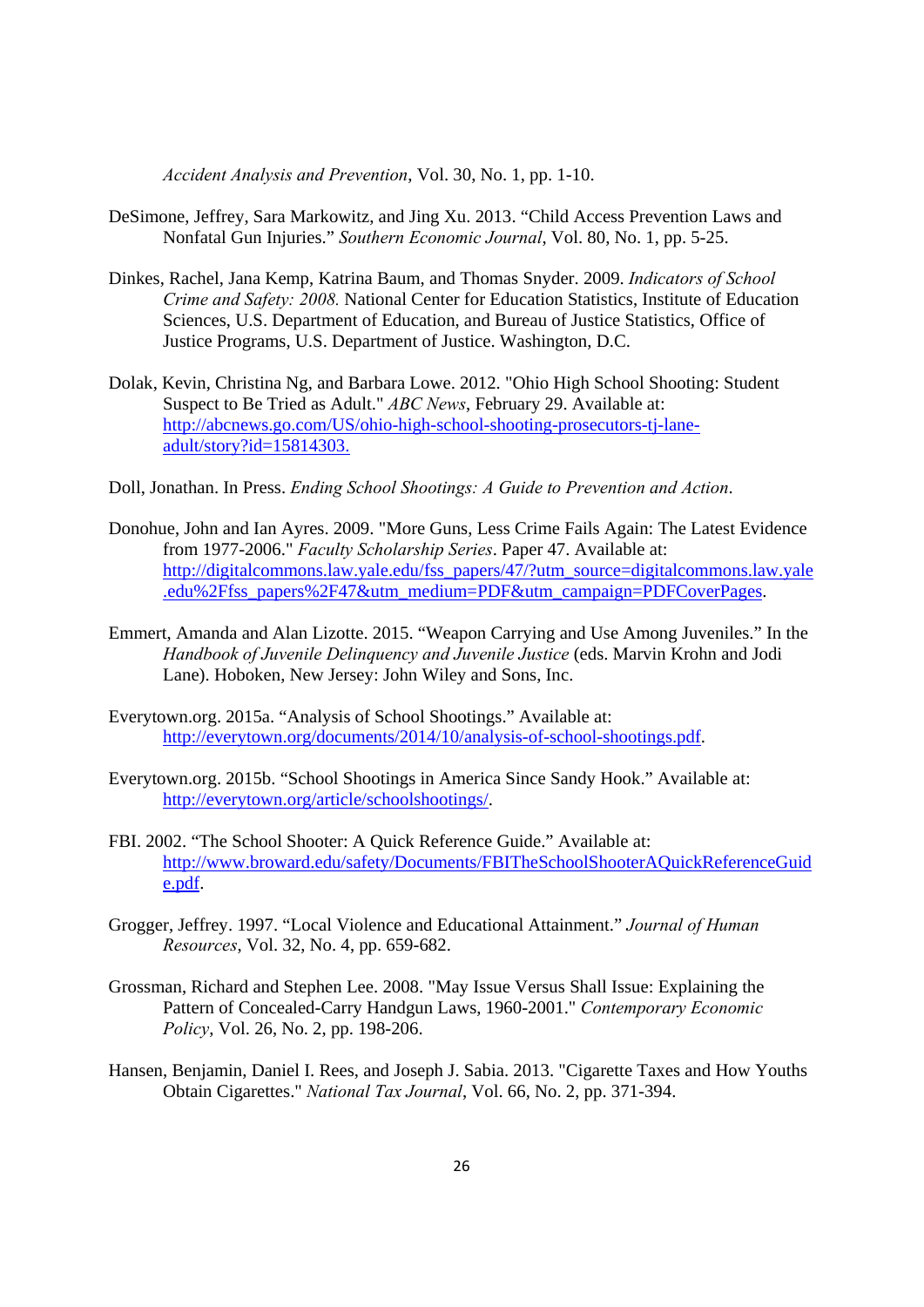*Accident Analysis and Prevention*, Vol. 30, No. 1, pp. 1-10.

DeSimone, Jeffrey, Sara Markowitz, and Jing Xu. 2013. "Child Access Prevention Laws and Nonfatal Gun Injuries." *Southern Economic Journal*, Vol. 80, No. 1, pp. 5-25.

Dinkes, Rachel, Jana Kemp, Katrina Baum, and Thomas Snyder. 2009. *Indicators of School Crime and Safety: 2008.* National Center for Education Statistics, Institute of Education Sciences, U.S. Department of Education, and Bureau of Justice Statistics, Office of Justice Programs, U.S. Department of Justice. Washington, D.C.

Dolak, Kevin, Christina Ng, and Barbara Lowe. 2012. "Ohio High School Shooting: Student Suspect to Be Tried as Adult." *ABC News*, February 29. Available at: http://abcnews.go.com/US/ohio-high-school-shooting-prosecutors-tj-lane-adult/story?id=15814303.

Doll, Jonathan. In Press. *Ending School Shootings: A Guide to Prevention and Action*.

Donohue, John and Ian Ayres. 2009. "More Guns, Less Crime Fails Again: The Latest Evidence from 1977-2006." *Faculty Scholarship Series*. Paper 47. Available at: http://digitalcommons.law.yale.edu/fss_papers/47/?utm_source=digitalcommons.law.yale.edu%2Ffss_papers%2F47&utm_medium=PDF&utm_campaign=PDFCoverPages.

Emmert, Amanda and Alan Lizotte. 2015. "Weapon Carrying and Use Among Juveniles." In the *Handbook of Juvenile Delinquency and Juvenile Justice* (eds. Marvin Krohn and Jodi Lane). Hoboken, New Jersey: John Wiley and Sons, Inc.

Everytown.org. 2015a. "Analysis of School Shootings." Available at: http://everytown.org/documents/2014/10/analysis-of-school-shootings.pdf.

Everytown.org. 2015b. "School Shootings in America Since Sandy Hook." Available at: http://everytown.org/article/schoolshootings/.

FBI. 2002. "The School Shooter: A Quick Reference Guide." Available at: http://www.broward.edu/safety/Documents/FBITheSchoolShooterAQuickReferenceGuide.pdf.

Grogger, Jeffrey. 1997. "Local Violence and Educational Attainment." *Journal of Human Resources*, Vol. 32, No. 4, pp. 659-682.

Grossman, Richard and Stephen Lee. 2008. "May Issue Versus Shall Issue: Explaining the Pattern of Concealed-Carry Handgun Laws, 1960-2001." *Contemporary Economic Policy*, Vol. 26, No. 2, pp. 198-206.

Hansen, Benjamin, Daniel I. Rees, and Joseph J. Sabia. 2013. "Cigarette Taxes and How Youths Obtain Cigarettes." *National Tax Journal*, Vol. 66, No. 2, pp. 371-394.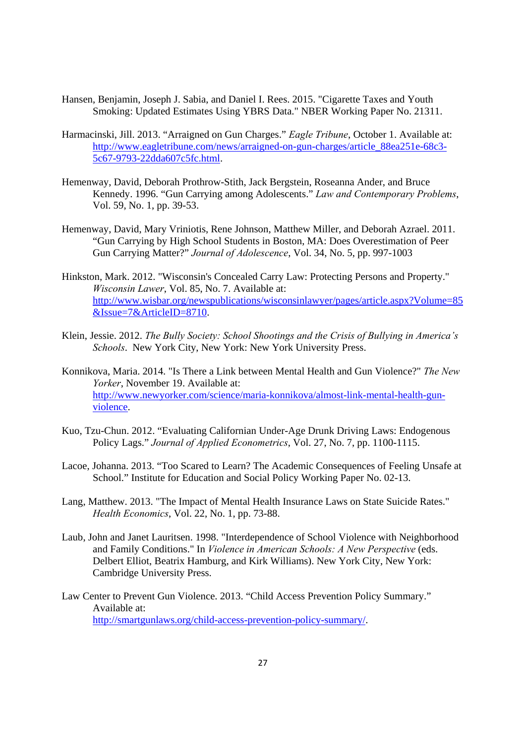Hansen, Benjamin, Joseph J. Sabia, and Daniel I. Rees. 2015. "Cigarette Taxes and Youth Smoking: Updated Estimates Using YBRS Data." NBER Working Paper No. 21311.

Harmacinski, Jill. 2013. "Arraigned on Gun Charges." *Eagle Tribune*, October 1. Available at: http://www.eagletribune.com/news/arraigned-on-gun-charges/article_88ea251e-68c3-5c67-9793-22dda607c5fc.html.

Hemenway, David, Deborah Prothrow-Stith, Jack Bergstein, Roseanna Ander, and Bruce Kennedy. 1996. "Gun Carrying among Adolescents." *Law and Contemporary Problems*, Vol. 59, No. 1, pp. 39-53.

Hemenway, David, Mary Vriniotis, Rene Johnson, Matthew Miller, and Deborah Azrael. 2011. "Gun Carrying by High School Students in Boston, MA: Does Overestimation of Peer Gun Carrying Matter?" *Journal of Adolescence*, Vol. 34, No. 5, pp. 997-1003

Hinkston, Mark. 2012. "Wisconsin's Concealed Carry Law: Protecting Persons and Property." *Wisconsin Lawer*, Vol. 85, No. 7. Available at: http://www.wisbar.org/newspublications/wisconsinlawyer/pages/article.aspx?Volume=85&Issue=7&ArticleID=8710.

Klein, Jessie. 2012. *The Bully Society: School Shootings and the Crisis of Bullying in America's Schools*. New York City, New York: New York University Press.

Konnikova, Maria. 2014. "Is There a Link between Mental Health and Gun Violence?" *The New Yorker*, November 19. Available at: http://www.newyorker.com/science/maria-konnikova/almost-link-mental-health-gun-violence.

Kuo, Tzu-Chun. 2012. "Evaluating Californian Under-Age Drunk Driving Laws: Endogenous Policy Lags." *Journal of Applied Econometrics*, Vol. 27, No. 7, pp. 1100-1115.

Lacoe, Johanna. 2013. "Too Scared to Learn? The Academic Consequences of Feeling Unsafe at School." Institute for Education and Social Policy Working Paper No. 02-13.

Lang, Matthew. 2013. "The Impact of Mental Health Insurance Laws on State Suicide Rates." *Health Economics*, Vol. 22, No. 1, pp. 73-88.

Laub, John and Janet Lauritsen. 1998. "Interdependence of School Violence with Neighborhood and Family Conditions." In *Violence in American Schools: A New Perspective* (eds. Delbert Elliot, Beatrix Hamburg, and Kirk Williams). New York City, New York: Cambridge University Press.

Law Center to Prevent Gun Violence. 2013. "Child Access Prevention Policy Summary." Available at: http://smartgunlaws.org/child-access-prevention-policy-summary/.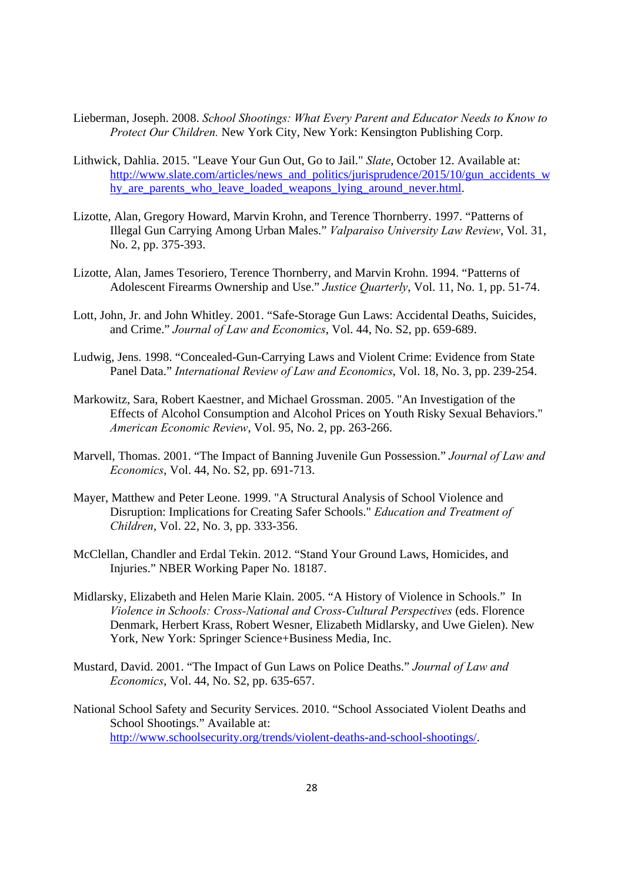Lieberman, Joseph. 2008. *School Shootings: What Every Parent and Educator Needs to Know to Protect Our Children.* New York City, New York: Kensington Publishing Corp.

Lithwick, Dahlia. 2015. "Leave Your Gun Out, Go to Jail." *Slate*, October 12. Available at: http://www.slate.com/articles/news_and_politics/jurisprudence/2015/10/gun_accidents_why_are_parents_who_leave_loaded_weapons_lying_around_never.html.

Lizotte, Alan, Gregory Howard, Marvin Krohn, and Terence Thornberry. 1997. "Patterns of Illegal Gun Carrying Among Urban Males." *Valparaiso University Law Review*, Vol. 31, No. 2, pp. 375-393.

Lizotte, Alan, James Tesoriero, Terence Thornberry, and Marvin Krohn. 1994. "Patterns of Adolescent Firearms Ownership and Use." *Justice Quarterly,* Vol. 11, No. 1, pp. 51-74.

Lott, John, Jr. and John Whitley. 2001. "Safe-Storage Gun Laws: Accidental Deaths, Suicides, and Crime." *Journal of Law and Economics*, Vol. 44, No. S2, pp. 659-689.

Ludwig, Jens. 1998. "Concealed-Gun-Carrying Laws and Violent Crime: Evidence from State Panel Data." *International Review of Law and Economics*, Vol. 18, No. 3, pp. 239-254.

Markowitz, Sara, Robert Kaestner, and Michael Grossman. 2005. "An Investigation of the Effects of Alcohol Consumption and Alcohol Prices on Youth Risky Sexual Behaviors." *American Economic Review*, Vol. 95, No. 2, pp. 263-266.

Marvell, Thomas. 2001. "The Impact of Banning Juvenile Gun Possession." *Journal of Law and Economics,* Vol. 44, No. S2, pp. 691-713.

Mayer, Matthew and Peter Leone. 1999. "A Structural Analysis of School Violence and Disruption: Implications for Creating Safer Schools." *Education and Treatment of Children*, Vol. 22, No. 3, pp. 333-356.

McClellan, Chandler and Erdal Tekin. 2012. "Stand Your Ground Laws, Homicides, and Injuries." NBER Working Paper No. 18187.

Midlarsky, Elizabeth and Helen Marie Klain. 2005. "A History of Violence in Schools." In *Violence in Schools: Cross-National and Cross-Cultural Perspectives* (eds. Florence Denmark, Herbert Krass, Robert Wesner, Elizabeth Midlarsky, and Uwe Gielen). New York, New York: Springer Science+Business Media, Inc.

Mustard, David. 2001. "The Impact of Gun Laws on Police Deaths." *Journal of Law and Economics*, Vol. 44, No. S2, pp. 635-657.

National School Safety and Security Services. 2010. "School Associated Violent Deaths and School Shootings." Available at: http://www.schoolsecurity.org/trends/violent-deaths-and-school-shootings/.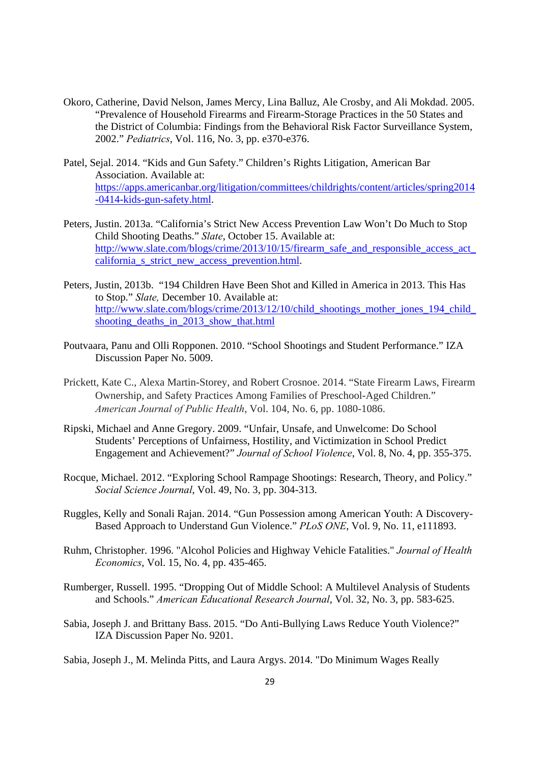Okoro, Catherine, David Nelson, James Mercy, Lina Balluz, Ale Crosby, and Ali Mokdad. 2005. "Prevalence of Household Firearms and Firearm-Storage Practices in the 50 States and the District of Columbia: Findings from the Behavioral Risk Factor Surveillance System, 2002." *Pediatrics*, Vol. 116, No. 3, pp. e370-e376.

Patel, Sejal. 2014. "Kids and Gun Safety." Children's Rights Litigation, American Bar Association. Available at: https://apps.americanbar.org/litigation/committees/childrights/content/articles/spring2014-0414-kids-gun-safety.html.

Peters, Justin. 2013a. "California's Strict New Access Prevention Law Won't Do Much to Stop Child Shooting Deaths." *Slate*, October 15. Available at: http://www.slate.com/blogs/crime/2013/10/15/firearm_safe_and_responsible_access_act_california_s_strict_new_access_prevention.html.

Peters, Justin, 2013b. "194 Children Have Been Shot and Killed in America in 2013. This Has to Stop." *Slate,* December 10. Available at: http://www.slate.com/blogs/crime/2013/12/10/child_shootings_mother_jones_194_child_shooting_deaths_in_2013_show_that.html

Poutvaara, Panu and Olli Ropponen. 2010. "School Shootings and Student Performance." IZA Discussion Paper No. 5009.

Prickett, Kate C., Alexa Martin-Storey, and Robert Crosnoe. 2014. "State Firearm Laws, Firearm Ownership, and Safety Practices Among Families of Preschool-Aged Children." *American Journal of Public Health*, Vol. 104, No. 6, pp. 1080-1086.

Ripski, Michael and Anne Gregory. 2009. "Unfair, Unsafe, and Unwelcome: Do School Students' Perceptions of Unfairness, Hostility, and Victimization in School Predict Engagement and Achievement?" *Journal of School Violence*, Vol. 8, No. 4, pp. 355-375.

Rocque, Michael. 2012. "Exploring School Rampage Shootings: Research, Theory, and Policy." *Social Science Journal*, Vol. 49, No. 3, pp. 304-313.

Ruggles, Kelly and Sonali Rajan. 2014. "Gun Possession among American Youth: A Discovery-Based Approach to Understand Gun Violence." *PLoS ONE*, Vol. 9, No. 11, e111893.

Ruhm, Christopher. 1996. "Alcohol Policies and Highway Vehicle Fatalities." *Journal of Health Economics*, Vol. 15, No. 4, pp. 435-465.

Rumberger, Russell. 1995. "Dropping Out of Middle School: A Multilevel Analysis of Students and Schools." *American Educational Research Journal*, Vol. 32, No. 3, pp. 583-625.

Sabia, Joseph J. and Brittany Bass. 2015. "Do Anti-Bullying Laws Reduce Youth Violence?" IZA Discussion Paper No. 9201.

Sabia, Joseph J., M. Melinda Pitts, and Laura Argys. 2014. "Do Minimum Wages Really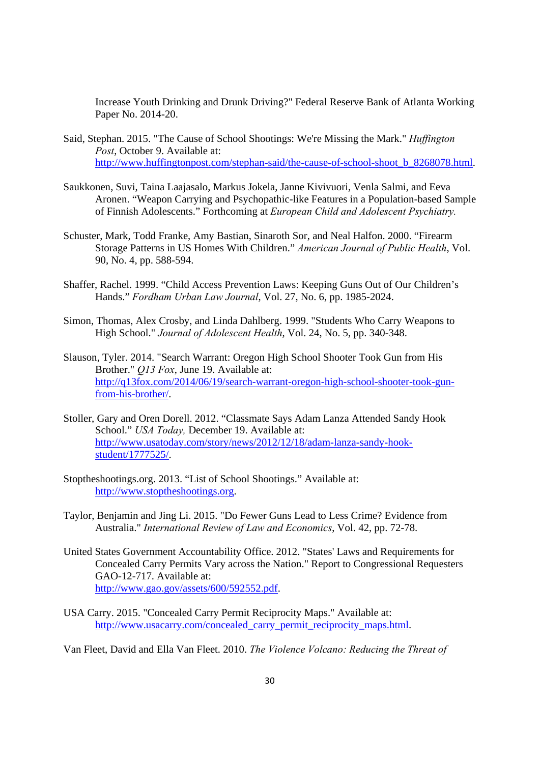Increase Youth Drinking and Drunk Driving?" Federal Reserve Bank of Atlanta Working Paper No. 2014-20.

Said, Stephan. 2015. "The Cause of School Shootings: We're Missing the Mark." *Huffington Post*, October 9. Available at: http://www.huffingtonpost.com/stephan-said/the-cause-of-school-shoot_b_8268078.html.

Saukkonen, Suvi, Taina Laajasalo, Markus Jokela, Janne Kivivuori, Venla Salmi, and Eeva Aronen. "Weapon Carrying and Psychopathic-like Features in a Population-based Sample of Finnish Adolescents." Forthcoming at *European Child and Adolescent Psychiatry.*

Schuster, Mark, Todd Franke, Amy Bastian, Sinaroth Sor, and Neal Halfon. 2000. "Firearm Storage Patterns in US Homes With Children." *American Journal of Public Health*, Vol. 90, No. 4, pp. 588-594.

Shaffer, Rachel. 1999. "Child Access Prevention Laws: Keeping Guns Out of Our Children's Hands." *Fordham Urban Law Journal*, Vol. 27, No. 6, pp. 1985-2024.

Simon, Thomas, Alex Crosby, and Linda Dahlberg. 1999. "Students Who Carry Weapons to High School." *Journal of Adolescent Health*, Vol. 24, No. 5, pp. 340-348.

Slauson, Tyler. 2014. "Search Warrant: Oregon High School Shooter Took Gun from His Brother." *Q13 Fox*, June 19. Available at: http://q13fox.com/2014/06/19/search-warrant-oregon-high-school-shooter-took-gun-from-his-brother/.

Stoller, Gary and Oren Dorell. 2012. "Classmate Says Adam Lanza Attended Sandy Hook School." *USA Today,* December 19. Available at: http://www.usatoday.com/story/news/2012/12/18/adam-lanza-sandy-hook-student/1777525/.

Stoptheshootings.org. 2013. "List of School Shootings." Available at: http://www.stoptheshootings.org.

Taylor, Benjamin and Jing Li. 2015. "Do Fewer Guns Lead to Less Crime? Evidence from Australia." *International Review of Law and Economics*, Vol. 42, pp. 72-78.

United States Government Accountability Office. 2012. "States' Laws and Requirements for Concealed Carry Permits Vary across the Nation." Report to Congressional Requesters GAO-12-717. Available at: http://www.gao.gov/assets/600/592552.pdf.

USA Carry. 2015. "Concealed Carry Permit Reciprocity Maps." Available at: http://www.usacarry.com/concealed_carry_permit_reciprocity_maps.html.

Van Fleet, David and Ella Van Fleet. 2010. *The Violence Volcano: Reducing the Threat of*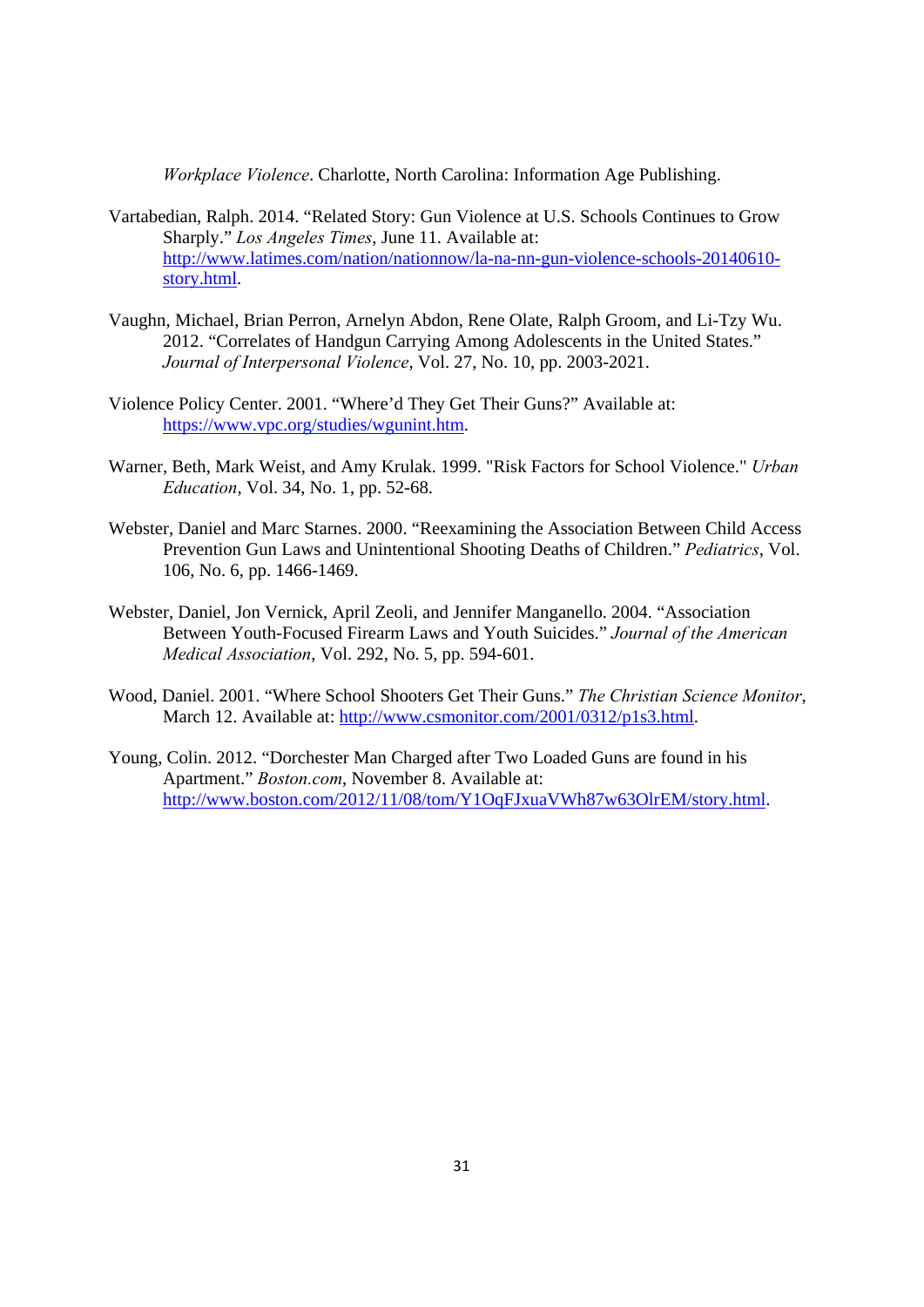*Workplace Violence*. Charlotte, North Carolina: Information Age Publishing.

Vartabedian, Ralph. 2014. "Related Story: Gun Violence at U.S. Schools Continues to Grow Sharply." *Los Angeles Times*, June 11. Available at: http://www.latimes.com/nation/nationnow/la-na-nn-gun-violence-schools-20140610-story.html.

Vaughn, Michael, Brian Perron, Arnelyn Abdon, Rene Olate, Ralph Groom, and Li-Tzy Wu. 2012. "Correlates of Handgun Carrying Among Adolescents in the United States." *Journal of Interpersonal Violence*, Vol. 27, No. 10, pp. 2003-2021.

Violence Policy Center. 2001. "Where'd They Get Their Guns?" Available at: https://www.vpc.org/studies/wgunint.htm.

Warner, Beth, Mark Weist, and Amy Krulak. 1999. "Risk Factors for School Violence." *Urban Education*, Vol. 34, No. 1, pp. 52-68.

Webster, Daniel and Marc Starnes. 2000. "Reexamining the Association Between Child Access Prevention Gun Laws and Unintentional Shooting Deaths of Children." *Pediatrics*, Vol. 106, No. 6, pp. 1466-1469.

Webster, Daniel, Jon Vernick, April Zeoli, and Jennifer Manganello. 2004. "Association Between Youth-Focused Firearm Laws and Youth Suicides." *Journal of the American Medical Association*, Vol. 292, No. 5, pp. 594-601.

Wood, Daniel. 2001. "Where School Shooters Get Their Guns." *The Christian Science Monitor*, March 12. Available at: http://www.csmonitor.com/2001/0312/p1s3.html.

Young, Colin. 2012. "Dorchester Man Charged after Two Loaded Guns are found in his Apartment." *Boston.com*, November 8. Available at: http://www.boston.com/2012/11/08/tom/Y1OqFJxuaVWh87w63OlrEM/story.html.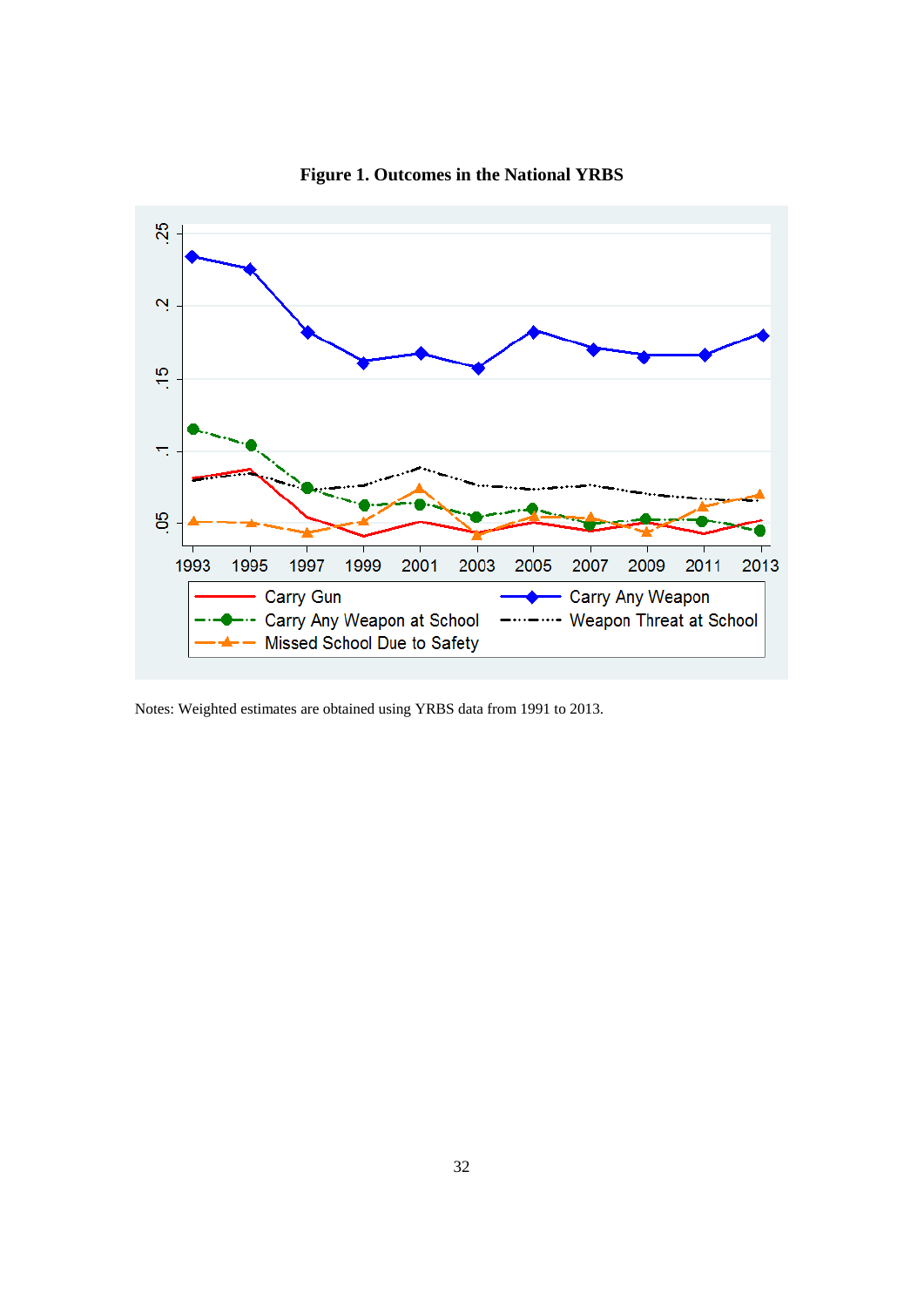**Figure 1. Outcomes in the National YRBS**

Notes: Weighted estimates are obtained using YRBS data from 1991 to 2013.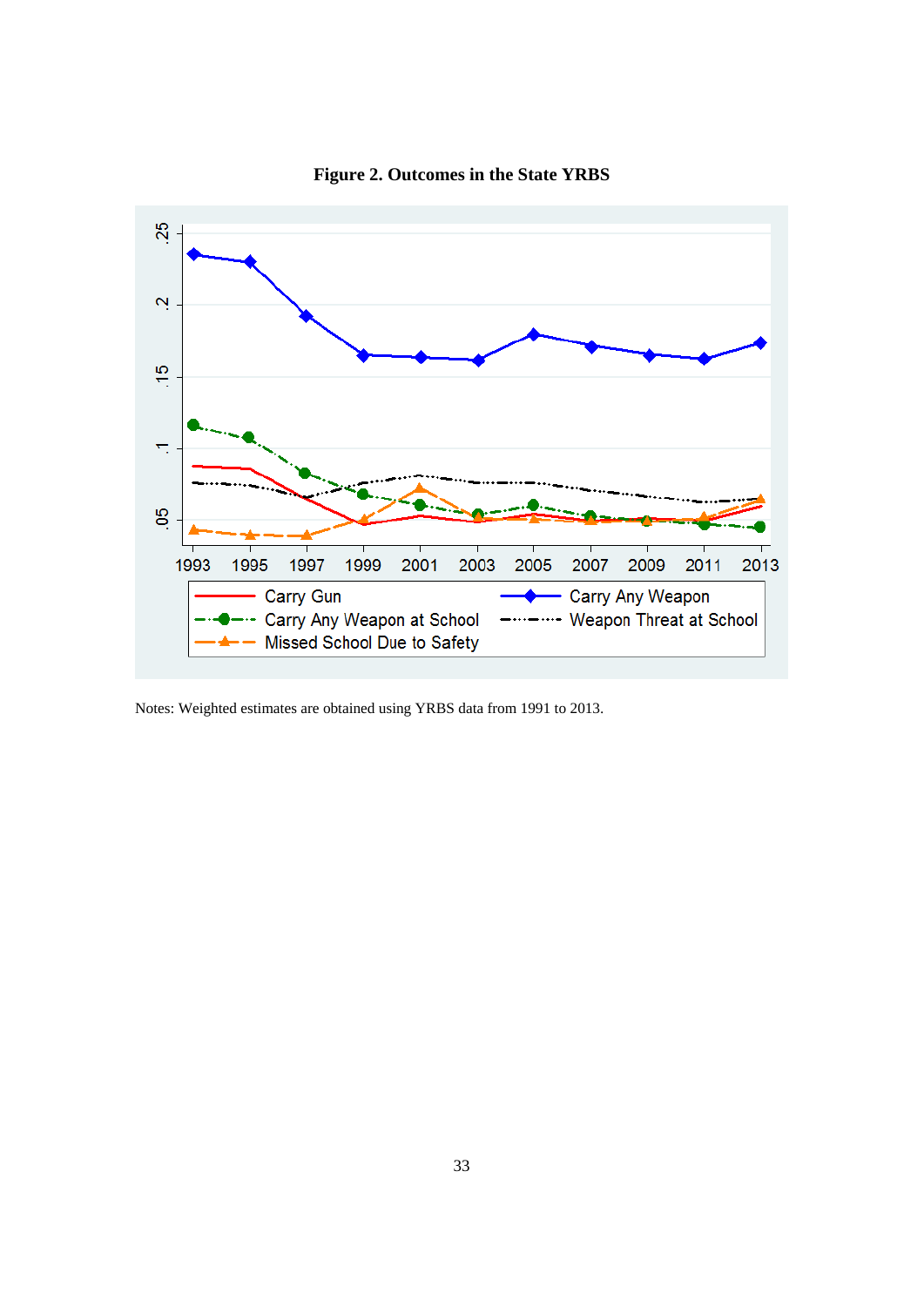**Figure 2. Outcomes in the State YRBS**

Notes: Weighted estimates are obtained using YRBS data from 1991 to 2013.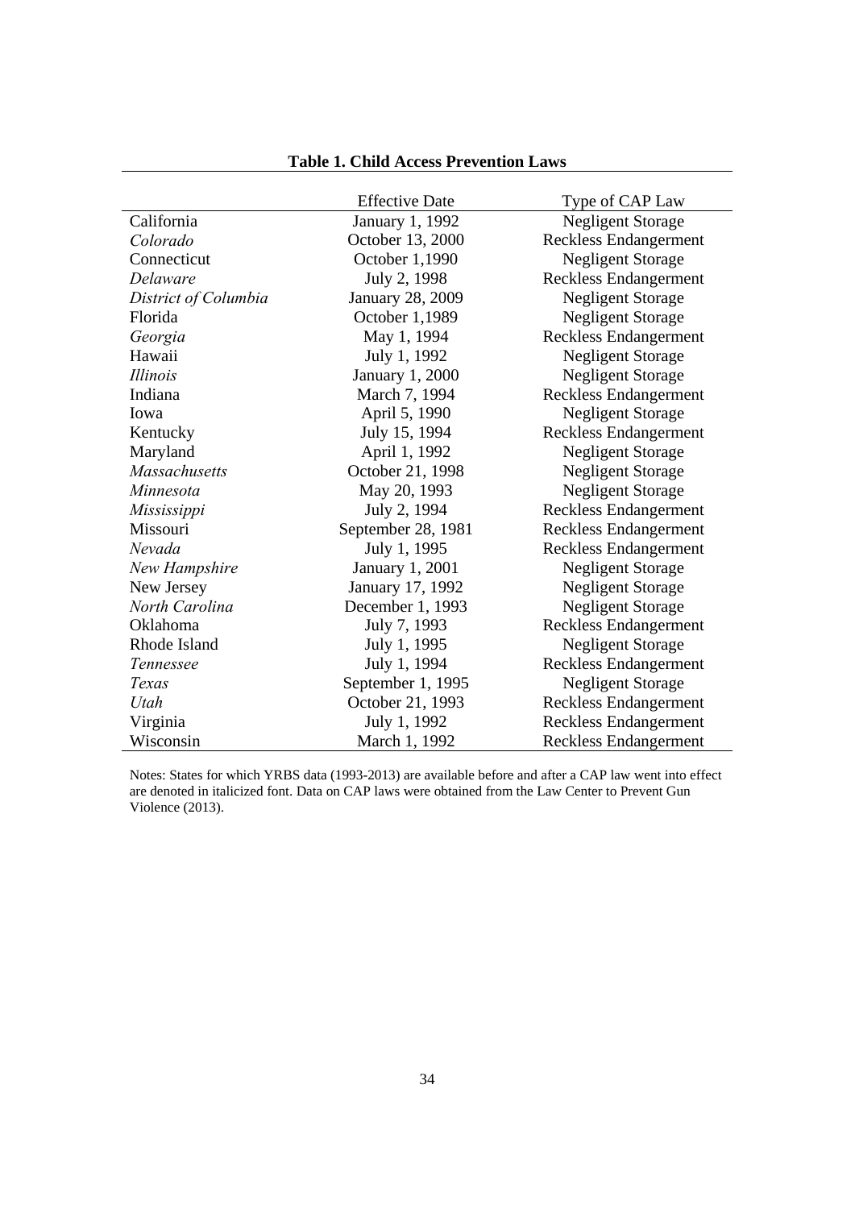**Table 1. Child Access Prevention Laws**

| | Effective Date | Type of CAP Law |
|---|---|---|
| California | January 1, 1992 | Negligent Storage |
| *Colorado* | October 13, 2000 | Reckless Endangerment |
| Connecticut | October 1,1990 | Negligent Storage |
| *Delaware* | July 2, 1998 | Reckless Endangerment |
| *District of Columbia* | January 28, 2009 | Negligent Storage |
| Florida | October 1,1989 | Negligent Storage |
| *Georgia* | May 1, 1994 | Reckless Endangerment |
| Hawaii | July 1, 1992 | Negligent Storage |
| *Illinois* | January 1, 2000 | Negligent Storage |
| Indiana | March 7, 1994 | Reckless Endangerment |
| Iowa | April 5, 1990 | Negligent Storage |
| Kentucky | July 15, 1994 | Reckless Endangerment |
| Maryland | April 1, 1992 | Negligent Storage |
| *Massachusetts* | October 21, 1998 | Negligent Storage |
| *Minnesota* | May 20, 1993 | Negligent Storage |
| *Mississippi* | July 2, 1994 | Reckless Endangerment |
| Missouri | September 28, 1981 | Reckless Endangerment |
| *Nevada* | July 1, 1995 | Reckless Endangerment |
| *New Hampshire* | January 1, 2001 | Negligent Storage |
| New Jersey | January 17, 1992 | Negligent Storage |
| *North Carolina* | December 1, 1993 | Negligent Storage |
| Oklahoma | July 7, 1993 | Reckless Endangerment |
| Rhode Island | July 1, 1995 | Negligent Storage |
| *Tennessee* | July 1, 1994 | Reckless Endangerment |
| *Texas* | September 1, 1995 | Negligent Storage |
| *Utah* | October 21, 1993 | Reckless Endangerment |
| Virginia | July 1, 1992 | Reckless Endangerment |
| Wisconsin | March 1, 1992 | Reckless Endangerment |

Notes: States for which YRBS data (1993-2013) are available before and after a CAP law went into effect are denoted in italicized font. Data on CAP laws were obtained from the Law Center to Prevent Gun Violence (2013).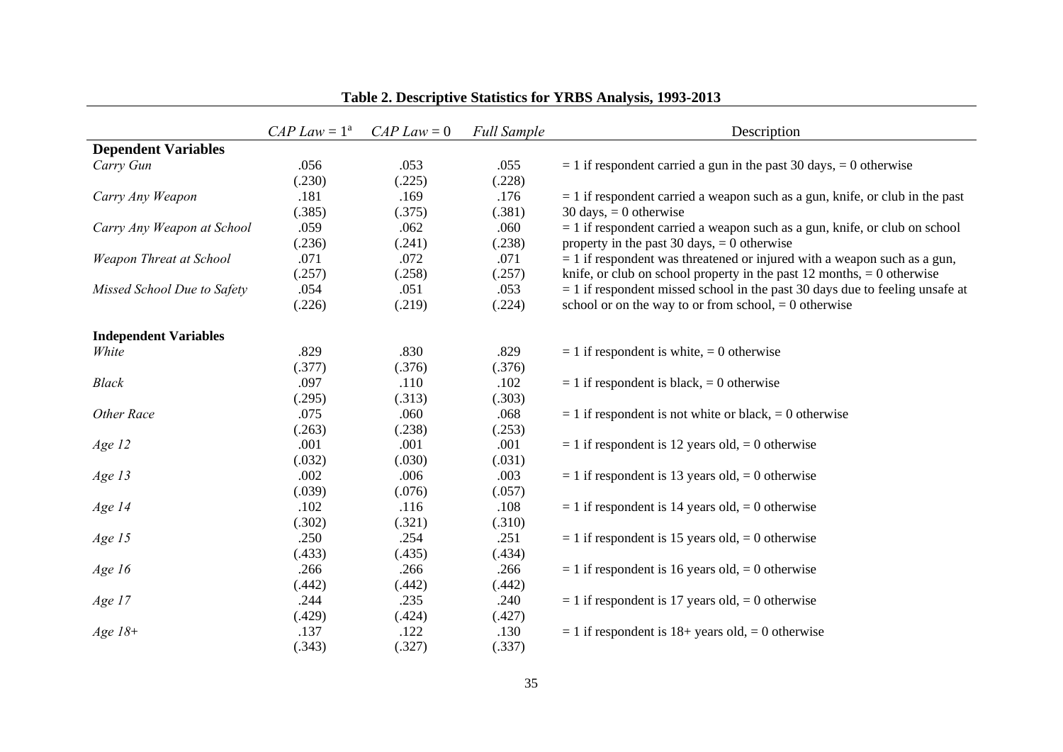**Table 2. Descriptive Statistics for YRBS Analysis, 1993-2013**

| | *CAP Law* = 1[a] | *CAP Law* = 0 | *Full Sample* | Description |
|---|---|---|---|---|
| **Dependent Variables** | | | | |
| *Carry Gun* | .056 | .053 | .055 | = 1 if respondent carried a gun in the past 30 days, = 0 otherwise |
| | (.230) | (.225) | (.228) | |
| *Carry Any Weapon* | .181 | .169 | .176 | = 1 if respondent carried a weapon such as a gun, knife, or club in the past 30 days, = 0 otherwise |
| | (.385) | (.375) | (.381) | |
| *Carry Any Weapon at School* | .059 | .062 | .060 | = 1 if respondent carried a weapon such as a gun, knife, or club on school property in the past 30 days, = 0 otherwise |
| | (.236) | (.241) | (.238) | |
| *Weapon Threat at School* | .071 | .072 | .071 | = 1 if respondent was threatened or injured with a weapon such as a gun, knife, or club on school property in the past 12 months, = 0 otherwise |
| | (.257) | (.258) | (.257) | |
| *Missed School Due to Safety* | .054 | .051 | .053 | = 1 if respondent missed school in the past 30 days due to feeling unsafe at school or on the way to or from school, = 0 otherwise |
| | (.226) | (.219) | (.224) | |
| **Independent Variables** | | | | |
| *White* | .829 | .830 | .829 | = 1 if respondent is white, = 0 otherwise |
| | (.377) | (.376) | (.376) | |
| *Black* | .097 | .110 | .102 | = 1 if respondent is black, = 0 otherwise |
| | (.295) | (.313) | (.303) | |
| *Other Race* | .075 | .060 | .068 | = 1 if respondent is not white or black, = 0 otherwise |
| | (.263) | (.238) | (.253) | |
| *Age 12* | .001 | .001 | .001 | = 1 if respondent is 12 years old, = 0 otherwise |
| | (.032) | (.030) | (.031) | |
| *Age 13* | .002 | .006 | .003 | = 1 if respondent is 13 years old, = 0 otherwise |
| | (.039) | (.076) | (.057) | |
| *Age 14* | .102 | .116 | .108 | = 1 if respondent is 14 years old, = 0 otherwise |
| | (.302) | (.321) | (.310) | |
| *Age 15* | .250 | .254 | .251 | = 1 if respondent is 15 years old, = 0 otherwise |
| | (.433) | (.435) | (.434) | |
| *Age 16* | .266 | .266 | .266 | = 1 if respondent is 16 years old, = 0 otherwise |
| | (.442) | (.442) | (.442) | |
| *Age 17* | .244 | .235 | .240 | = 1 if respondent is 17 years old, = 0 otherwise |
| | (.429) | (.424) | (.427) | |
| *Age 18+* | .137 | .122 | .130 | = 1 if respondent is 18+ years old, = 0 otherwise |
| | (.343) | (.327) | (.337) | |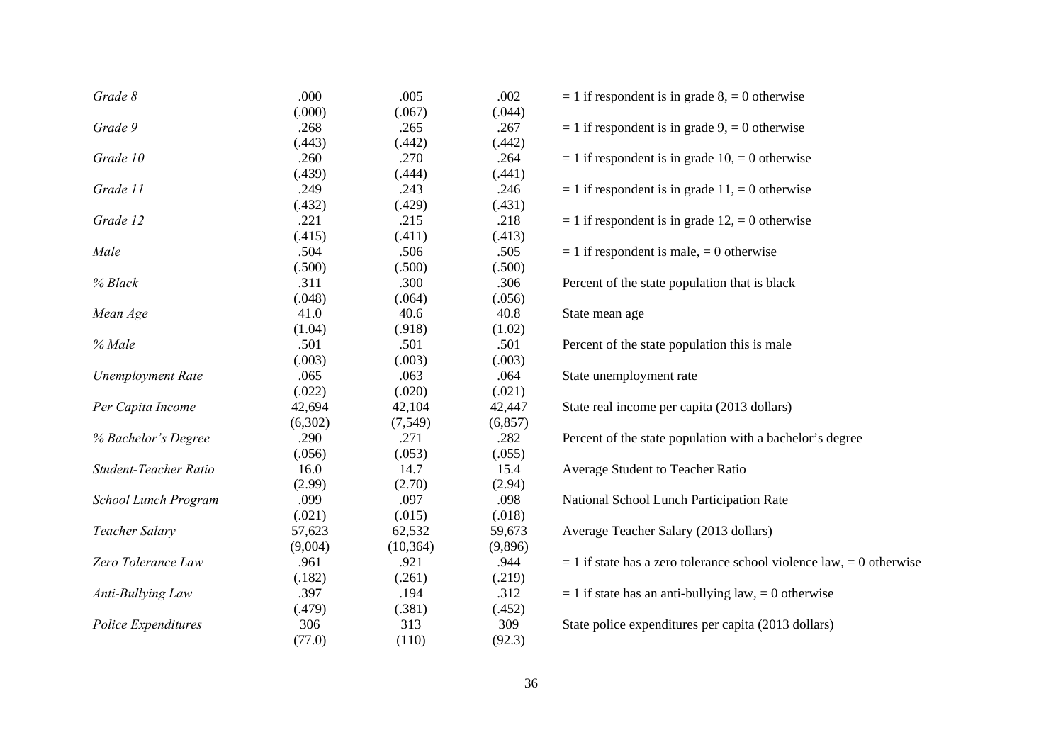| | | | | |
|---|---|---|---|---|
| *Grade 8* | .000 | .005 | .002 | = 1 if respondent is in grade 8, = 0 otherwise |
| | (.000) | (.067) | (.044) | |
| *Grade 9* | .268 | .265 | .267 | = 1 if respondent is in grade 9, = 0 otherwise |
| | (.443) | (.442) | (.442) | |
| *Grade 10* | .260 | .270 | .264 | = 1 if respondent is in grade 10, = 0 otherwise |
| | (.439) | (.444) | (.441) | |
| *Grade 11* | .249 | .243 | .246 | = 1 if respondent is in grade 11, = 0 otherwise |
| | (.432) | (.429) | (.431) | |
| *Grade 12* | .221 | .215 | .218 | = 1 if respondent is in grade 12, = 0 otherwise |
| | (.415) | (.411) | (.413) | |
| *Male* | .504 | .506 | .505 | = 1 if respondent is male, = 0 otherwise |
| | (.500) | (.500) | (.500) | |
| *% Black* | .311 | .300 | .306 | Percent of the state population that is black |
| | (.048) | (.064) | (.056) | |
| *Mean Age* | 41.0 | 40.6 | 40.8 | State mean age |
| | (1.04) | (.918) | (1.02) | |
| *% Male* | .501 | .501 | .501 | Percent of the state population this is male |
| | (.003) | (.003) | (.003) | |
| *Unemployment Rate* | .065 | .063 | .064 | State unemployment rate |
| | (.022) | (.020) | (.021) | |
| *Per Capita Income* | 42,694 | 42,104 | 42,447 | State real income per capita (2013 dollars) |
| | (6,302) | (7,549) | (6,857) | |
| *% Bachelor's Degree* | .290 | .271 | .282 | Percent of the state population with a bachelor's degree |
| | (.056) | (.053) | (.055) | |
| *Student-Teacher Ratio* | 16.0 | 14.7 | 15.4 | Average Student to Teacher Ratio |
| | (2.99) | (2.70) | (2.94) | |
| *School Lunch Program* | .099 | .097 | .098 | National School Lunch Participation Rate |
| | (.021) | (.015) | (.018) | |
| *Teacher Salary* | 57,623 | 62,532 | 59,673 | Average Teacher Salary (2013 dollars) |
| | (9,004) | (10,364) | (9,896) | |
| *Zero Tolerance Law* | .961 | .921 | .944 | = 1 if state has a zero tolerance school violence law, = 0 otherwise |
| | (.182) | (.261) | (.219) | |
| *Anti-Bullying Law* | .397 | .194 | .312 | = 1 if state has an anti-bullying law, = 0 otherwise |
| | (.479) | (.381) | (.452) | |
| *Police Expenditures* | 306 | 313 | 309 | State police expenditures per capita (2013 dollars) |
| | (77.0) | (110) | (92.3) | |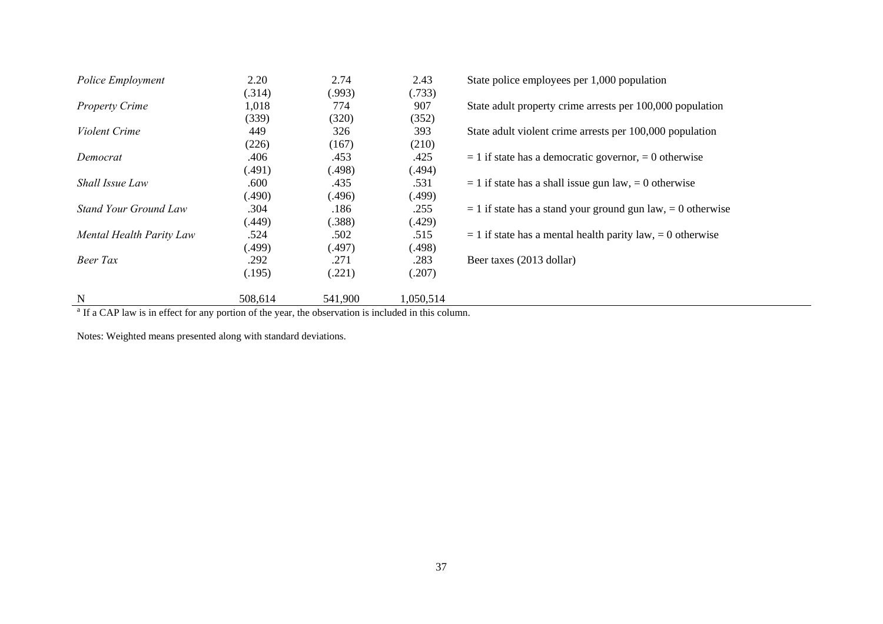| | | | | |
|---|---|---|---|---|
| *Police Employment* | 2.20 | 2.74 | 2.43 | State police employees per 1,000 population |
| | (.314) | (.993) | (.733) | |
| *Property Crime* | 1,018 | 774 | 907 | State adult property crime arrests per 100,000 population |
| | (339) | (320) | (352) | |
| *Violent Crime* | 449 | 326 | 393 | State adult violent crime arrests per 100,000 population |
| | (226) | (167) | (210) | |
| *Democrat* | .406 | .453 | .425 | = 1 if state has a democratic governor, = 0 otherwise |
| | (.491) | (.498) | (.494) | |
| *Shall Issue Law* | .600 | .435 | .531 | = 1 if state has a shall issue gun law, = 0 otherwise |
| | (.490) | (.496) | (.499) | |
| *Stand Your Ground Law* | .304 | .186 | .255 | = 1 if state has a stand your ground gun law, = 0 otherwise |
| | (.449) | (.388) | (.429) | |
| *Mental Health Parity Law* | .524 | .502 | .515 | = 1 if state has a mental health parity law, = 0 otherwise |
| | (.499) | (.497) | (.498) | |
| *Beer Tax* | .292 | .271 | .283 | Beer taxes (2013 dollar) |
| | (.195) | (.221) | (.207) | |
| N | 508,614 | 541,900 | 1,050,514 | |

[a] If a CAP law is in effect for any portion of the year, the observation is included in this column.

Notes: Weighted means presented along with standard deviations.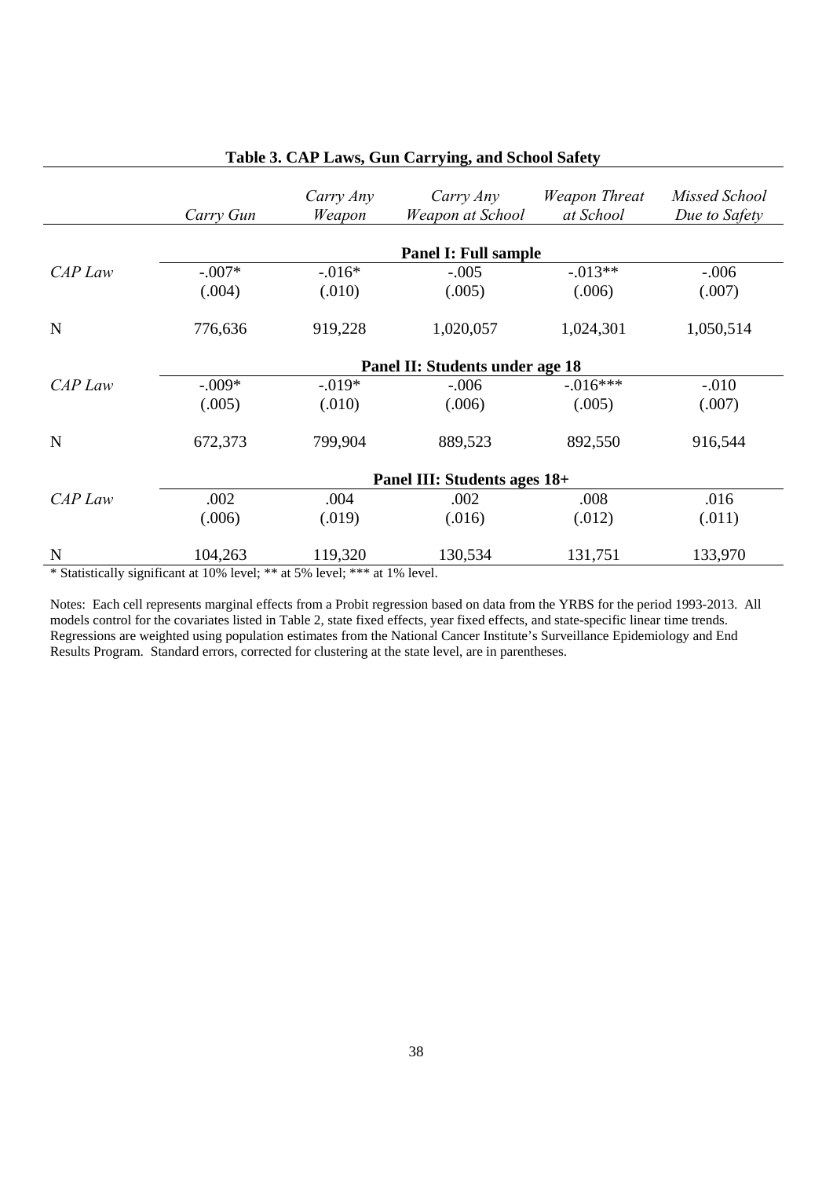**Table 3. CAP Laws, Gun Carrying, and School Safety**

| | *Carry Gun* | *Carry Any Weapon* | *Carry Any Weapon at School* | *Weapon Threat at School* | *Missed School Due to Safety* |
|---|---|---|---|---|---|
| | **Panel I: Full sample** | | | | |
| *CAP Law* | -.007* | -.016* | -.005 | -.013** | -.006 |
| | (.004) | (.010) | (.005) | (.006) | (.007) |
| N | 776,636 | 919,228 | 1,020,057 | 1,024,301 | 1,050,514 |
| | **Panel II: Students under age 18** | | | | |
| *CAP Law* | -.009* | -.019* | -.006 | -.016*** | -.010 |
| | (.005) | (.010) | (.006) | (.005) | (.007) |
| N | 672,373 | 799,904 | 889,523 | 892,550 | 916,544 |
| | **Panel III: Students ages 18+** | | | | |
| *CAP Law* | .002 | .004 | .002 | .008 | .016 |
| | (.006) | (.019) | (.016) | (.012) | (.011) |
| N | 104,263 | 119,320 | 130,534 | 131,751 | 133,970 |

* Statistically significant at 10% level; ** at 5% level; *** at 1% level.

Notes: Each cell represents marginal effects from a Probit regression based on data from the YRBS for the period 1993-2013. All models control for the covariates listed in Table 2, state fixed effects, year fixed effects, and state-specific linear time trends. Regressions are weighted using population estimates from the National Cancer Institute's Surveillance Epidemiology and End Results Program. Standard errors, corrected for clustering at the state level, are in parentheses.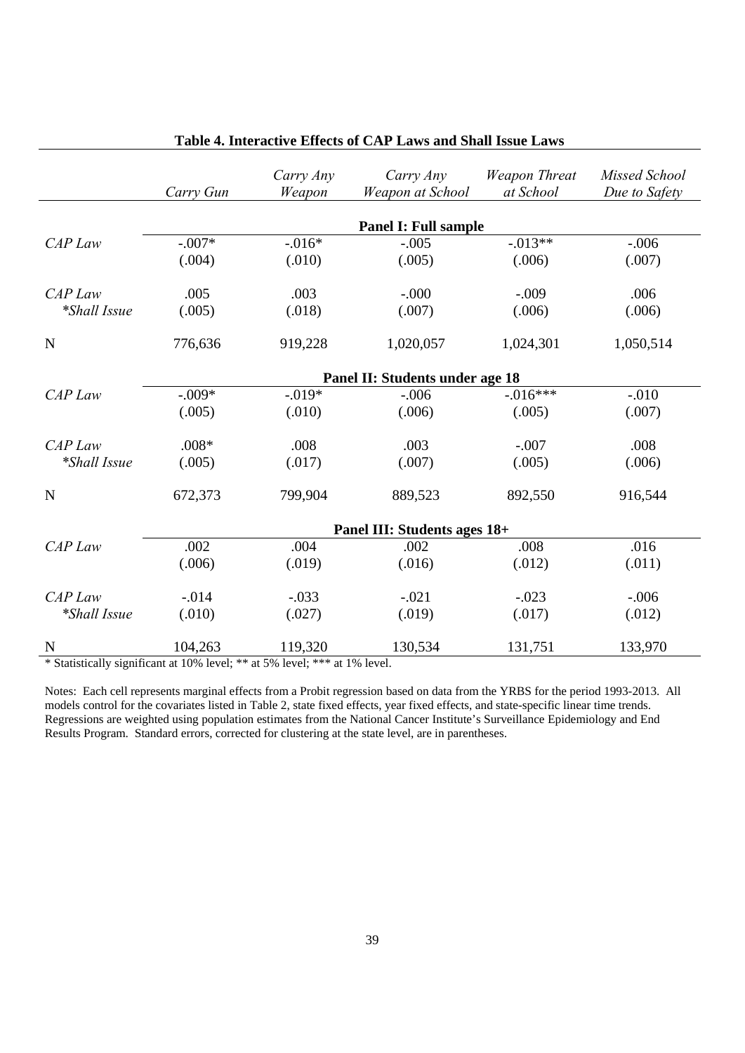**Table 4. Interactive Effects of CAP Laws and Shall Issue Laws**

| | *Carry Gun* | *Carry Any Weapon* | *Carry Any Weapon at School* | *Weapon Threat at School* | *Missed School Due to Safety* |
|---|---|---|---|---|---|
| | **Panel I: Full sample** | | | | |
| *CAP Law* | -.007* | -.016* | -.005 | -.013** | -.006 |
| | (.004) | (.010) | (.005) | (.006) | (.007) |
| *CAP Law *Shall Issue* | .005 | .003 | -.000 | -.009 | .006 |
| | (.005) | (.018) | (.007) | (.006) | (.006) |
| N | 776,636 | 919,228 | 1,020,057 | 1,024,301 | 1,050,514 |
| | **Panel II: Students under age 18** | | | | |
| *CAP Law* | -.009* | -.019* | -.006 | -.016*** | -.010 |
| | (.005) | (.010) | (.006) | (.005) | (.007) |
| *CAP Law *Shall Issue* | .008* | .008 | .003 | -.007 | .008 |
| | (.005) | (.017) | (.007) | (.005) | (.006) |
| N | 672,373 | 799,904 | 889,523 | 892,550 | 916,544 |
| | **Panel III: Students ages 18+** | | | | |
| *CAP Law* | .002 | .004 | .002 | .008 | .016 |
| | (.006) | (.019) | (.016) | (.012) | (.011) |
| *CAP Law *Shall Issue* | -.014 | -.033 | -.021 | -.023 | -.006 |
| | (.010) | (.027) | (.019) | (.017) | (.012) |
| N | 104,263 | 119,320 | 130,534 | 131,751 | 133,970 |

* Statistically significant at 10% level; ** at 5% level; *** at 1% level.

Notes: Each cell represents marginal effects from a Probit regression based on data from the YRBS for the period 1993-2013. All models control for the covariates listed in Table 2, state fixed effects, year fixed effects, and state-specific linear time trends. Regressions are weighted using population estimates from the National Cancer Institute's Surveillance Epidemiology and End Results Program. Standard errors, corrected for clustering at the state level, are in parentheses.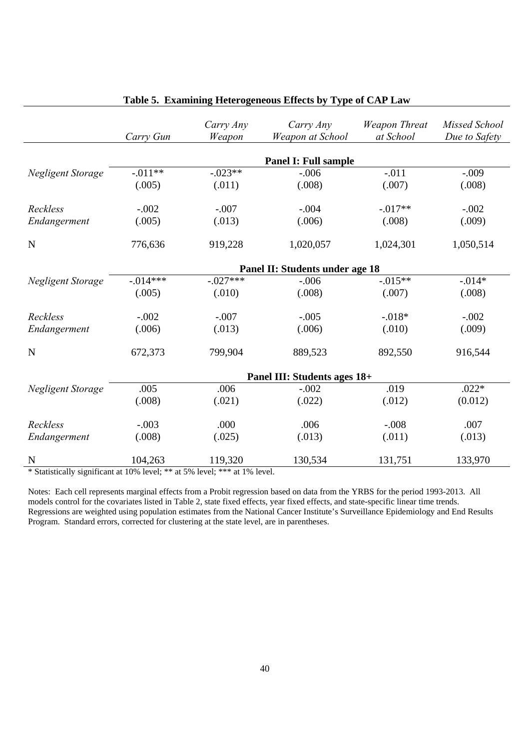**Table 5. Examining Heterogeneous Effects by Type of CAP Law**

| | *Carry Gun* | *Carry Any Weapon* | *Carry Any Weapon at School* | *Weapon Threat at School* | *Missed School Due to Safety* |
|---|---|---|---|---|---|
| | | | **Panel I: Full sample** | | |
| *Negligent Storage* | -.011** | -.023** | -.006 | -.011 | -.009 |
| | (.005) | (.011) | (.008) | (.007) | (.008) |
| *Reckless Endangerment* | -.002 | -.007 | -.004 | -.017** | -.002 |
| | (.005) | (.013) | (.006) | (.008) | (.009) |
| N | 776,636 | 919,228 | 1,020,057 | 1,024,301 | 1,050,514 |
| | | | **Panel II: Students under age 18** | | |
| *Negligent Storage* | -.014*** | -.027*** | -.006 | -.015** | -.014* |
| | (.005) | (.010) | (.008) | (.007) | (.008) |
| *Reckless Endangerment* | -.002 | -.007 | -.005 | -.018* | -.002 |
| | (.006) | (.013) | (.006) | (.010) | (.009) |
| N | 672,373 | 799,904 | 889,523 | 892,550 | 916,544 |
| | | | **Panel III: Students ages 18+** | | |
| *Negligent Storage* | .005 | .006 | -.002 | .019 | .022* |
| | (.008) | (.021) | (.022) | (.012) | (0.012) |
| *Reckless Endangerment* | -.003 | .000 | .006 | -.008 | .007 |
| | (.008) | (.025) | (.013) | (.011) | (.013) |
| N | 104,263 | 119,320 | 130,534 | 131,751 | 133,970 |

* Statistically significant at 10% level; ** at 5% level; *** at 1% level.

Notes: Each cell represents marginal effects from a Probit regression based on data from the YRBS for the period 1993-2013. All models control for the covariates listed in Table 2, state fixed effects, year fixed effects, and state-specific linear time trends. Regressions are weighted using population estimates from the National Cancer Institute's Surveillance Epidemiology and End Results Program. Standard errors, corrected for clustering at the state level, are in parentheses.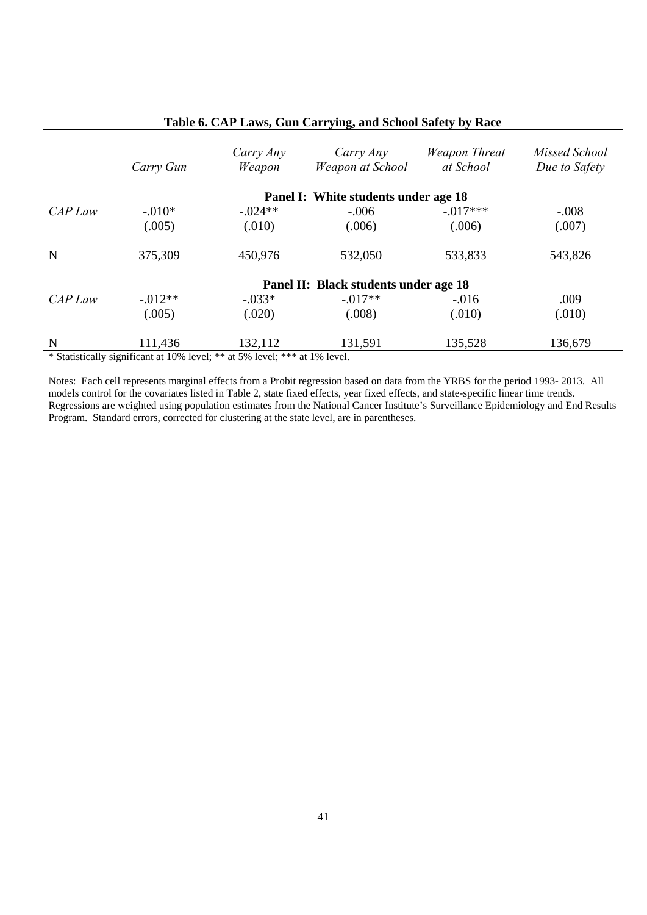**Table 6. CAP Laws, Gun Carrying, and School Safety by Race**

| | *Carry Gun* | *Carry Any Weapon* | *Carry Any Weapon at School* | *Weapon Threat at School* | *Missed School Due to Safety* |
|---|---|---|---|---|---|
| | **Panel I: White students under age 18** | | | | |
| *CAP Law* | -.010* | -.024** | -.006 | -.017*** | -.008 |
| | (.005) | (.010) | (.006) | (.006) | (.007) |
| N | 375,309 | 450,976 | 532,050 | 533,833 | 543,826 |
| | **Panel II: Black students under age 18** | | | | |
| *CAP Law* | -.012** | -.033* | -.017** | -.016 | .009 |
| | (.005) | (.020) | (.008) | (.010) | (.010) |
| N | 111,436 | 132,112 | 131,591 | 135,528 | 136,679 |

* Statistically significant at 10% level; ** at 5% level; *** at 1% level.

Notes: Each cell represents marginal effects from a Probit regression based on data from the YRBS for the period 1993- 2013. All models control for the covariates listed in Table 2, state fixed effects, year fixed effects, and state-specific linear time trends. Regressions are weighted using population estimates from the National Cancer Institute's Surveillance Epidemiology and End Results Program. Standard errors, corrected for clustering at the state level, are in parentheses.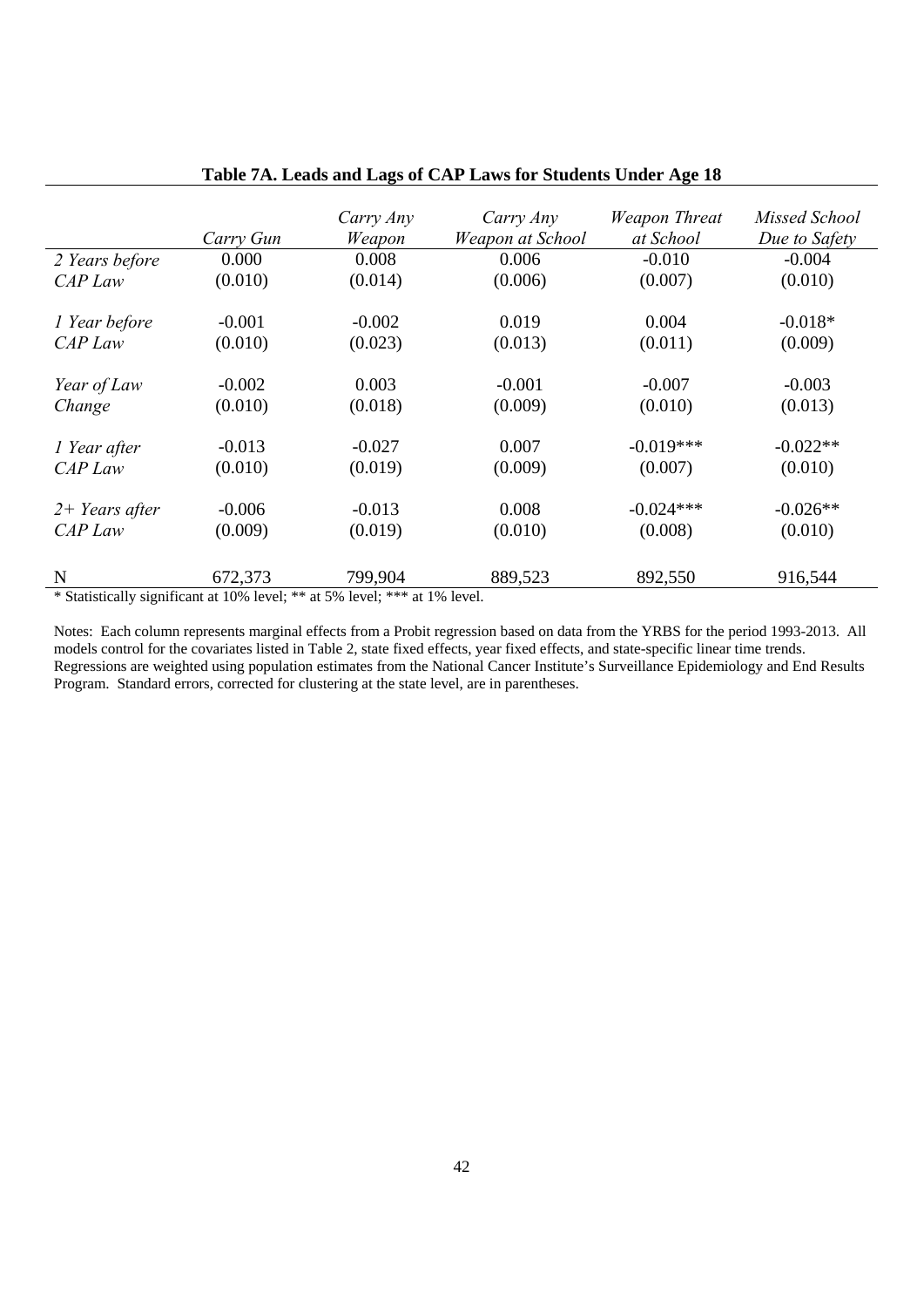**Table 7A. Leads and Lags of CAP Laws for Students Under Age 18**

| | *Carry Gun* | *Carry Any Weapon* | *Carry Any Weapon at School* | *Weapon Threat at School* | *Missed School Due to Safety* |
|---|---|---|---|---|---|
| *2 Years before CAP Law* | 0.000 | 0.008 | 0.006 | -0.010 | -0.004 |
| | (0.010) | (0.014) | (0.006) | (0.007) | (0.010) |
| *1 Year before CAP Law* | -0.001 | -0.002 | 0.019 | 0.004 | -0.018* |
| | (0.010) | (0.023) | (0.013) | (0.011) | (0.009) |
| *Year of Law Change* | -0.002 | 0.003 | -0.001 | -0.007 | -0.003 |
| | (0.010) | (0.018) | (0.009) | (0.010) | (0.013) |
| *1 Year after CAP Law* | -0.013 | -0.027 | 0.007 | -0.019*** | -0.022** |
| | (0.010) | (0.019) | (0.009) | (0.007) | (0.010) |
| *2+ Years after CAP Law* | -0.006 | -0.013 | 0.008 | -0.024*** | -0.026** |
| | (0.009) | (0.019) | (0.010) | (0.008) | (0.010) |
| N | 672,373 | 799,904 | 889,523 | 892,550 | 916,544 |

* Statistically significant at 10% level; ** at 5% level; *** at 1% level.

Notes: Each column represents marginal effects from a Probit regression based on data from the YRBS for the period 1993-2013. All models control for the covariates listed in Table 2, state fixed effects, year fixed effects, and state-specific linear time trends. Regressions are weighted using population estimates from the National Cancer Institute's Surveillance Epidemiology and End Results Program. Standard errors, corrected for clustering at the state level, are in parentheses.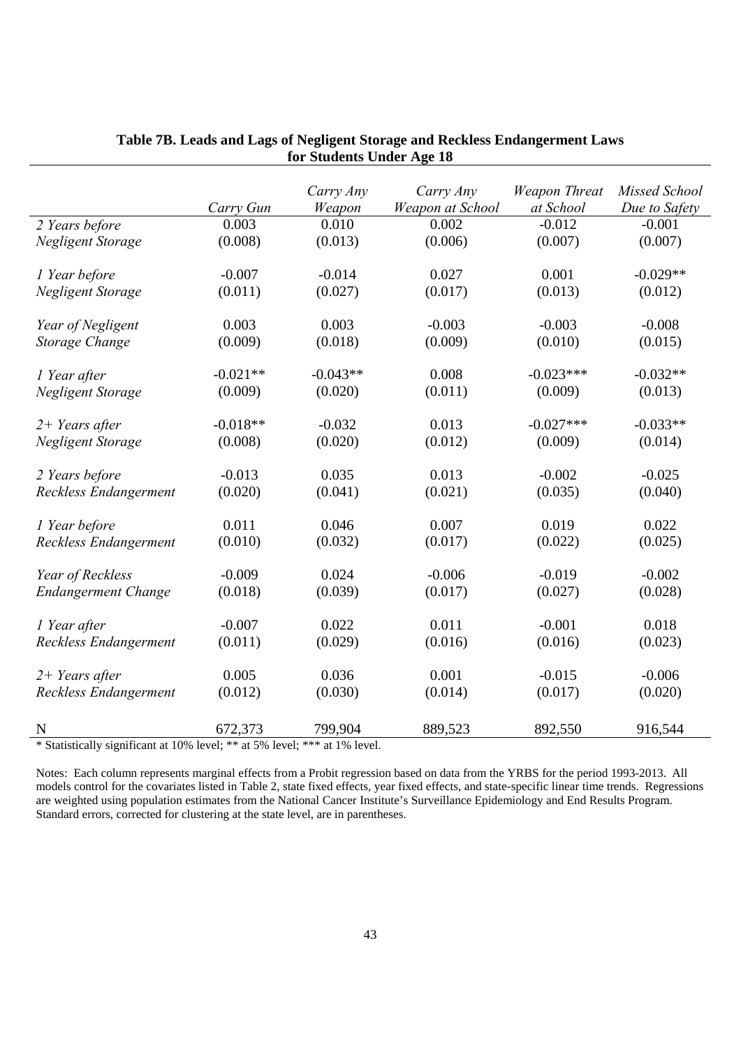**Table 7B. Leads and Lags of Negligent Storage and Reckless Endangerment Laws for Students Under Age 18**

| | Carry Gun | Carry Any Weapon | Carry Any Weapon at School | Weapon Threat at School | Missed School Due to Safety |
|---|---|---|---|---|---|
| *2 Years before Negligent Storage* | 0.003 | 0.010 | 0.002 | -0.012 | -0.001 |
| | (0.008) | (0.013) | (0.006) | (0.007) | (0.007) |
| *1 Year before Negligent Storage* | -0.007 | -0.014 | 0.027 | 0.001 | -0.029** |
| | (0.011) | (0.027) | (0.017) | (0.013) | (0.012) |
| *Year of Negligent Storage Change* | 0.003 | 0.003 | -0.003 | -0.003 | -0.008 |
| | (0.009) | (0.018) | (0.009) | (0.010) | (0.015) |
| *1 Year after Negligent Storage* | -0.021** | -0.043** | 0.008 | -0.023*** | -0.032** |
| | (0.009) | (0.020) | (0.011) | (0.009) | (0.013) |
| *2+ Years after Negligent Storage* | -0.018** | -0.032 | 0.013 | -0.027*** | -0.033** |
| | (0.008) | (0.020) | (0.012) | (0.009) | (0.014) |
| *2 Years before Reckless Endangerment* | -0.013 | 0.035 | 0.013 | -0.002 | -0.025 |
| | (0.020) | (0.041) | (0.021) | (0.035) | (0.040) |
| *1 Year before Reckless Endangerment* | 0.011 | 0.046 | 0.007 | 0.019 | 0.022 |
| | (0.010) | (0.032) | (0.017) | (0.022) | (0.025) |
| *Year of Reckless Endangerment Change* | -0.009 | 0.024 | -0.006 | -0.019 | -0.002 |
| | (0.018) | (0.039) | (0.017) | (0.027) | (0.028) |
| *1 Year after Reckless Endangerment* | -0.007 | 0.022 | 0.011 | -0.001 | 0.018 |
| | (0.011) | (0.029) | (0.016) | (0.016) | (0.023) |
| *2+ Years after Reckless Endangerment* | 0.005 | 0.036 | 0.001 | -0.015 | -0.006 |
| | (0.012) | (0.030) | (0.014) | (0.017) | (0.020) |
| N | 672,373 | 799,904 | 889,523 | 892,550 | 916,544 |

* Statistically significant at 10% level; ** at 5% level; *** at 1% level.

Notes: Each column represents marginal effects from a Probit regression based on data from the YRBS for the period 1993-2013. All models control for the covariates listed in Table 2, state fixed effects, year fixed effects, and state-specific linear time trends. Regressions are weighted using population estimates from the National Cancer Institute's Surveillance Epidemiology and End Results Program. Standard errors, corrected for clustering at the state level, are in parentheses.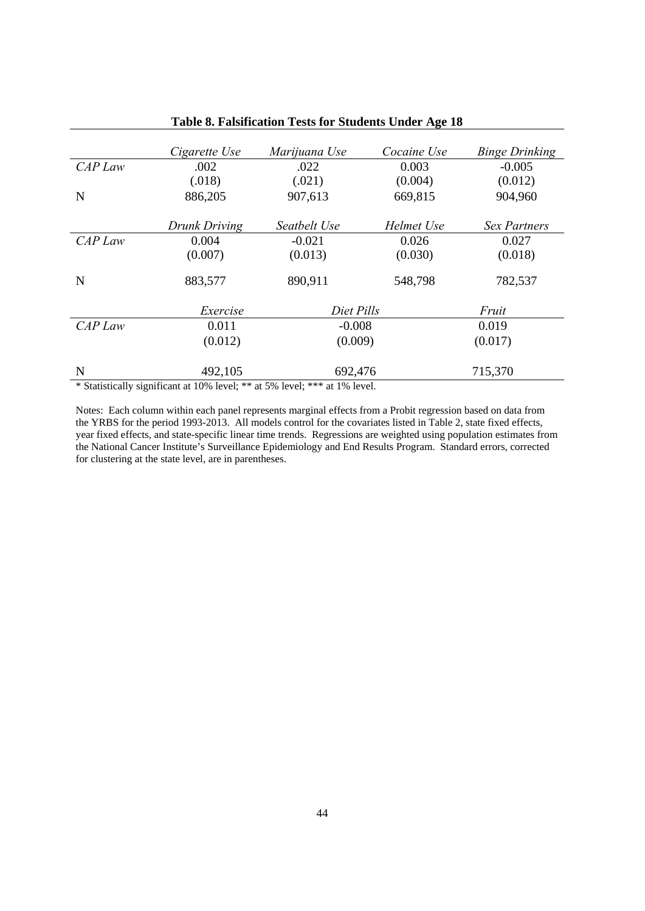**Table 8. Falsification Tests for Students Under Age 18**

| | *Cigarette Use* | *Marijuana Use* | *Cocaine Use* | *Binge Drinking* |
|---|---|---|---|---|
| *CAP Law* | .002 | .022 | 0.003 | -0.005 |
| | (.018) | (.021) | (0.004) | (0.012) |
| N | 886,205 | 907,613 | 669,815 | 904,960 |
| | *Drunk Driving* | *Seatbelt Use* | *Helmet Use* | *Sex Partners* |
| *CAP Law* | 0.004 | -0.021 | 0.026 | 0.027 |
| | (0.007) | (0.013) | (0.030) | (0.018) |
| N | 883,577 | 890,911 | 548,798 | 782,537 |
| | *Exercise* | *Diet Pills* | | *Fruit* |
| *CAP Law* | 0.011 | -0.008 | | 0.019 |
| | (0.012) | (0.009) | | (0.017) |
| N | 492,105 | 692,476 | | 715,370 |

\* Statistically significant at 10% level; ** at 5% level; *** at 1% level.

Notes: Each column within each panel represents marginal effects from a Probit regression based on data from the YRBS for the period 1993-2013. All models control for the covariates listed in Table 2, state fixed effects, year fixed effects, and state-specific linear time trends. Regressions are weighted using population estimates from the National Cancer Institute's Surveillance Epidemiology and End Results Program. Standard errors, corrected for clustering at the state level, are in parentheses.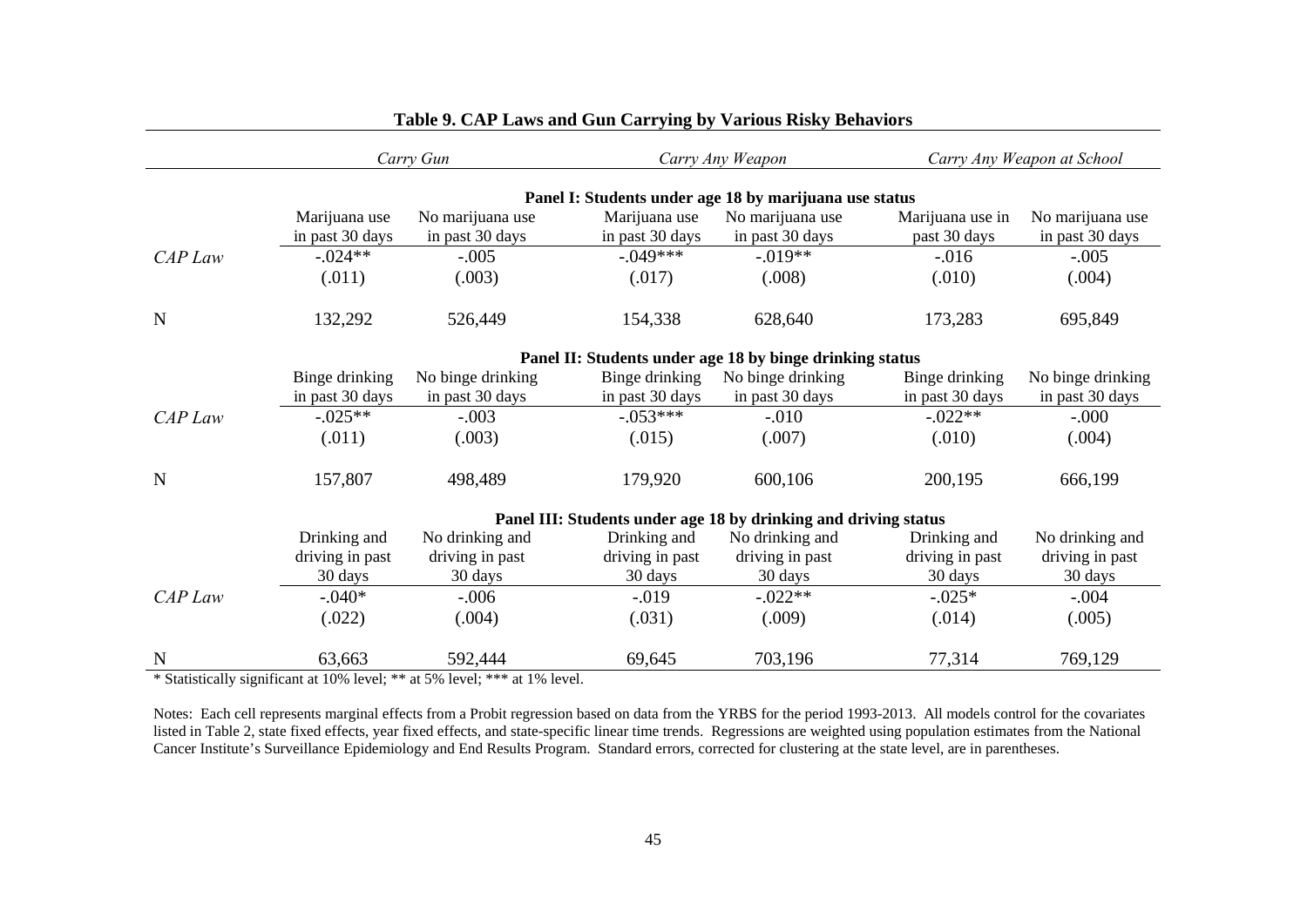**Table 9. CAP Laws and Gun Carrying by Various Risky Behaviors**

| | *Carry Gun* | | *Carry Any Weapon* | | *Carry Any Weapon at School* | |
|---|---|---|---|---|---|---|
| | **Panel I: Students under age 18 by marijuana use status** | | | | | |
| | Marijuana use in past 30 days | No marijuana use in past 30 days | Marijuana use in past 30 days | No marijuana use in past 30 days | Marijuana use in past 30 days | No marijuana use in past 30 days |
| *CAP Law* | -.024** | -.005 | -.049*** | -.019** | -.016 | -.005 |
| | (.011) | (.003) | (.017) | (.008) | (.010) | (.004) |
| N | 132,292 | 526,449 | 154,338 | 628,640 | 173,283 | 695,849 |
| | **Panel II: Students under age 18 by binge drinking status** | | | | | |
| | Binge drinking in past 30 days | No binge drinking in past 30 days | Binge drinking in past 30 days | No binge drinking in past 30 days | Binge drinking in past 30 days | No binge drinking in past 30 days |
| *CAP Law* | -.025** | -.003 | -.053*** | -.010 | -.022** | -.000 |
| | (.011) | (.003) | (.015) | (.007) | (.010) | (.004) |
| N | 157,807 | 498,489 | 179,920 | 600,106 | 200,195 | 666,199 |
| | **Panel III: Students under age 18 by drinking and driving status** | | | | | |
| | Drinking and driving in past 30 days | No drinking and driving in past 30 days | Drinking and driving in past 30 days | No drinking and driving in past 30 days | Drinking and driving in past 30 days | No drinking and driving in past 30 days |
| *CAP Law* | -.040* | -.006 | -.019 | -.022** | -.025* | -.004 |
| | (.022) | (.004) | (.031) | (.009) | (.014) | (.005) |
| N | 63,663 | 592,444 | 69,645 | 703,196 | 77,314 | 769,129 |

* Statistically significant at 10% level; ** at 5% level; *** at 1% level.

Notes: Each cell represents marginal effects from a Probit regression based on data from the YRBS for the period 1993-2013. All models control for the covariates listed in Table 2, state fixed effects, year fixed effects, and state-specific linear time trends. Regressions are weighted using population estimates from the National Cancer Institute's Surveillance Epidemiology and End Results Program. Standard errors, corrected for clustering at the state level, are in parentheses.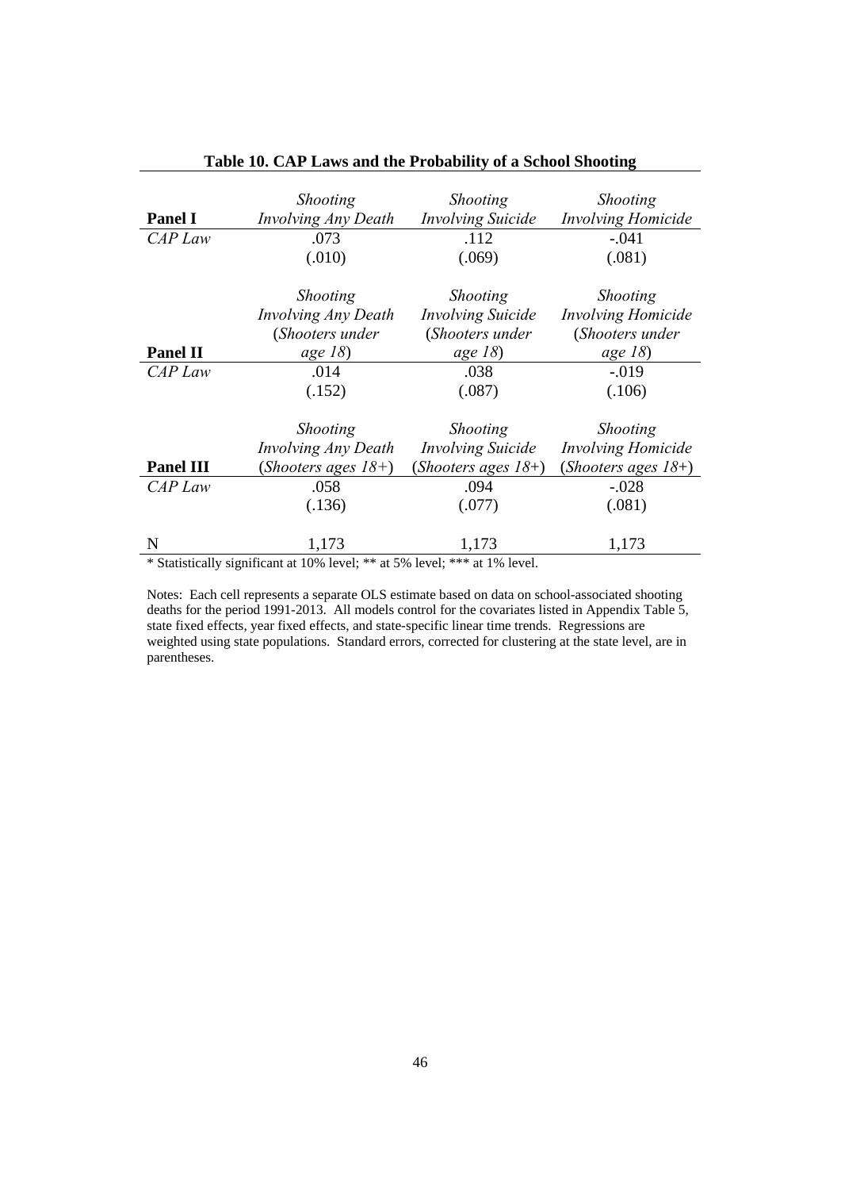**Table 10. CAP Laws and the Probability of a School Shooting**

| **Panel I** | *Shooting Involving Any Death* | *Shooting Involving Suicide* | *Shooting Involving Homicide* |
|---|---|---|---|
| *CAP Law* | .073 | .112 | -.041 |
| | (.010) | (.069) | (.081) |
| **Panel II** | *Shooting Involving Any Death* (*Shooters under age 18*) | *Shooting Involving Suicide* (*Shooters under age 18*) | *Shooting Involving Homicide* (*Shooters under age 18*) |
| *CAP Law* | .014 | .038 | -.019 |
| | (.152) | (.087) | (.106) |
| **Panel III** | *Shooting Involving Any Death* (*Shooters ages 18+*) | *Shooting Involving Suicide* (*Shooters ages 18+*) | *Shooting Involving Homicide* (*Shooters ages 18+*) |
| *CAP Law* | .058 | .094 | -.028 |
| | (.136) | (.077) | (.081) |
| N | 1,173 | 1,173 | 1,173 |

* Statistically significant at 10% level; ** at 5% level; *** at 1% level.

Notes: Each cell represents a separate OLS estimate based on data on school-associated shooting deaths for the period 1991-2013. All models control for the covariates listed in Appendix Table 5, state fixed effects, year fixed effects, and state-specific linear time trends. Regressions are weighted using state populations. Standard errors, corrected for clustering at the state level, are in parentheses.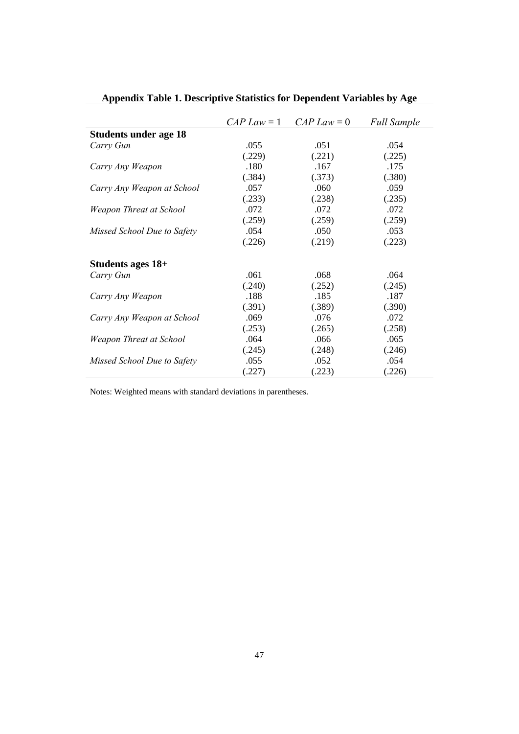**Appendix Table 1. Descriptive Statistics for Dependent Variables by Age**

| | *CAP Law* = 1 | *CAP Law* = 0 | *Full Sample* |
|---|---|---|---|
| **Students under age 18** | | | |
| *Carry Gun* | .055 | .051 | .054 |
| | (.229) | (.221) | (.225) |
| *Carry Any Weapon* | .180 | .167 | .175 |
| | (.384) | (.373) | (.380) |
| *Carry Any Weapon at School* | .057 | .060 | .059 |
| | (.233) | (.238) | (.235) |
| *Weapon Threat at School* | .072 | .072 | .072 |
| | (.259) | (.259) | (.259) |
| *Missed School Due to Safety* | .054 | .050 | .053 |
| | (.226) | (.219) | (.223) |
| **Students ages 18+** | | | |
| *Carry Gun* | .061 | .068 | .064 |
| | (.240) | (.252) | (.245) |
| *Carry Any Weapon* | .188 | .185 | .187 |
| | (.391) | (.389) | (.390) |
| *Carry Any Weapon at School* | .069 | .076 | .072 |
| | (.253) | (.265) | (.258) |
| *Weapon Threat at School* | .064 | .066 | .065 |
| | (.245) | (.248) | (.246) |
| *Missed School Due to Safety* | .055 | .052 | .054 |
| | (.227) | (.223) | (.226) |

Notes: Weighted means with standard deviations in parentheses.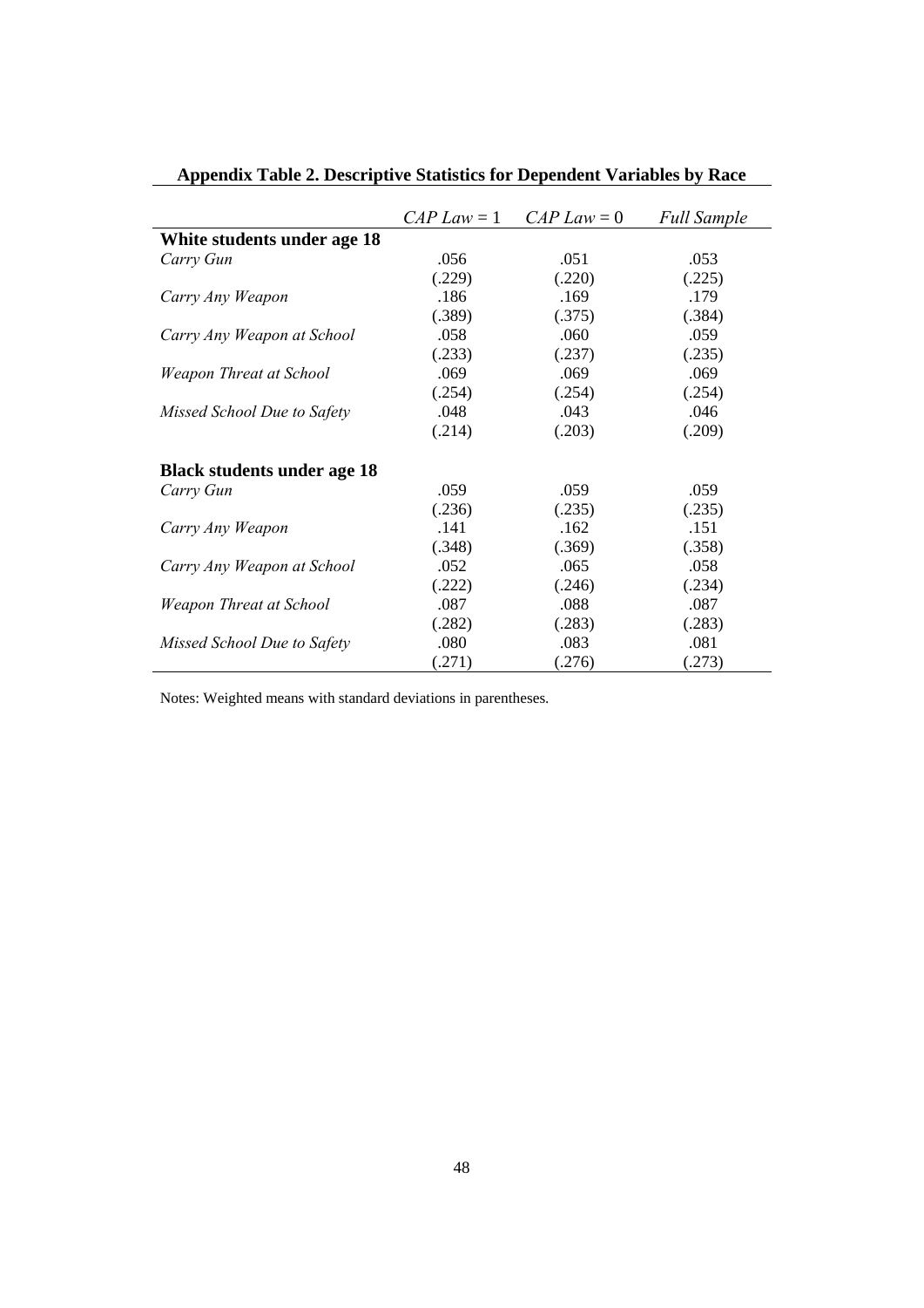**Appendix Table 2. Descriptive Statistics for Dependent Variables by Race**

| | *CAP Law* = 1 | *CAP Law* = 0 | *Full Sample* |
|---|---|---|---|
| **White students under age 18** | | | |
| *Carry Gun* | .056 | .051 | .053 |
| | (.229) | (.220) | (.225) |
| *Carry Any Weapon* | .186 | .169 | .179 |
| | (.389) | (.375) | (.384) |
| *Carry Any Weapon at School* | .058 | .060 | .059 |
| | (.233) | (.237) | (.235) |
| *Weapon Threat at School* | .069 | .069 | .069 |
| | (.254) | (.254) | (.254) |
| *Missed School Due to Safety* | .048 | .043 | .046 |
| | (.214) | (.203) | (.209) |
| **Black students under age 18** | | | |
| *Carry Gun* | .059 | .059 | .059 |
| | (.236) | (.235) | (.235) |
| *Carry Any Weapon* | .141 | .162 | .151 |
| | (.348) | (.369) | (.358) |
| *Carry Any Weapon at School* | .052 | .065 | .058 |
| | (.222) | (.246) | (.234) |
| *Weapon Threat at School* | .087 | .088 | .087 |
| | (.282) | (.283) | (.283) |
| *Missed School Due to Safety* | .080 | .083 | .081 |
| | (.271) | (.276) | (.273) |

Notes: Weighted means with standard deviations in parentheses.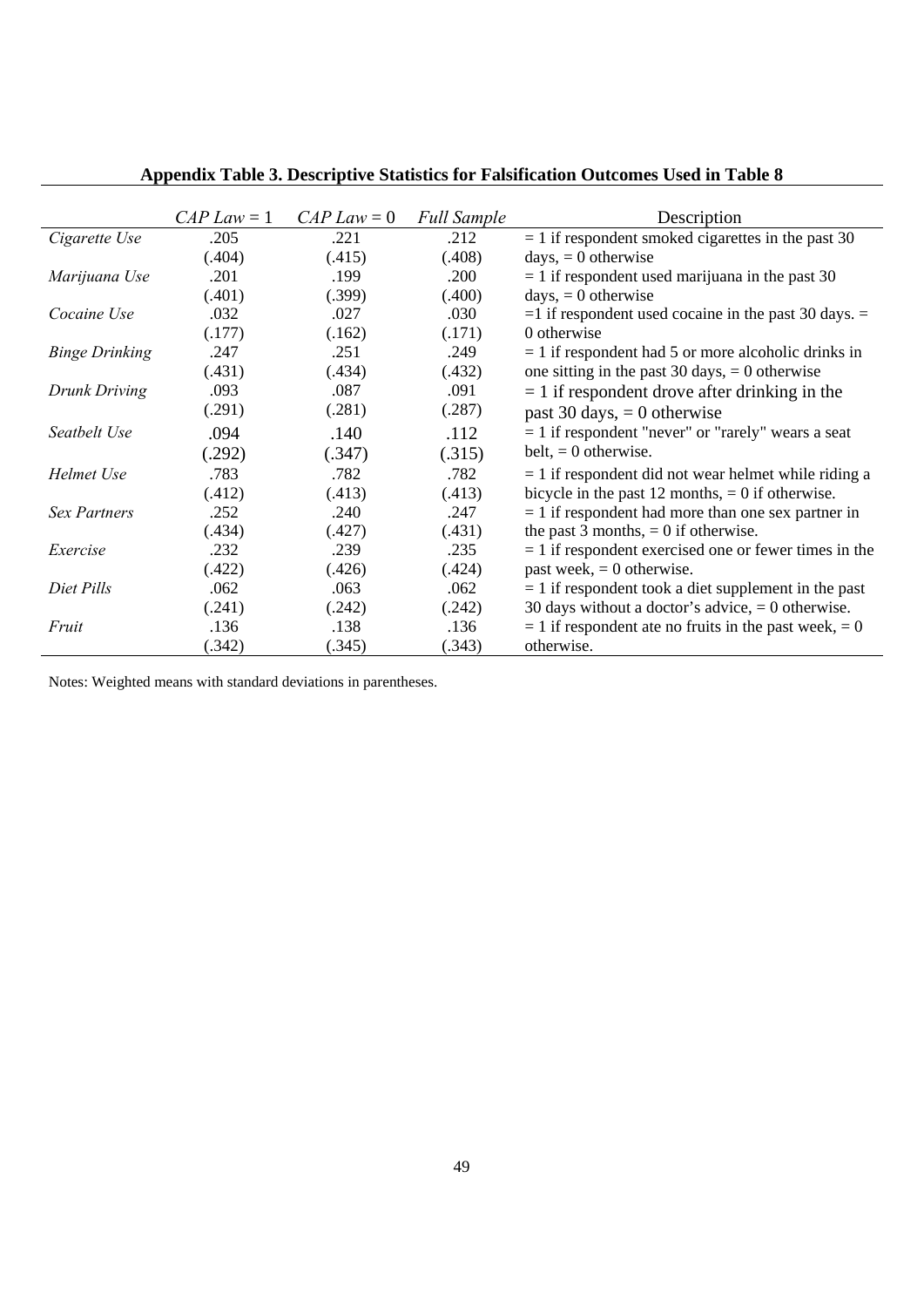**Appendix Table 3. Descriptive Statistics for Falsification Outcomes Used in Table 8**

| | *CAP Law* = 1 | *CAP Law* = 0 | *Full Sample* | Description |
|---|---|---|---|---|
| *Cigarette Use* | .205 | .221 | .212 | = 1 if respondent smoked cigarettes in the past 30 |
| | (.404) | (.415) | (.408) | days, = 0 otherwise |
| *Marijuana Use* | .201 | .199 | .200 | = 1 if respondent used marijuana in the past 30 |
| | (.401) | (.399) | (.400) | days, = 0 otherwise |
| *Cocaine Use* | .032 | .027 | .030 | =1 if respondent used cocaine in the past 30 days. = |
| | (.177) | (.162) | (.171) | 0 otherwise |
| *Binge Drinking* | .247 | .251 | .249 | = 1 if respondent had 5 or more alcoholic drinks in |
| | (.431) | (.434) | (.432) | one sitting in the past 30 days, = 0 otherwise |
| *Drunk Driving* | .093 | .087 | .091 | = 1 if respondent drove after drinking in the |
| | (.291) | (.281) | (.287) | past 30 days, = 0 otherwise |
| *Seatbelt Use* | .094 | .140 | .112 | = 1 if respondent "never" or "rarely" wears a seat |
| | (.292) | (.347) | (.315) | belt, = 0 otherwise. |
| *Helmet Use* | .783 | .782 | .782 | = 1 if respondent did not wear helmet while riding a |
| | (.412) | (.413) | (.413) | bicycle in the past 12 months, = 0 if otherwise. |
| *Sex Partners* | .252 | .240 | .247 | = 1 if respondent had more than one sex partner in |
| | (.434) | (.427) | (.431) | the past 3 months, = 0 if otherwise. |
| *Exercise* | .232 | .239 | .235 | = 1 if respondent exercised one or fewer times in the |
| | (.422) | (.426) | (.424) | past week, = 0 otherwise. |
| *Diet Pills* | .062 | .063 | .062 | = 1 if respondent took a diet supplement in the past |
| | (.241) | (.242) | (.242) | 30 days without a doctor's advice, = 0 otherwise. |
| *Fruit* | .136 | .138 | .136 | = 1 if respondent ate no fruits in the past week, = 0 |
| | (.342) | (.345) | (.343) | otherwise. |

Notes: Weighted means with standard deviations in parentheses.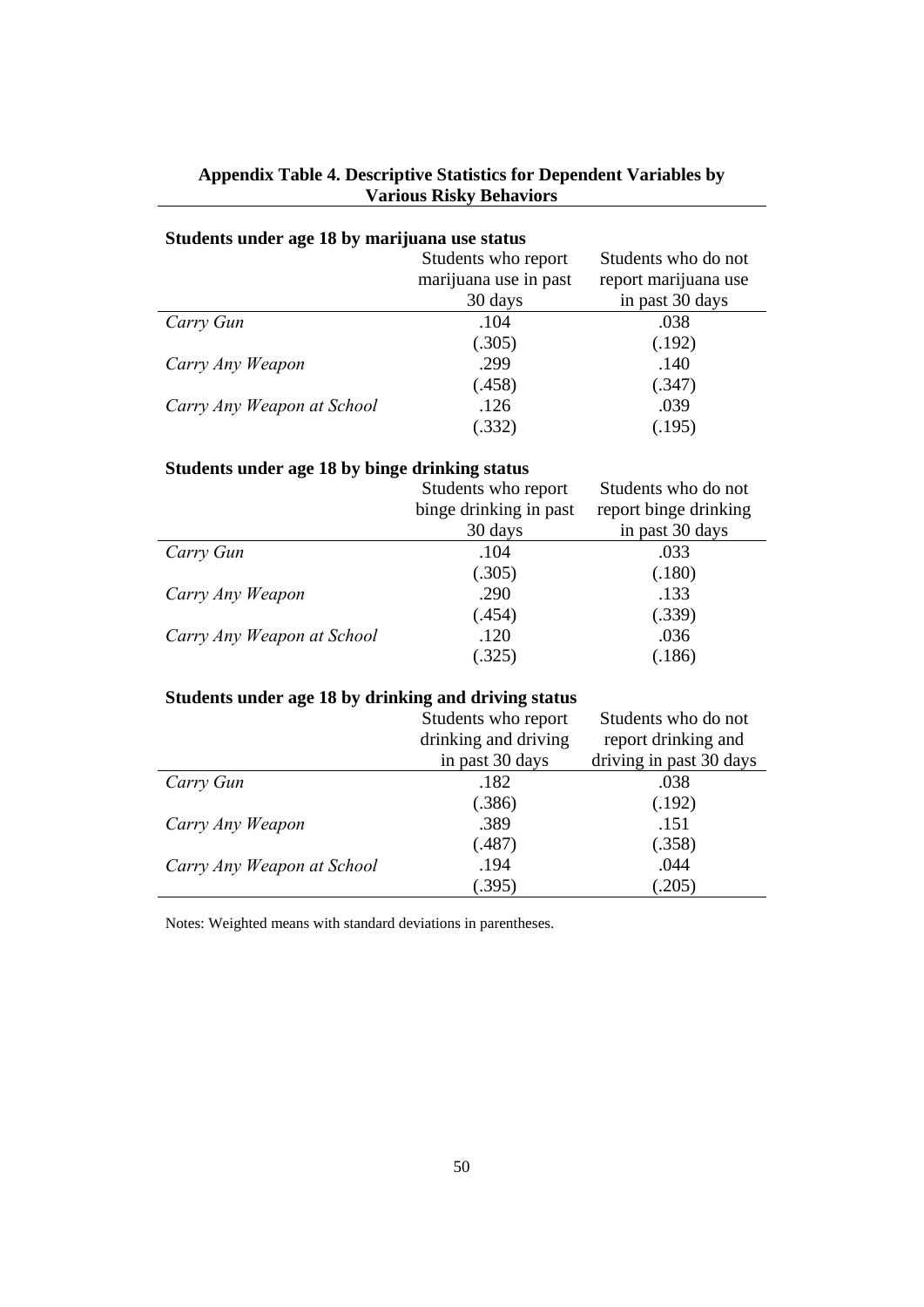**Appendix Table 4. Descriptive Statistics for Dependent Variables by Various Risky Behaviors**

**Students under age 18 by marijuana use status**

| | Students who report marijuana use in past 30 days | Students who do not report marijuana use in past 30 days |
|---|---|---|
| *Carry Gun* | .104 | .038 |
| | (.305) | (.192) |
| *Carry Any Weapon* | .299 | .140 |
| | (.458) | (.347) |
| *Carry Any Weapon at School* | .126 | .039 |
| | (.332) | (.195) |

**Students under age 18 by binge drinking status**

| | Students who report binge drinking in past 30 days | Students who do not report binge drinking in past 30 days |
|---|---|---|
| *Carry Gun* | .104 | .033 |
| | (.305) | (.180) |
| *Carry Any Weapon* | .290 | .133 |
| | (.454) | (.339) |
| *Carry Any Weapon at School* | .120 | .036 |
| | (.325) | (.186) |

**Students under age 18 by drinking and driving status**

| | Students who report drinking and driving in past 30 days | Students who do not report drinking and driving in past 30 days |
|---|---|---|
| *Carry Gun* | .182 | .038 |
| | (.386) | (.192) |
| *Carry Any Weapon* | .389 | .151 |
| | (.487) | (.358) |
| *Carry Any Weapon at School* | .194 | .044 |
| | (.395) | (.205) |

Notes: Weighted means with standard deviations in parentheses.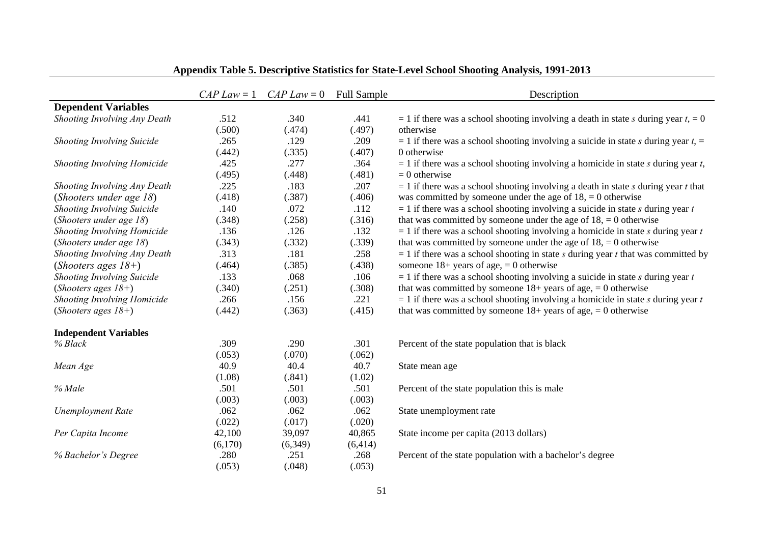**Appendix Table 5. Descriptive Statistics for State-Level School Shooting Analysis, 1991-2013**

| | *CAP Law* = 1 | *CAP Law* = 0 | Full Sample | Description |
|---|---|---|---|---|
| **Dependent Variables** | | | | |
| *Shooting Involving Any Death* | .512 | .340 | .441 | = 1 if there was a school shooting involving a death in state *s* during year *t*, = 0 |
| | (.500) | (.474) | (.497) | otherwise |
| *Shooting Involving Suicide* | .265 | .129 | .209 | = 1 if there was a school shooting involving a suicide in state *s* during year *t*, = |
| | (.442) | (.335) | (.407) | 0 otherwise |
| *Shooting Involving Homicide* | .425 | .277 | .364 | = 1 if there was a school shooting involving a homicide in state *s* during year *t*, |
| | (.495) | (.448) | (.481) | = 0 otherwise |
| *Shooting Involving Any Death* | .225 | .183 | .207 | = 1 if there was a school shooting involving a death in state *s* during year *t* that |
| (*Shooters under age 18*) | (.418) | (.387) | (.406) | was committed by someone under the age of 18, = 0 otherwise |
| *Shooting Involving Suicide* | .140 | .072 | .112 | = 1 if there was a school shooting involving a suicide in state *s* during year *t* |
| (*Shooters under age 18*) | (.348) | (.258) | (.316) | that was committed by someone under the age of 18, = 0 otherwise |
| *Shooting Involving Homicide* | .136 | .126 | .132 | = 1 if there was a school shooting involving a homicide in state *s* during year *t* |
| (*Shooters under age 18*) | (.343) | (.332) | (.339) | that was committed by someone under the age of 18, = 0 otherwise |
| *Shooting Involving Any Death* | .313 | .181 | .258 | = 1 if there was a school shooting in state *s* during year *t* that was committed by |
| (*Shooters ages 18+*) | (.464) | (.385) | (.438) | someone 18+ years of age, = 0 otherwise |
| *Shooting Involving Suicide* | .133 | .068 | .106 | = 1 if there was a school shooting involving a suicide in state *s* during year *t* |
| (*Shooters ages 18+*) | (.340) | (.251) | (.308) | that was committed by someone 18+ years of age, = 0 otherwise |
| *Shooting Involving Homicide* | .266 | .156 | .221 | = 1 if there was a school shooting involving a homicide in state *s* during year *t* |
| (*Shooters ages 18+*) | (.442) | (.363) | (.415) | that was committed by someone 18+ years of age, = 0 otherwise |
| **Independent Variables** | | | | |
| *% Black* | .309 | .290 | .301 | Percent of the state population that is black |
| | (.053) | (.070) | (.062) | |
| *Mean Age* | 40.9 | 40.4 | 40.7 | State mean age |
| | (1.08) | (.841) | (1.02) | |
| *% Male* | .501 | .501 | .501 | Percent of the state population this is male |
| | (.003) | (.003) | (.003) | |
| *Unemployment Rate* | .062 | .062 | .062 | State unemployment rate |
| | (.022) | (.017) | (.020) | |
| *Per Capita Income* | 42,100 | 39,097 | 40,865 | State income per capita (2013 dollars) |
| | (6,170) | (6,349) | (6,414) | |
| *% Bachelor's Degree* | .280 | .251 | .268 | Percent of the state population with a bachelor's degree |
| | (.053) | (.048) | (.053) | |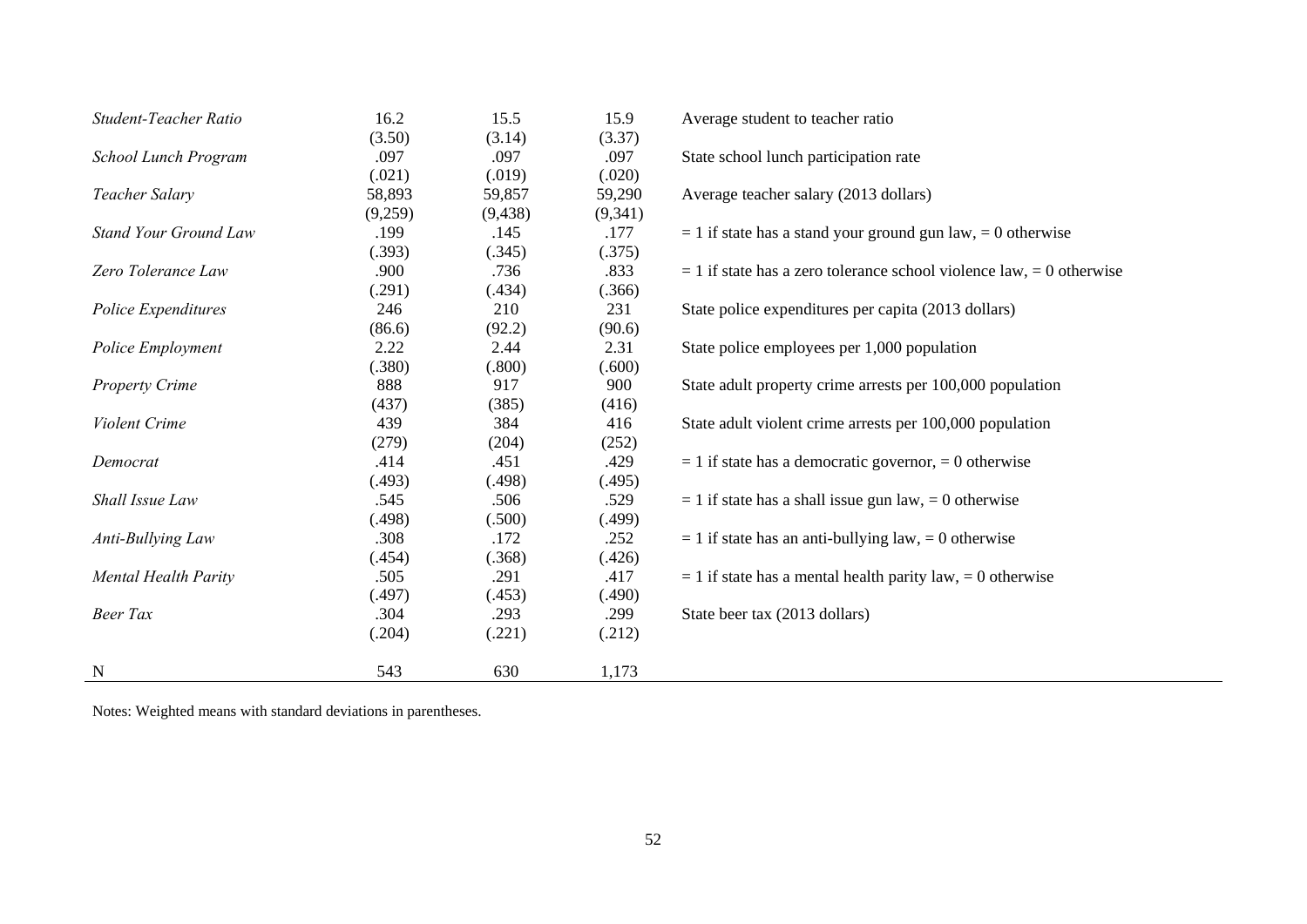| | | | | |
|---|---|---|---|---|
| *Student-Teacher Ratio* | 16.2 | 15.5 | 15.9 | Average student to teacher ratio |
| | (3.50) | (3.14) | (3.37) | |
| *School Lunch Program* | .097 | .097 | .097 | State school lunch participation rate |
| | (.021) | (.019) | (.020) | |
| *Teacher Salary* | 58,893 | 59,857 | 59,290 | Average teacher salary (2013 dollars) |
| | (9,259) | (9,438) | (9,341) | |
| *Stand Your Ground Law* | .199 | .145 | .177 | = 1 if state has a stand your ground gun law, = 0 otherwise |
| | (.393) | (.345) | (.375) | |
| *Zero Tolerance Law* | .900 | .736 | .833 | = 1 if state has a zero tolerance school violence law, = 0 otherwise |
| | (.291) | (.434) | (.366) | |
| *Police Expenditures* | 246 | 210 | 231 | State police expenditures per capita (2013 dollars) |
| | (86.6) | (92.2) | (90.6) | |
| *Police Employment* | 2.22 | 2.44 | 2.31 | State police employees per 1,000 population |
| | (.380) | (.800) | (.600) | |
| *Property Crime* | 888 | 917 | 900 | State adult property crime arrests per 100,000 population |
| | (437) | (385) | (416) | |
| *Violent Crime* | 439 | 384 | 416 | State adult violent crime arrests per 100,000 population |
| | (279) | (204) | (252) | |
| *Democrat* | .414 | .451 | .429 | = 1 if state has a democratic governor, = 0 otherwise |
| | (.493) | (.498) | (.495) | |
| *Shall Issue Law* | .545 | .506 | .529 | = 1 if state has a shall issue gun law, = 0 otherwise |
| | (.498) | (.500) | (.499) | |
| *Anti-Bullying Law* | .308 | .172 | .252 | = 1 if state has an anti-bullying law, = 0 otherwise |
| | (.454) | (.368) | (.426) | |
| *Mental Health Parity* | .505 | .291 | .417 | = 1 if state has a mental health parity law, = 0 otherwise |
| | (.497) | (.453) | (.490) | |
| *Beer Tax* | .304 | .293 | .299 | State beer tax (2013 dollars) |
| | (.204) | (.221) | (.212) | |
| N | 543 | 630 | 1,173 | |

Notes: Weighted means with standard deviations in parentheses.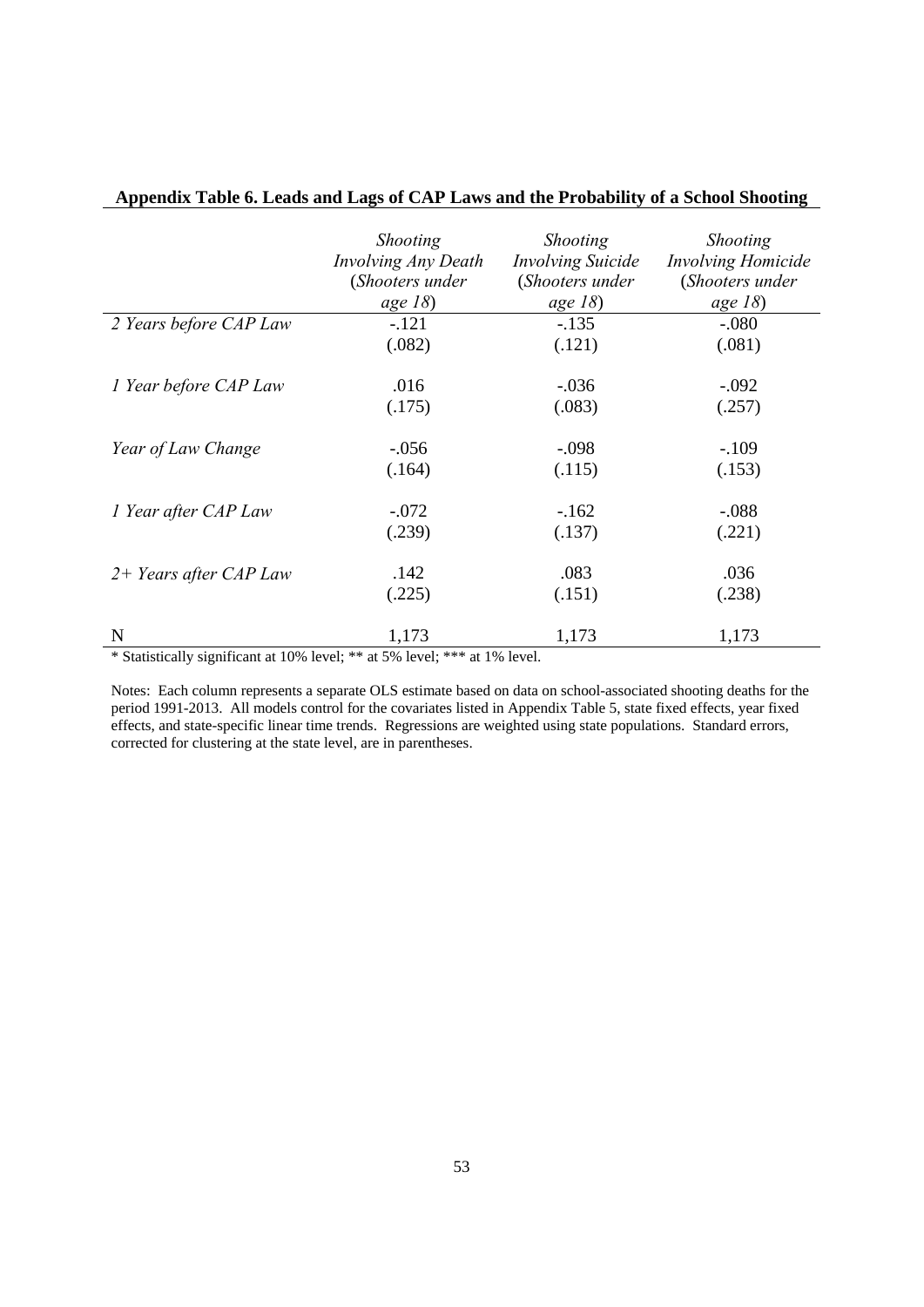**Appendix Table 6. Leads and Lags of CAP Laws and the Probability of a School Shooting**

| | *Shooting Involving Any Death* (*Shooters under age 18*) | *Shooting Involving Suicide* (*Shooters under age 18*) | *Shooting Involving Homicide* (*Shooters under age 18*) |
|---|---|---|---|
| *2 Years before CAP Law* | -.121 | -.135 | -.080 |
| | (.082) | (.121) | (.081) |
| *1 Year before CAP Law* | .016 | -.036 | -.092 |
| | (.175) | (.083) | (.257) |
| *Year of Law Change* | -.056 | -.098 | -.109 |
| | (.164) | (.115) | (.153) |
| *1 Year after CAP Law* | -.072 | -.162 | -.088 |
| | (.239) | (.137) | (.221) |
| *2+ Years after CAP Law* | .142 | .083 | .036 |
| | (.225) | (.151) | (.238) |
| N | 1,173 | 1,173 | 1,173 |

* Statistically significant at 10% level; ** at 5% level; *** at 1% level.

Notes: Each column represents a separate OLS estimate based on data on school-associated shooting deaths for the period 1991-2013. All models control for the covariates listed in Appendix Table 5, state fixed effects, year fixed effects, and state-specific linear time trends. Regressions are weighted using state populations. Standard errors, corrected for clustering at the state level, are in parentheses.